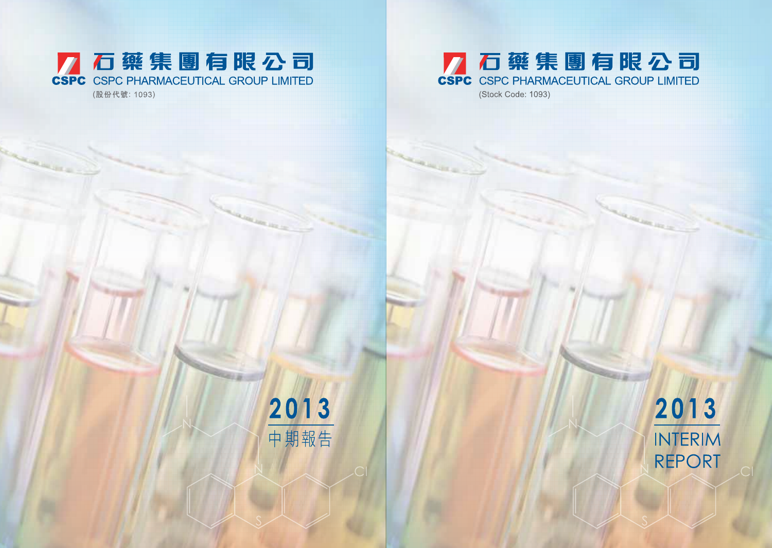石藥集團有限公司

CSPC PHARMACEUTICAL GROUP LIMITED

(股份代號: 1093)

# 2013
# 中期報告

石藥集團有限公司

CSPC PHARMACEUTICAL GROUP LIMITED

(Stock Code: 1093)

# 2013
# INTERIM REPORT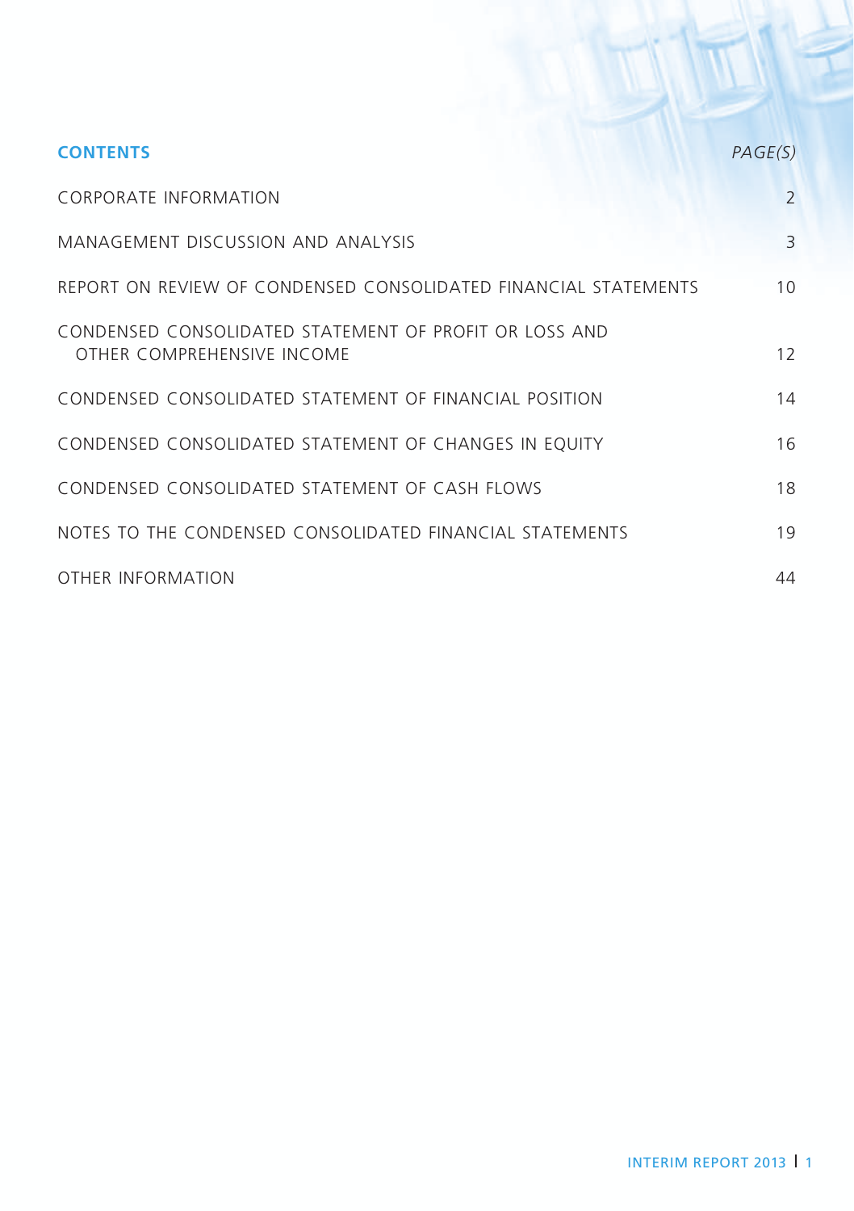## CONTENTS

| | PAGE(S) |
|---|---|
| CORPORATE INFORMATION | 2 |
| MANAGEMENT DISCUSSION AND ANALYSIS | 3 |
| REPORT ON REVIEW OF CONDENSED CONSOLIDATED FINANCIAL STATEMENTS | 10 |
| CONDENSED CONSOLIDATED STATEMENT OF PROFIT OR LOSS AND OTHER COMPREHENSIVE INCOME | 12 |
| CONDENSED CONSOLIDATED STATEMENT OF FINANCIAL POSITION | 14 |
| CONDENSED CONSOLIDATED STATEMENT OF CHANGES IN EQUITY | 16 |
| CONDENSED CONSOLIDATED STATEMENT OF CASH FLOWS | 18 |
| NOTES TO THE CONDENSED CONSOLIDATED FINANCIAL STATEMENTS | 19 |
| OTHER INFORMATION | 44 |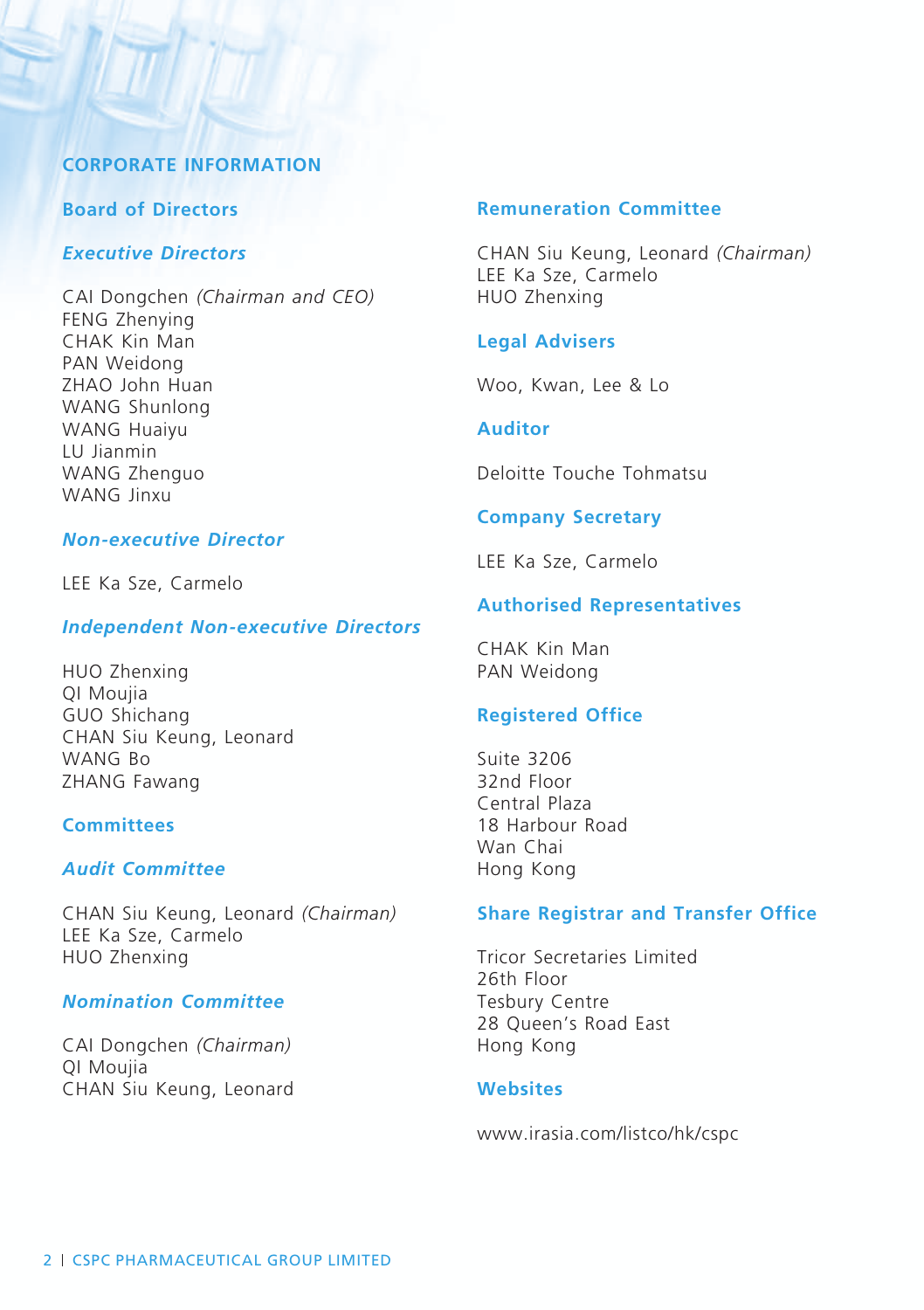# CORPORATE INFORMATION

## Board of Directors

### *Executive Directors*

CAI Dongchen *(Chairman and CEO)*
FENG Zhenying
CHAK Kin Man
PAN Weidong
ZHAO John Huan
WANG Shunlong
WANG Huaiyu
LU Jianmin
WANG Zhenguo
WANG Jinxu

### *Non-executive Director*

LEE Ka Sze, Carmelo

### *Independent Non-executive Directors*

HUO Zhenxing
QI Moujia
GUO Shichang
CHAN Siu Keung, Leonard
WANG Bo
ZHANG Fawang

## Committees

### *Audit Committee*

CHAN Siu Keung, Leonard *(Chairman)*
LEE Ka Sze, Carmelo
HUO Zhenxing

### *Nomination Committee*

CAI Dongchen *(Chairman)*
QI Moujia
CHAN Siu Keung, Leonard

### Remuneration Committee

CHAN Siu Keung, Leonard *(Chairman)*
LEE Ka Sze, Carmelo
HUO Zhenxing

## Legal Advisers

Woo, Kwan, Lee & Lo

## Auditor

Deloitte Touche Tohmatsu

## Company Secretary

LEE Ka Sze, Carmelo

## Authorised Representatives

CHAK Kin Man
PAN Weidong

## Registered Office

Suite 3206
32nd Floor
Central Plaza
18 Harbour Road
Wan Chai
Hong Kong

## Share Registrar and Transfer Office

Tricor Secretaries Limited
26th Floor
Tesbury Centre
28 Queen's Road East
Hong Kong

## Websites

www.irasia.com/listco/hk/cspc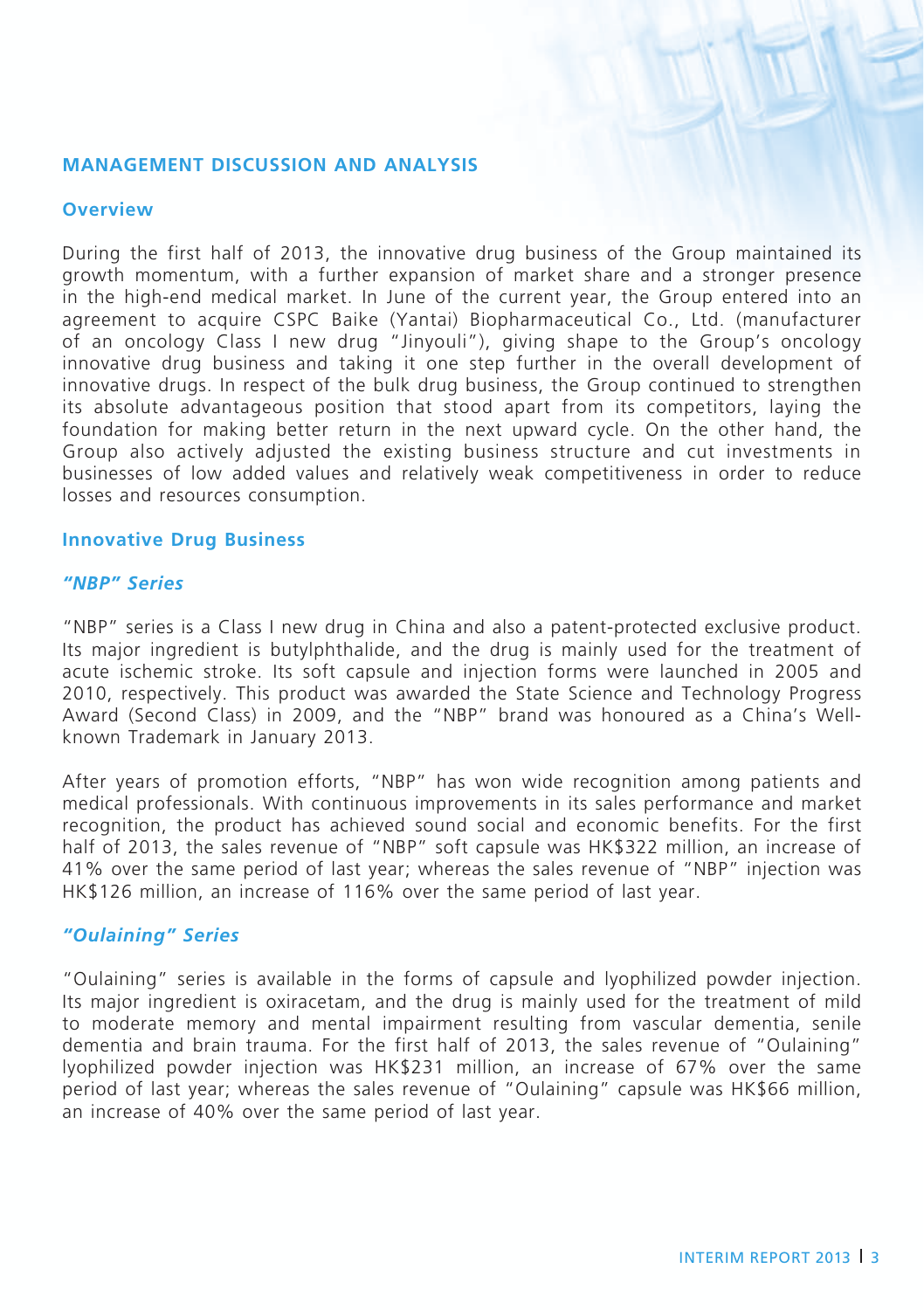## MANAGEMENT DISCUSSION AND ANALYSIS

### Overview

During the first half of 2013, the innovative drug business of the Group maintained its growth momentum, with a further expansion of market share and a stronger presence in the high-end medical market. In June of the current year, the Group entered into an agreement to acquire CSPC Baike (Yantai) Biopharmaceutical Co., Ltd. (manufacturer of an oncology Class I new drug "Jinyouli"), giving shape to the Group's oncology innovative drug business and taking it one step further in the overall development of innovative drugs. In respect of the bulk drug business, the Group continued to strengthen its absolute advantageous position that stood apart from its competitors, laying the foundation for making better return in the next upward cycle. On the other hand, the Group also actively adjusted the existing business structure and cut investments in businesses of low added values and relatively weak competitiveness in order to reduce losses and resources consumption.

### Innovative Drug Business

#### *"NBP" Series*

"NBP" series is a Class I new drug in China and also a patent-protected exclusive product. Its major ingredient is butylphthalide, and the drug is mainly used for the treatment of acute ischemic stroke. Its soft capsule and injection forms were launched in 2005 and 2010, respectively. This product was awarded the State Science and Technology Progress Award (Second Class) in 2009, and the "NBP" brand was honoured as a China's Well-known Trademark in January 2013.

After years of promotion efforts, "NBP" has won wide recognition among patients and medical professionals. With continuous improvements in its sales performance and market recognition, the product has achieved sound social and economic benefits. For the first half of 2013, the sales revenue of "NBP" soft capsule was HK$322 million, an increase of 41% over the same period of last year; whereas the sales revenue of "NBP" injection was HK$126 million, an increase of 116% over the same period of last year.

#### *"Oulaining" Series*

"Oulaining" series is available in the forms of capsule and lyophilized powder injection. Its major ingredient is oxiracetam, and the drug is mainly used for the treatment of mild to moderate memory and mental impairment resulting from vascular dementia, senile dementia and brain trauma. For the first half of 2013, the sales revenue of "Oulaining" lyophilized powder injection was HK$231 million, an increase of 67% over the same period of last year; whereas the sales revenue of "Oulaining" capsule was HK$66 million, an increase of 40% over the same period of last year.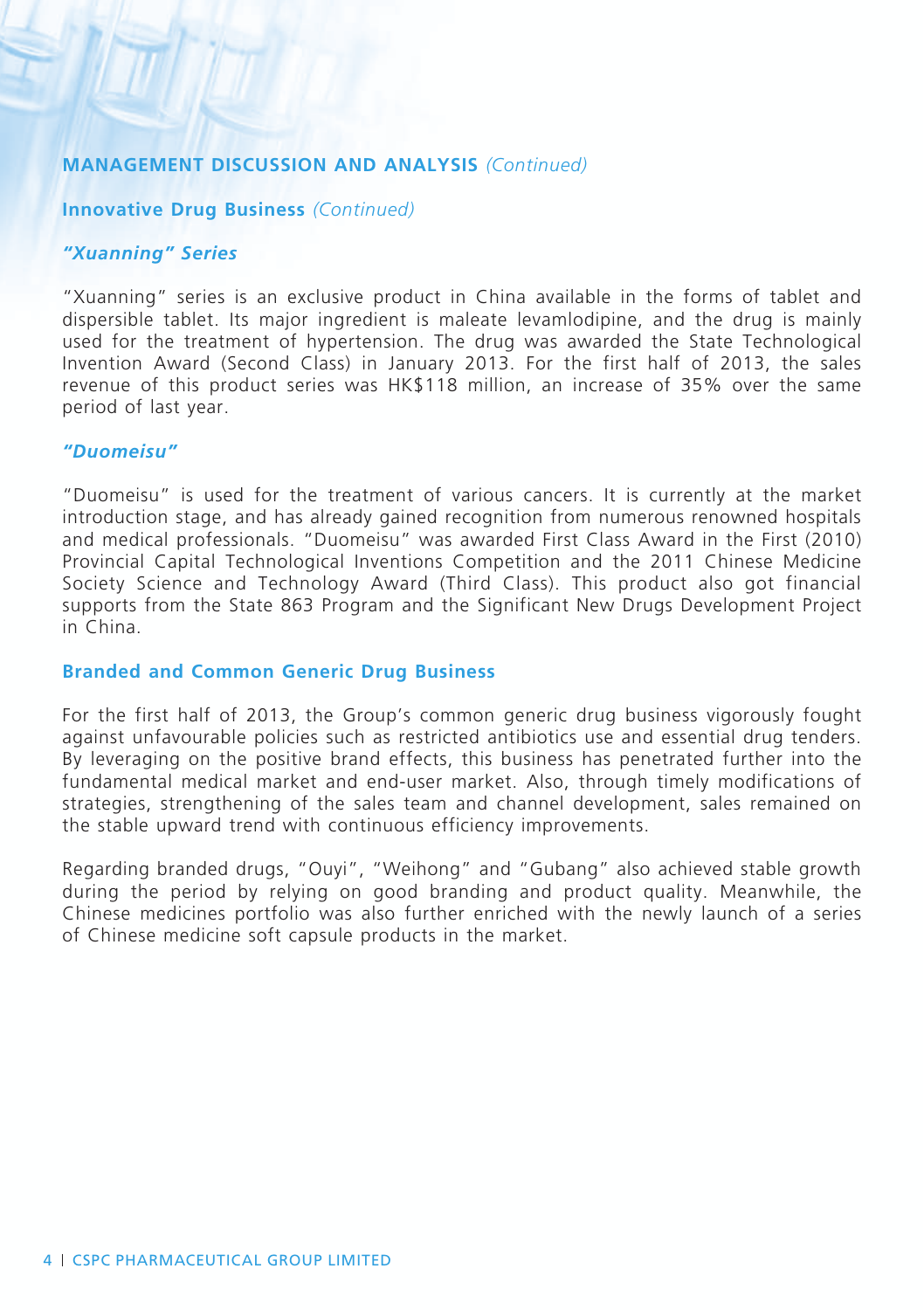## MANAGEMENT DISCUSSION AND ANALYSIS *(Continued)*

### Innovative Drug Business *(Continued)*

#### *"Xuanning" Series*

"Xuanning" series is an exclusive product in China available in the forms of tablet and dispersible tablet. Its major ingredient is maleate levamlodipine, and the drug is mainly used for the treatment of hypertension. The drug was awarded the State Technological Invention Award (Second Class) in January 2013. For the first half of 2013, the sales revenue of this product series was HK$118 million, an increase of 35% over the same period of last year.

#### *"Duomeisu"*

"Duomeisu" is used for the treatment of various cancers. It is currently at the market introduction stage, and has already gained recognition from numerous renowned hospitals and medical professionals. "Duomeisu" was awarded First Class Award in the First (2010) Provincial Capital Technological Inventions Competition and the 2011 Chinese Medicine Society Science and Technology Award (Third Class). This product also got financial supports from the State 863 Program and the Significant New Drugs Development Project in China.

### Branded and Common Generic Drug Business

For the first half of 2013, the Group's common generic drug business vigorously fought against unfavourable policies such as restricted antibiotics use and essential drug tenders. By leveraging on the positive brand effects, this business has penetrated further into the fundamental medical market and end-user market. Also, through timely modifications of strategies, strengthening of the sales team and channel development, sales remained on the stable upward trend with continuous efficiency improvements.

Regarding branded drugs, "Ouyi", "Weihong" and "Gubang" also achieved stable growth during the period by relying on good branding and product quality. Meanwhile, the Chinese medicines portfolio was also further enriched with the newly launch of a series of Chinese medicine soft capsule products in the market.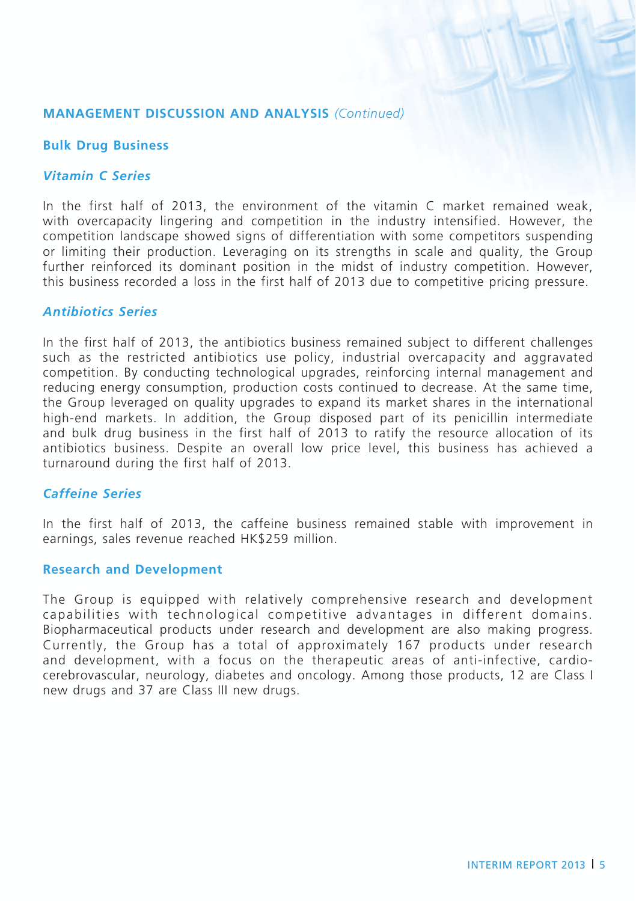## MANAGEMENT DISCUSSION AND ANALYSIS *(Continued)*

### Bulk Drug Business

#### *Vitamin C Series*

In the first half of 2013, the environment of the vitamin C market remained weak, with overcapacity lingering and competition in the industry intensified. However, the competition landscape showed signs of differentiation with some competitors suspending or limiting their production. Leveraging on its strengths in scale and quality, the Group further reinforced its dominant position in the midst of industry competition. However, this business recorded a loss in the first half of 2013 due to competitive pricing pressure.

#### *Antibiotics Series*

In the first half of 2013, the antibiotics business remained subject to different challenges such as the restricted antibiotics use policy, industrial overcapacity and aggravated competition. By conducting technological upgrades, reinforcing internal management and reducing energy consumption, production costs continued to decrease. At the same time, the Group leveraged on quality upgrades to expand its market shares in the international high-end markets. In addition, the Group disposed part of its penicillin intermediate and bulk drug business in the first half of 2013 to ratify the resource allocation of its antibiotics business. Despite an overall low price level, this business has achieved a turnaround during the first half of 2013.

#### *Caffeine Series*

In the first half of 2013, the caffeine business remained stable with improvement in earnings, sales revenue reached HK$259 million.

### Research and Development

The Group is equipped with relatively comprehensive research and development capabilities with technological competitive advantages in different domains. Biopharmaceutical products under research and development are also making progress. Currently, the Group has a total of approximately 167 products under research and development, with a focus on the therapeutic areas of anti-infective, cardio-cerebrovascular, neurology, diabetes and oncology. Among those products, 12 are Class I new drugs and 37 are Class III new drugs.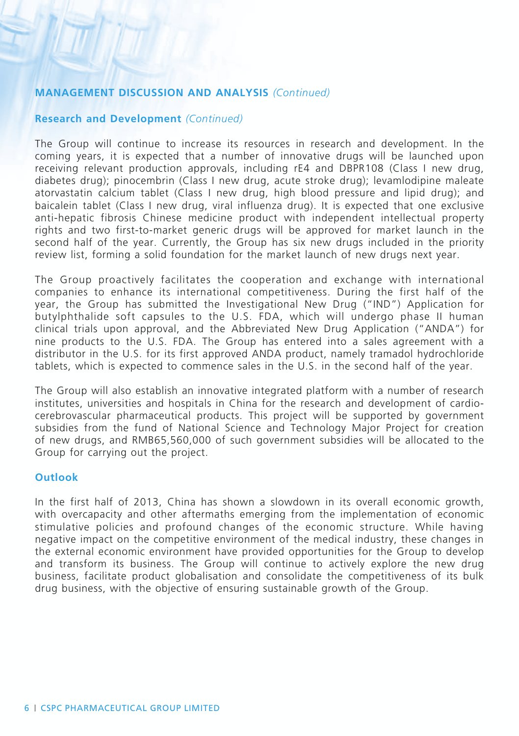## MANAGEMENT DISCUSSION AND ANALYSIS *(Continued)*

### Research and Development *(Continued)*

The Group will continue to increase its resources in research and development. In the coming years, it is expected that a number of innovative drugs will be launched upon receiving relevant production approvals, including rE4 and DBPR108 (Class I new drug, diabetes drug); pinocembrin (Class I new drug, acute stroke drug); levamlodipine maleate atorvastatin calcium tablet (Class I new drug, high blood pressure and lipid drug); and baicalein tablet (Class I new drug, viral influenza drug). It is expected that one exclusive anti-hepatic fibrosis Chinese medicine product with independent intellectual property rights and two first-to-market generic drugs will be approved for market launch in the second half of the year. Currently, the Group has six new drugs included in the priority review list, forming a solid foundation for the market launch of new drugs next year.

The Group proactively facilitates the cooperation and exchange with international companies to enhance its international competitiveness. During the first half of the year, the Group has submitted the Investigational New Drug ("IND") Application for butylphthalide soft capsules to the U.S. FDA, which will undergo phase II human clinical trials upon approval, and the Abbreviated New Drug Application ("ANDA") for nine products to the U.S. FDA. The Group has entered into a sales agreement with a distributor in the U.S. for its first approved ANDA product, namely tramadol hydrochloride tablets, which is expected to commence sales in the U.S. in the second half of the year.

The Group will also establish an innovative integrated platform with a number of research institutes, universities and hospitals in China for the research and development of cardio-cerebrovascular pharmaceutical products. This project will be supported by government subsidies from the fund of National Science and Technology Major Project for creation of new drugs, and RMB65,560,000 of such government subsidies will be allocated to the Group for carrying out the project.

### Outlook

In the first half of 2013, China has shown a slowdown in its overall economic growth, with overcapacity and other aftermaths emerging from the implementation of economic stimulative policies and profound changes of the economic structure. While having negative impact on the competitive environment of the medical industry, these changes in the external economic environment have provided opportunities for the Group to develop and transform its business. The Group will continue to actively explore the new drug business, facilitate product globalisation and consolidate the competitiveness of its bulk drug business, with the objective of ensuring sustainable growth of the Group.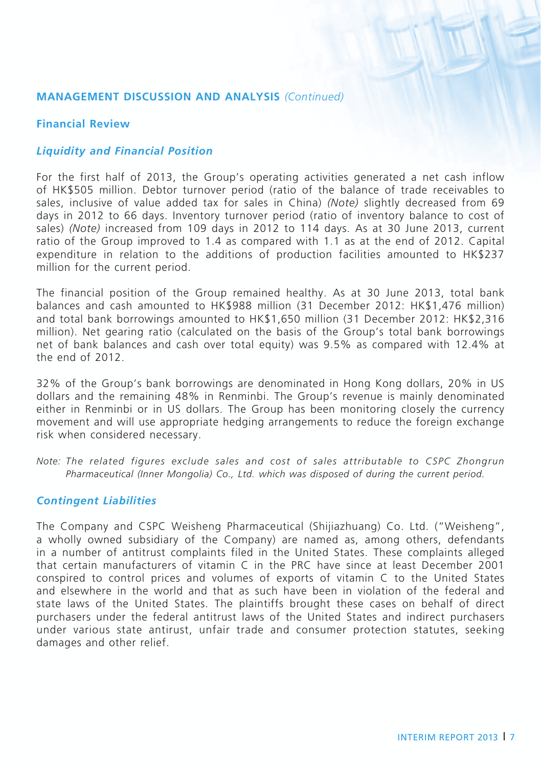## MANAGEMENT DISCUSSION AND ANALYSIS *(Continued)*

### Financial Review

#### *Liquidity and Financial Position*

For the first half of 2013, the Group's operating activities generated a net cash inflow of HK$505 million. Debtor turnover period (ratio of the balance of trade receivables to sales, inclusive of value added tax for sales in China) *(Note)* slightly decreased from 69 days in 2012 to 66 days. Inventory turnover period (ratio of inventory balance to cost of sales) *(Note)* increased from 109 days in 2012 to 114 days. As at 30 June 2013, current ratio of the Group improved to 1.4 as compared with 1.1 as at the end of 2012. Capital expenditure in relation to the additions of production facilities amounted to HK$237 million for the current period.

The financial position of the Group remained healthy. As at 30 June 2013, total bank balances and cash amounted to HK$988 million (31 December 2012: HK$1,476 million) and total bank borrowings amounted to HK$1,650 million (31 December 2012: HK$2,316 million). Net gearing ratio (calculated on the basis of the Group's total bank borrowings net of bank balances and cash over total equity) was 9.5% as compared with 12.4% at the end of 2012.

32% of the Group's bank borrowings are denominated in Hong Kong dollars, 20% in US dollars and the remaining 48% in Renminbi. The Group's revenue is mainly denominated either in Renminbi or in US dollars. The Group has been monitoring closely the currency movement and will use appropriate hedging arrangements to reduce the foreign exchange risk when considered necessary.

*Note: The related figures exclude sales and cost of sales attributable to CSPC Zhongrun Pharmaceutical (Inner Mongolia) Co., Ltd. which was disposed of during the current period.*

#### *Contingent Liabilities*

The Company and CSPC Weisheng Pharmaceutical (Shijiazhuang) Co. Ltd. ("Weisheng", a wholly owned subsidiary of the Company) are named as, among others, defendants in a number of antitrust complaints filed in the United States. These complaints alleged that certain manufacturers of vitamin C in the PRC have since at least December 2001 conspired to control prices and volumes of exports of vitamin C to the United States and elsewhere in the world and that as such have been in violation of the federal and state laws of the United States. The plaintiffs brought these cases on behalf of direct purchasers under the federal antitrust laws of the United States and indirect purchasers under various state antitrust, unfair trade and consumer protection statutes, seeking damages and other relief.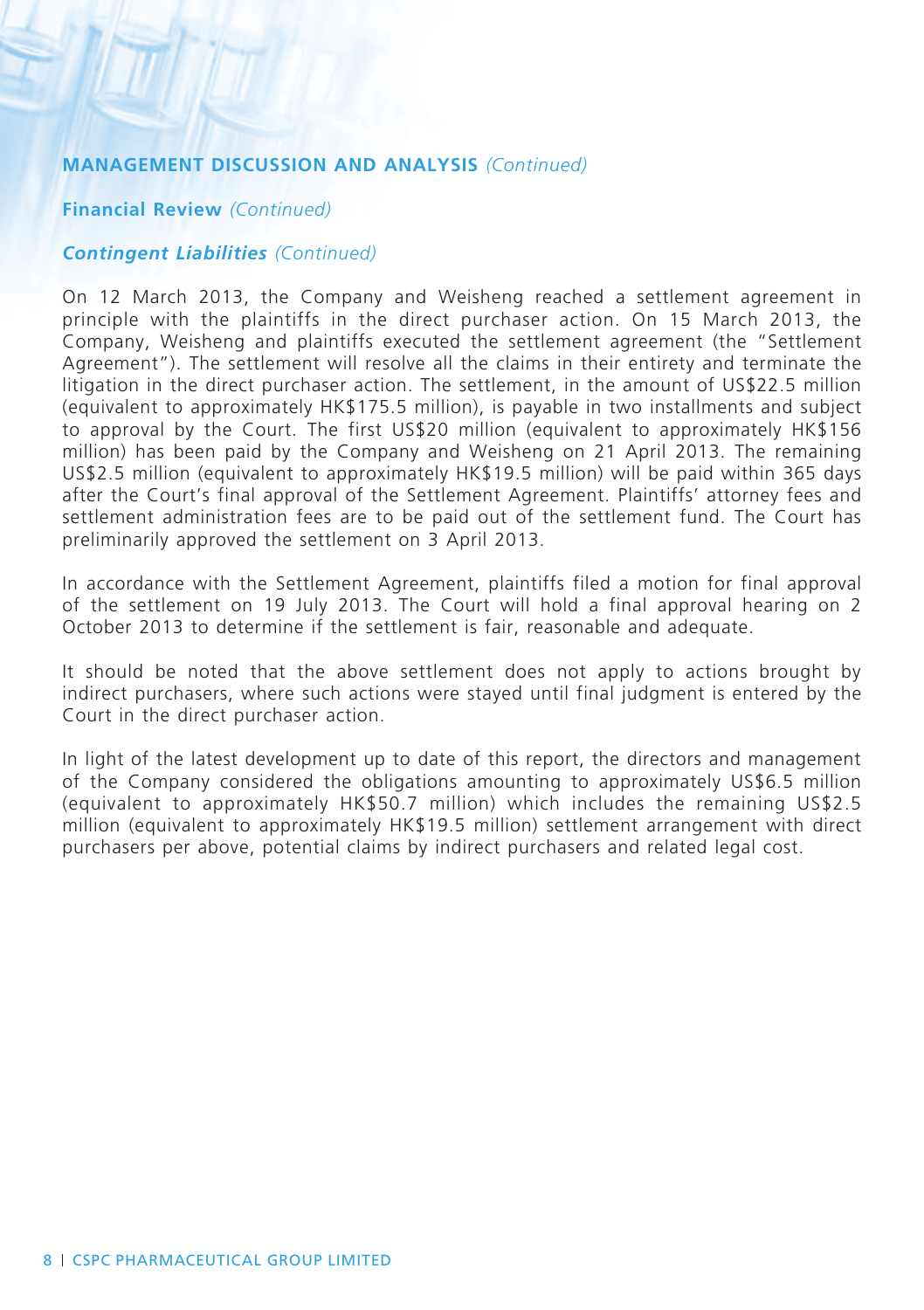## MANAGEMENT DISCUSSION AND ANALYSIS *(Continued)*

### Financial Review *(Continued)*

#### *Contingent Liabilities* *(Continued)*

On 12 March 2013, the Company and Weisheng reached a settlement agreement in principle with the plaintiffs in the direct purchaser action. On 15 March 2013, the Company, Weisheng and plaintiffs executed the settlement agreement (the "Settlement Agreement"). The settlement will resolve all the claims in their entirety and terminate the litigation in the direct purchaser action. The settlement, in the amount of US$22.5 million (equivalent to approximately HK$175.5 million), is payable in two installments and subject to approval by the Court. The first US$20 million (equivalent to approximately HK$156 million) has been paid by the Company and Weisheng on 21 April 2013. The remaining US$2.5 million (equivalent to approximately HK$19.5 million) will be paid within 365 days after the Court's final approval of the Settlement Agreement. Plaintiffs' attorney fees and settlement administration fees are to be paid out of the settlement fund. The Court has preliminarily approved the settlement on 3 April 2013.

In accordance with the Settlement Agreement, plaintiffs filed a motion for final approval of the settlement on 19 July 2013. The Court will hold a final approval hearing on 2 October 2013 to determine if the settlement is fair, reasonable and adequate.

It should be noted that the above settlement does not apply to actions brought by indirect purchasers, where such actions were stayed until final judgment is entered by the Court in the direct purchaser action.

In light of the latest development up to date of this report, the directors and management of the Company considered the obligations amounting to approximately US$6.5 million (equivalent to approximately HK$50.7 million) which includes the remaining US$2.5 million (equivalent to approximately HK$19.5 million) settlement arrangement with direct purchasers per above, potential claims by indirect purchasers and related legal cost.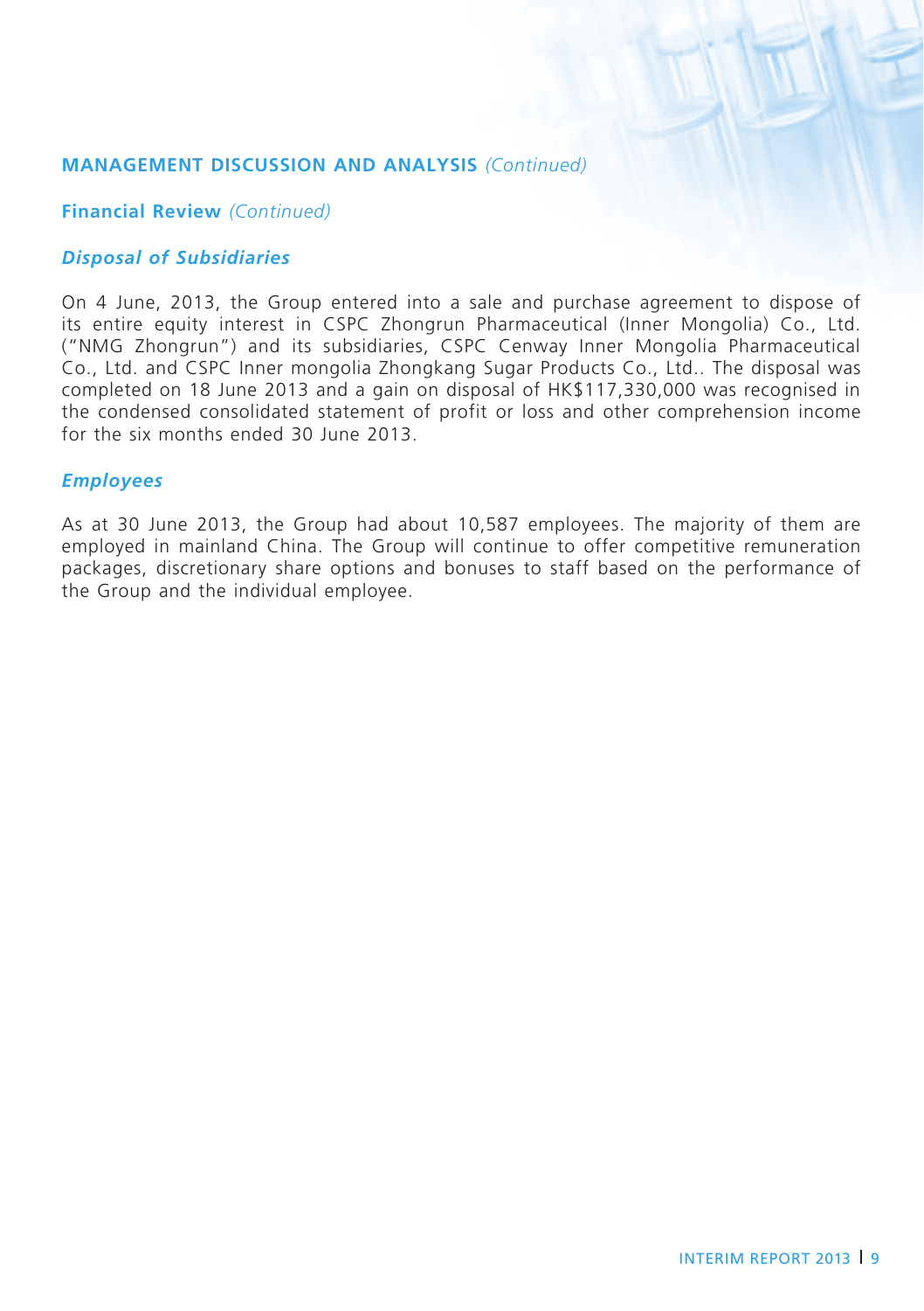## MANAGEMENT DISCUSSION AND ANALYSIS *(Continued)*

### Financial Review *(Continued)*

#### *Disposal of Subsidiaries*

On 4 June, 2013, the Group entered into a sale and purchase agreement to dispose of its entire equity interest in CSPC Zhongrun Pharmaceutical (Inner Mongolia) Co., Ltd. ("NMG Zhongrun") and its subsidiaries, CSPC Cenway Inner Mongolia Pharmaceutical Co., Ltd. and CSPC Inner mongolia Zhongkang Sugar Products Co., Ltd.. The disposal was completed on 18 June 2013 and a gain on disposal of HK$117,330,000 was recognised in the condensed consolidated statement of profit or loss and other comprehension income for the six months ended 30 June 2013.

#### *Employees*

As at 30 June 2013, the Group had about 10,587 employees. The majority of them are employed in mainland China. The Group will continue to offer competitive remuneration packages, discretionary share options and bonuses to staff based on the performance of the Group and the individual employee.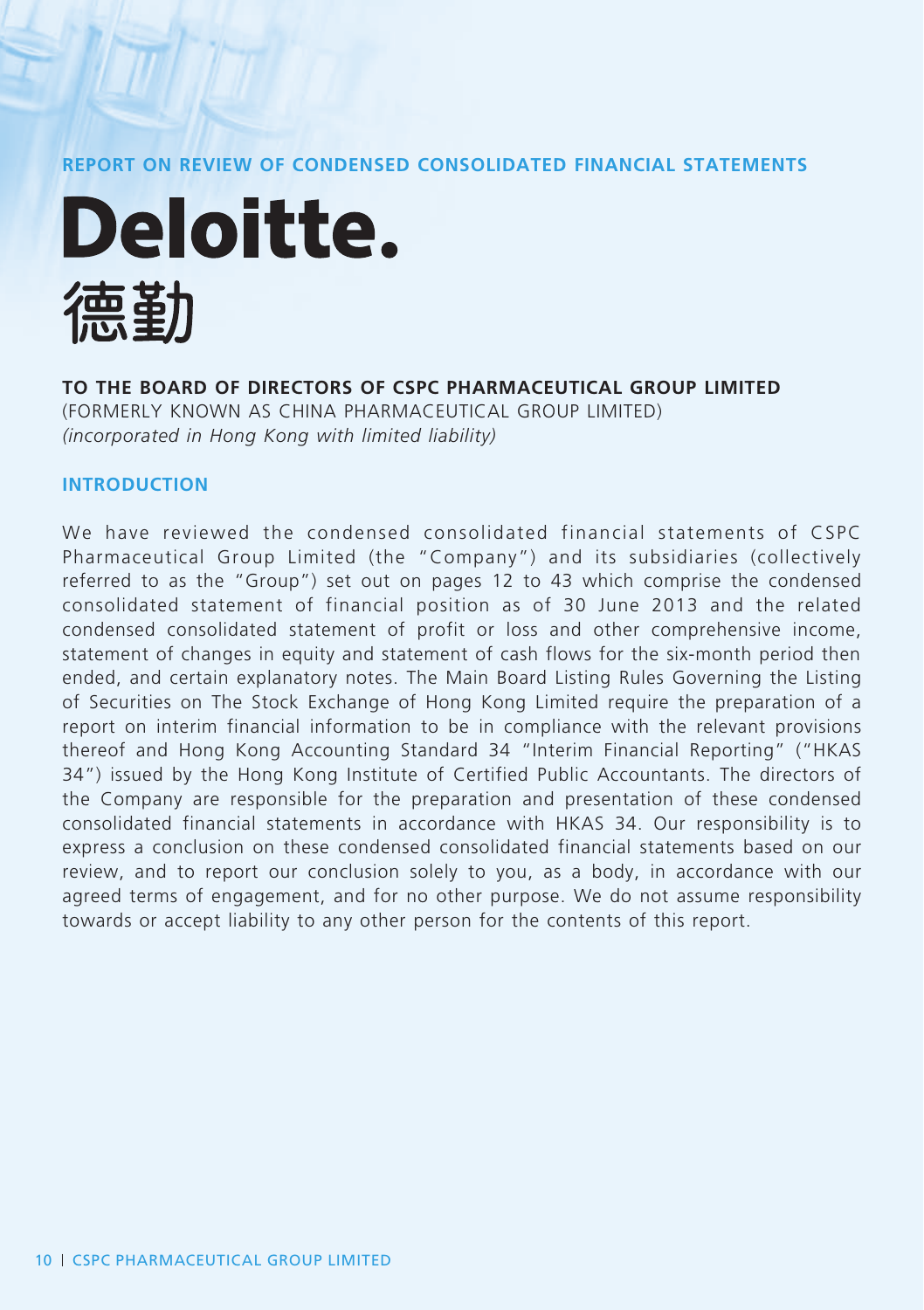## REPORT ON REVIEW OF CONDENSED CONSOLIDATED FINANCIAL STATEMENTS

# Deloitte.
# 德勤

**TO THE BOARD OF DIRECTORS OF CSPC PHARMACEUTICAL GROUP LIMITED**
(FORMERLY KNOWN AS CHINA PHARMACEUTICAL GROUP LIMITED)
*(incorporated in Hong Kong with limited liability)*

### INTRODUCTION

We have reviewed the condensed consolidated financial statements of CSPC Pharmaceutical Group Limited (the "Company") and its subsidiaries (collectively referred to as the "Group") set out on pages 12 to 43 which comprise the condensed consolidated statement of financial position as of 30 June 2013 and the related condensed consolidated statement of profit or loss and other comprehensive income, statement of changes in equity and statement of cash flows for the six-month period then ended, and certain explanatory notes. The Main Board Listing Rules Governing the Listing of Securities on The Stock Exchange of Hong Kong Limited require the preparation of a report on interim financial information to be in compliance with the relevant provisions thereof and Hong Kong Accounting Standard 34 "Interim Financial Reporting" ("HKAS 34") issued by the Hong Kong Institute of Certified Public Accountants. The directors of the Company are responsible for the preparation and presentation of these condensed consolidated financial statements in accordance with HKAS 34. Our responsibility is to express a conclusion on these condensed consolidated financial statements based on our review, and to report our conclusion solely to you, as a body, in accordance with our agreed terms of engagement, and for no other purpose. We do not assume responsibility towards or accept liability to any other person for the contents of this report.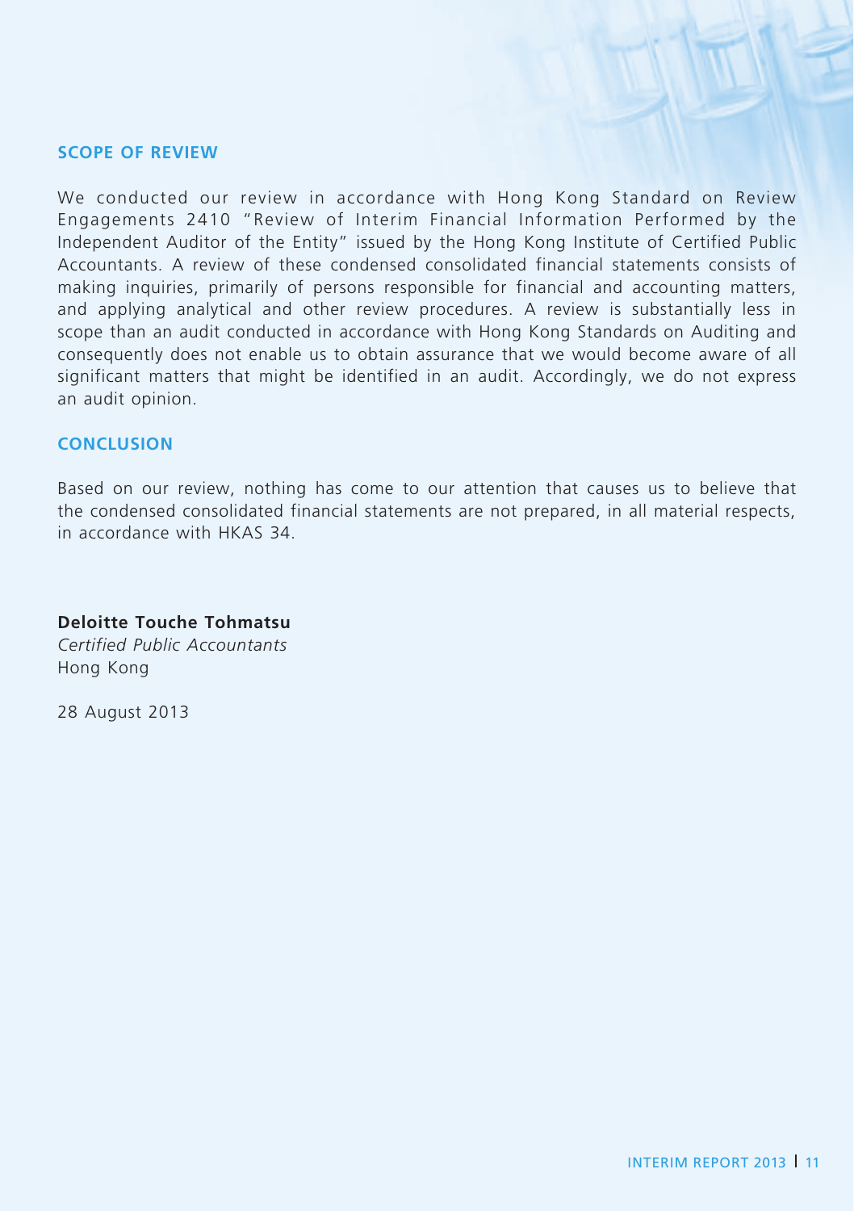## SCOPE OF REVIEW

We conducted our review in accordance with Hong Kong Standard on Review Engagements 2410 "Review of Interim Financial Information Performed by the Independent Auditor of the Entity" issued by the Hong Kong Institute of Certified Public Accountants. A review of these condensed consolidated financial statements consists of making inquiries, primarily of persons responsible for financial and accounting matters, and applying analytical and other review procedures. A review is substantially less in scope than an audit conducted in accordance with Hong Kong Standards on Auditing and consequently does not enable us to obtain assurance that we would become aware of all significant matters that might be identified in an audit. Accordingly, we do not express an audit opinion.

## CONCLUSION

Based on our review, nothing has come to our attention that causes us to believe that the condensed consolidated financial statements are not prepared, in all material respects, in accordance with HKAS 34.

**Deloitte Touche Tohmatsu**
*Certified Public Accountants*
Hong Kong

28 August 2013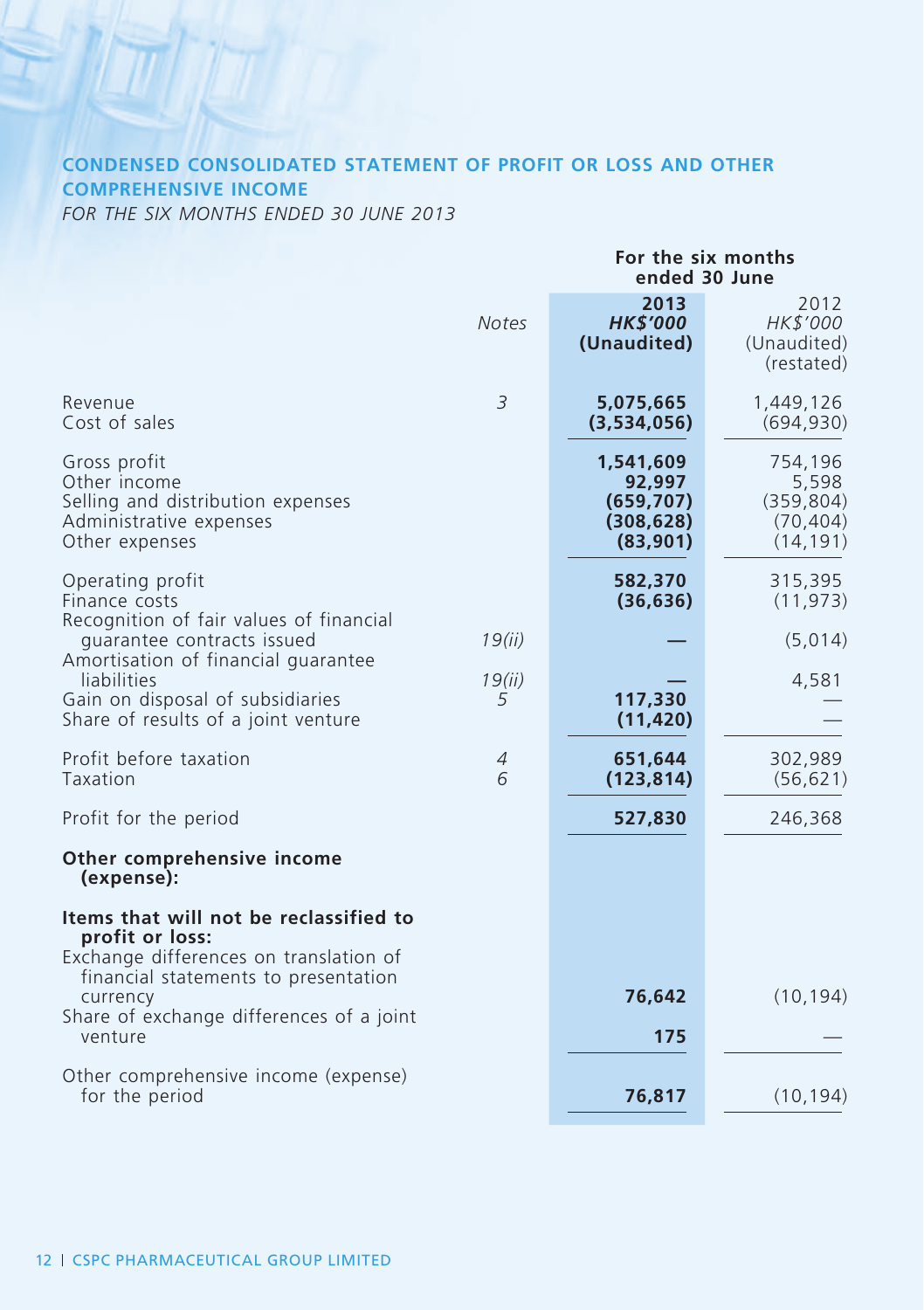## CONDENSED CONSOLIDATED STATEMENT OF PROFIT OR LOSS AND OTHER COMPREHENSIVE INCOME

*FOR THE SIX MONTHS ENDED 30 JUNE 2013*

| | Notes | For the six months ended 30 June | |
|---|---|---|---|
| | | **2013** | 2012 |
| | | ***HK$'000*** | *HK$'000* |
| | | **(Unaudited)** | (Unaudited) (restated) |
| Revenue | 3 | **5,075,665** | 1,449,126 |
| Cost of sales | | **(3,534,056)** | (694,930) |
| Gross profit | | **1,541,609** | 754,196 |
| Other income | | **92,997** | 5,598 |
| Selling and distribution expenses | | **(659,707)** | (359,804) |
| Administrative expenses | | **(308,628)** | (70,404) |
| Other expenses | | **(83,901)** | (14,191) |
| Operating profit | | **582,370** | 315,395 |
| Finance costs | | **(36,636)** | (11,973) |
| Recognition of fair values of financial guarantee contracts issued | 19(ii) | **—** | (5,014) |
| Amortisation of financial guarantee liabilities | 19(ii) | **—** | 4,581 |
| Gain on disposal of subsidiaries | 5 | **117,330** | — |
| Share of results of a joint venture | | **(11,420)** | — |
| Profit before taxation | 4 | **651,644** | 302,989 |
| Taxation | 6 | **(123,814)** | (56,621) |
| Profit for the period | | **527,830** | 246,368 |
| **Other comprehensive income (expense):** | | | |
| **Items that will not be reclassified to profit or loss:** | | | |
| Exchange differences on translation of financial statements to presentation currency | | **76,642** | (10,194) |
| Share of exchange differences of a joint venture | | **175** | — |
| Other comprehensive income (expense) for the period | | **76,817** | (10,194) |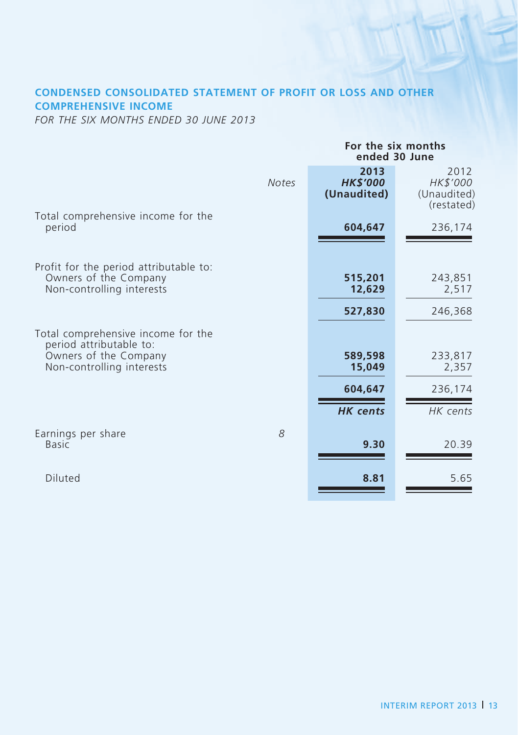## CONDENSED CONSOLIDATED STATEMENT OF PROFIT OR LOSS AND OTHER COMPREHENSIVE INCOME

*FOR THE SIX MONTHS ENDED 30 JUNE 2013*

| | Notes | For the six months ended 30 June | |
|---|---|---|---|
| | | **2013** | 2012 |
| | | ***HK$'000*** | *HK$'000* |
| | | **(Unaudited)** | (Unaudited) |
| | | | (restated) |
| Total comprehensive income for the period | | **604,647** | 236,174 |
| Profit for the period attributable to: | | | |
| Owners of the Company | | **515,201** | 243,851 |
| Non-controlling interests | | **12,629** | 2,517 |
| | | **527,830** | 246,368 |
| Total comprehensive income for the period attributable to: | | | |
| Owners of the Company | | **589,598** | 233,817 |
| Non-controlling interests | | **15,049** | 2,357 |
| | | **604,647** | 236,174 |
| | | ***HK cents*** | *HK cents* |
| Earnings per share | 8 | | |
| Basic | | **9.30** | 20.39 |
| Diluted | | **8.81** | 5.65 |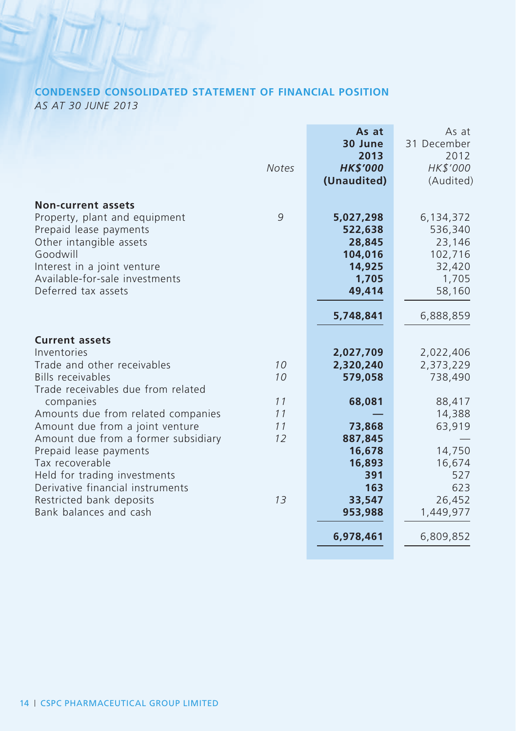## CONDENSED CONSOLIDATED STATEMENT OF FINANCIAL POSITION

*AS AT 30 JUNE 2013*

| | *Notes* | **As at 30 June 2013** ***HK$'000*** **(Unaudited)** | As at 31 December 2012 *HK$'000* (Audited) |
|---|---|---|---|
| **Non-current assets** | | | |
| Property, plant and equipment | *9* | **5,027,298** | 6,134,372 |
| Prepaid lease payments | | **522,638** | 536,340 |
| Other intangible assets | | **28,845** | 23,146 |
| Goodwill | | **104,016** | 102,716 |
| Interest in a joint venture | | **14,925** | 32,420 |
| Available-for-sale investments | | **1,705** | 1,705 |
| Deferred tax assets | | **49,414** | 58,160 |
| | | **5,748,841** | 6,888,859 |
| **Current assets** | | | |
| Inventories | | **2,027,709** | 2,022,406 |
| Trade and other receivables | *10* | **2,320,240** | 2,373,229 |
| Bills receivables | *10* | **579,058** | 738,490 |
| Trade receivables due from related companies | *11* | **68,081** | 88,417 |
| Amounts due from related companies | *11* | **—** | 14,388 |
| Amount due from a joint venture | *11* | **73,868** | 63,919 |
| Amount due from a former subsidiary | *12* | **887,845** | — |
| Prepaid lease payments | | **16,678** | 14,750 |
| Tax recoverable | | **16,893** | 16,674 |
| Held for trading investments | | **391** | 527 |
| Derivative financial instruments | | **163** | 623 |
| Restricted bank deposits | *13* | **33,547** | 26,452 |
| Bank balances and cash | | **953,988** | 1,449,977 |
| | | **6,978,461** | 6,809,852 |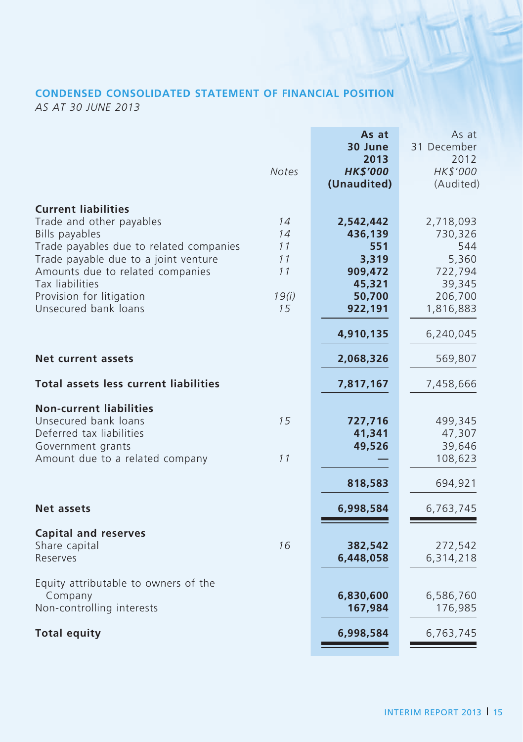## CONDENSED CONSOLIDATED STATEMENT OF FINANCIAL POSITION

*AS AT 30 JUNE 2013*

| | Notes | As at 30 June 2013 HK$'000 (Unaudited) | As at 31 December 2012 HK$'000 (Audited) |
|---|---|---|---|
| **Current liabilities** | | | |
| Trade and other payables | 14 | **2,542,442** | 2,718,093 |
| Bills payables | 14 | **436,139** | 730,326 |
| Trade payables due to related companies | 11 | **551** | 544 |
| Trade payable due to a joint venture | 11 | **3,319** | 5,360 |
| Amounts due to related companies | 11 | **909,472** | 722,794 |
| Tax liabilities | | **45,321** | 39,345 |
| Provision for litigation | 19(i) | **50,700** | 206,700 |
| Unsecured bank loans | 15 | **922,191** | 1,816,883 |
| | | **4,910,135** | 6,240,045 |
| **Net current assets** | | **2,068,326** | 569,807 |
| **Total assets less current liabilities** | | **7,817,167** | 7,458,666 |
| **Non-current liabilities** | | | |
| Unsecured bank loans | 15 | **727,716** | 499,345 |
| Deferred tax liabilities | | **41,341** | 47,307 |
| Government grants | | **49,526** | 39,646 |
| Amount due to a related company | 11 | **—** | 108,623 |
| | | **818,583** | 694,921 |
| **Net assets** | | **6,998,584** | 6,763,745 |
| **Capital and reserves** | | | |
| Share capital | 16 | **382,542** | 272,542 |
| Reserves | | **6,448,058** | 6,314,218 |
| Equity attributable to owners of the Company | | **6,830,600** | 6,586,760 |
| Non-controlling interests | | **167,984** | 176,985 |
| **Total equity** | | **6,998,584** | 6,763,745 |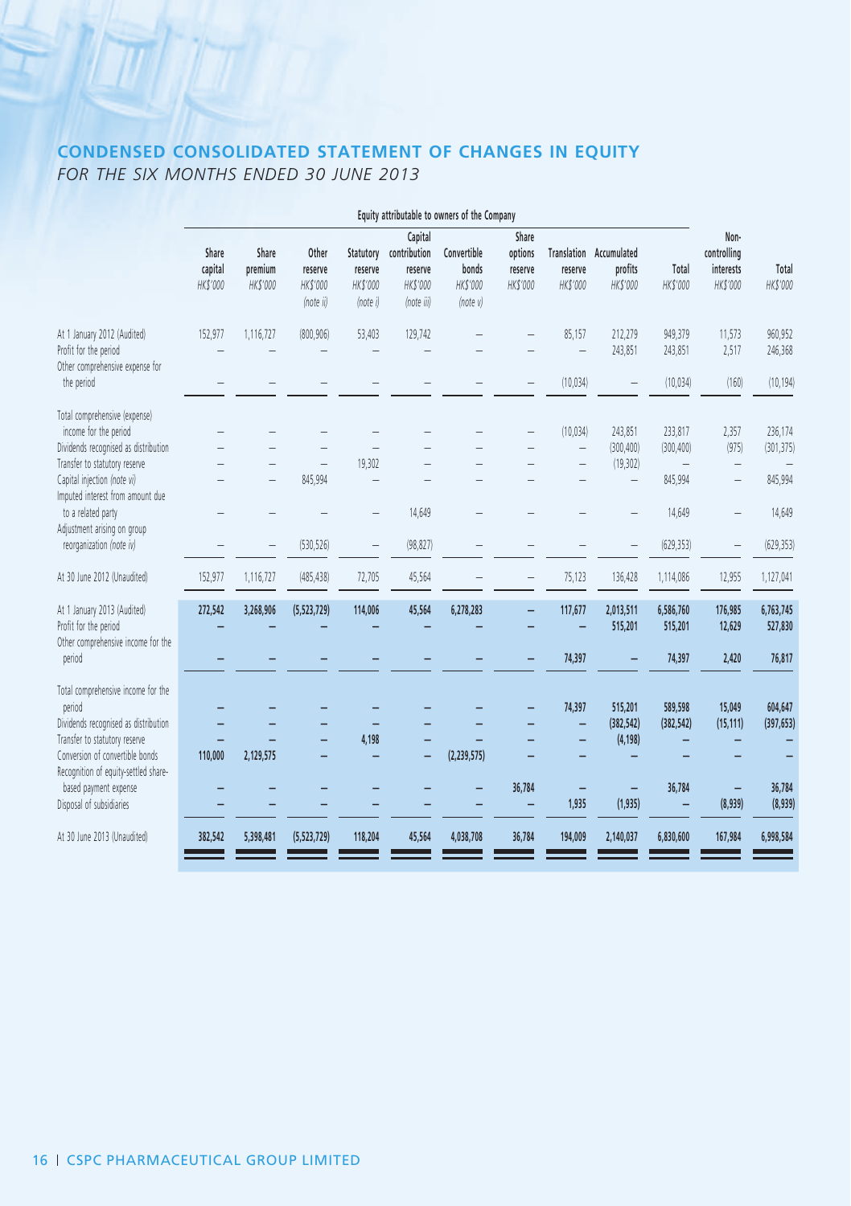## CONDENSED CONSOLIDATED STATEMENT OF CHANGES IN EQUITY

*FOR THE SIX MONTHS ENDED 30 JUNE 2013*

| | Equity attributable to owners of the Company | | | | | | | | | | | |
|---|---|---|---|---|---|---|---|---|---|---|---|---|
| | Share capital HK$'000 | Share premium HK$'000 | Other reserve HK$'000 (note ii) | Statutory reserve HK$'000 (note i) | Capital contribution reserve HK$'000 (note iii) | Convertible bonds HK$'000 (note v) | Share options reserve HK$'000 | Translation reserve HK$'000 | Accumulated profits HK$'000 | Total HK$'000 | Non-controlling interests HK$'000 | Total HK$'000 |
| At 1 January 2012 (Audited) | 152,977 | 1,116,727 | (800,906) | 53,403 | 129,742 | – | – | 85,157 | 212,279 | 949,379 | 11,573 | 960,952 |
| Profit for the period | – | – | – | – | – | – | – | – | 243,851 | 243,851 | 2,517 | 246,368 |
| Other comprehensive expense for the period | – | – | – | – | – | – | – | (10,034) | – | (10,034) | (160) | (10,194) |
| Total comprehensive (expense) income for the period | – | – | – | – | – | – | – | (10,034) | 243,851 | 233,817 | 2,357 | 236,174 |
| Dividends recognised as distribution | – | – | – | – | – | – | – | – | (300,400) | (300,400) | (975) | (301,375) |
| Transfer to statutory reserve | – | – | – | 19,302 | – | – | – | – | (19,302) | – | – | – |
| Capital injection (note vi) | – | – | 845,994 | – | – | – | – | – | – | 845,994 | – | 845,994 |
| Imputed interest from amount due to a related party | – | – | – | – | 14,649 | – | – | – | – | 14,649 | – | 14,649 |
| Adjustment arising on group reorganization (note iv) | – | – | (530,526) | – | (98,827) | – | – | – | – | (629,353) | – | (629,353) |
| At 30 June 2012 (Unaudited) | 152,977 | 1,116,727 | (485,438) | 72,705 | 45,564 | – | – | 75,123 | 136,428 | 1,114,086 | 12,955 | 1,127,041 |
| **At 1 January 2013 (Audited)** | **272,542** | **3,268,906** | **(5,523,729)** | **114,006** | **45,564** | **6,278,283** | **–** | **117,677** | **2,013,511** | **6,586,760** | **176,985** | **6,763,745** |
| **Profit for the period** | **–** | **–** | **–** | **–** | **–** | **–** | **–** | **–** | **515,201** | **515,201** | **12,629** | **527,830** |
| **Other comprehensive income for the period** | **–** | **–** | **–** | **–** | **–** | **–** | **–** | **74,397** | **–** | **74,397** | **2,420** | **76,817** |
| **Total comprehensive income for the period** | **–** | **–** | **–** | **–** | **–** | **–** | **–** | **74,397** | **515,201** | **589,598** | **15,049** | **604,647** |
| **Dividends recognised as distribution** | **–** | **–** | **–** | **–** | **–** | **–** | **–** | **–** | **(382,542)** | **(382,542)** | **(15,111)** | **(397,653)** |
| **Transfer to statutory reserve** | **–** | **–** | **–** | **4,198** | **–** | **–** | **–** | **–** | **(4,198)** | **–** | **–** | **–** |
| **Conversion of convertible bonds** | **110,000** | **2,129,575** | **–** | **–** | **–** | **(2,239,575)** | **–** | **–** | **–** | **–** | **–** | **–** |
| **Recognition of equity-settled share-based payment expense** | **–** | **–** | **–** | **–** | **–** | **–** | **36,784** | **–** | **–** | **36,784** | **–** | **36,784** |
| **Disposal of subsidiaries** | **–** | **–** | **–** | **–** | **–** | **–** | **–** | **1,935** | **(1,935)** | **–** | **(8,939)** | **(8,939)** |
| **At 30 June 2013 (Unaudited)** | **382,542** | **5,398,481** | **(5,523,729)** | **118,204** | **45,564** | **4,038,708** | **36,784** | **194,009** | **2,140,037** | **6,830,600** | **167,984** | **6,998,584** |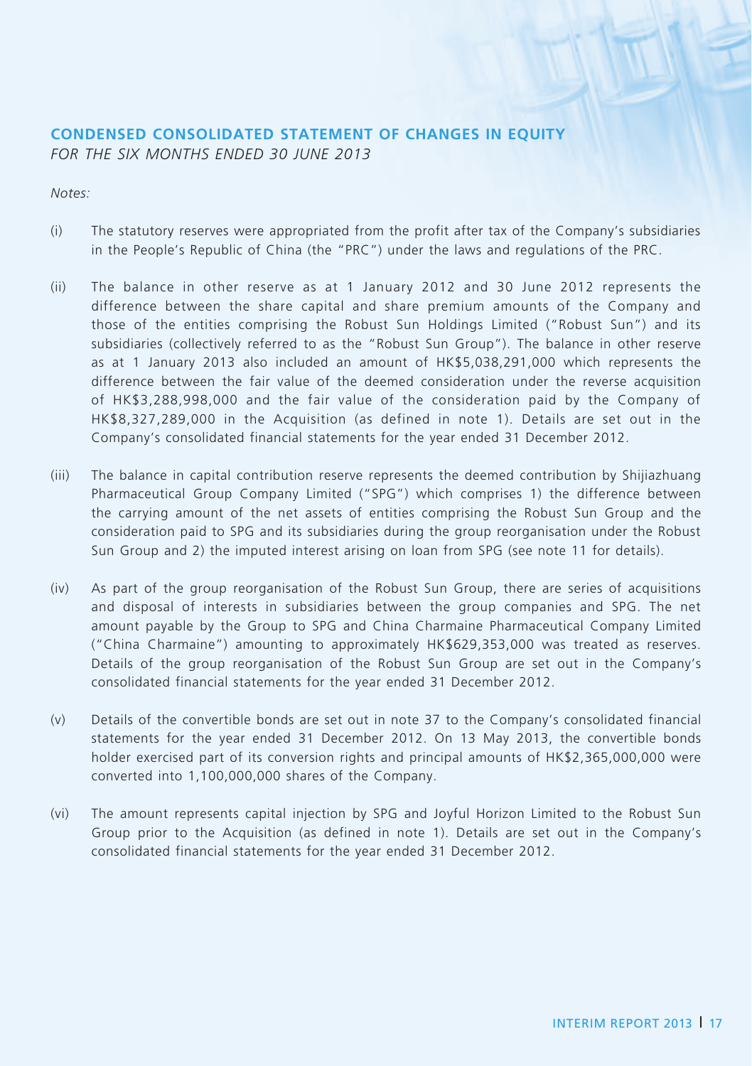## CONDENSED CONSOLIDATED STATEMENT OF CHANGES IN EQUITY

*FOR THE SIX MONTHS ENDED 30 JUNE 2013*

*Notes:*

(i) The statutory reserves were appropriated from the profit after tax of the Company's subsidiaries in the People's Republic of China (the "PRC") under the laws and regulations of the PRC.

(ii) The balance in other reserve as at 1 January 2012 and 30 June 2012 represents the difference between the share capital and share premium amounts of the Company and those of the entities comprising the Robust Sun Holdings Limited ("Robust Sun") and its subsidiaries (collectively referred to as the "Robust Sun Group"). The balance in other reserve as at 1 January 2013 also included an amount of HK$5,038,291,000 which represents the difference between the fair value of the deemed consideration under the reverse acquisition of HK$3,288,998,000 and the fair value of the consideration paid by the Company of HK$8,327,289,000 in the Acquisition (as defined in note 1). Details are set out in the Company's consolidated financial statements for the year ended 31 December 2012.

(iii) The balance in capital contribution reserve represents the deemed contribution by Shijiazhuang Pharmaceutical Group Company Limited ("SPG") which comprises 1) the difference between the carrying amount of the net assets of entities comprising the Robust Sun Group and the consideration paid to SPG and its subsidiaries during the group reorganisation under the Robust Sun Group and 2) the imputed interest arising on loan from SPG (see note 11 for details).

(iv) As part of the group reorganisation of the Robust Sun Group, there are series of acquisitions and disposal of interests in subsidiaries between the group companies and SPG. The net amount payable by the Group to SPG and China Charmaine Pharmaceutical Company Limited ("China Charmaine") amounting to approximately HK$629,353,000 was treated as reserves. Details of the group reorganisation of the Robust Sun Group are set out in the Company's consolidated financial statements for the year ended 31 December 2012.

(v) Details of the convertible bonds are set out in note 37 to the Company's consolidated financial statements for the year ended 31 December 2012. On 13 May 2013, the convertible bonds holder exercised part of its conversion rights and principal amounts of HK$2,365,000,000 were converted into 1,100,000,000 shares of the Company.

(vi) The amount represents capital injection by SPG and Joyful Horizon Limited to the Robust Sun Group prior to the Acquisition (as defined in note 1). Details are set out in the Company's consolidated financial statements for the year ended 31 December 2012.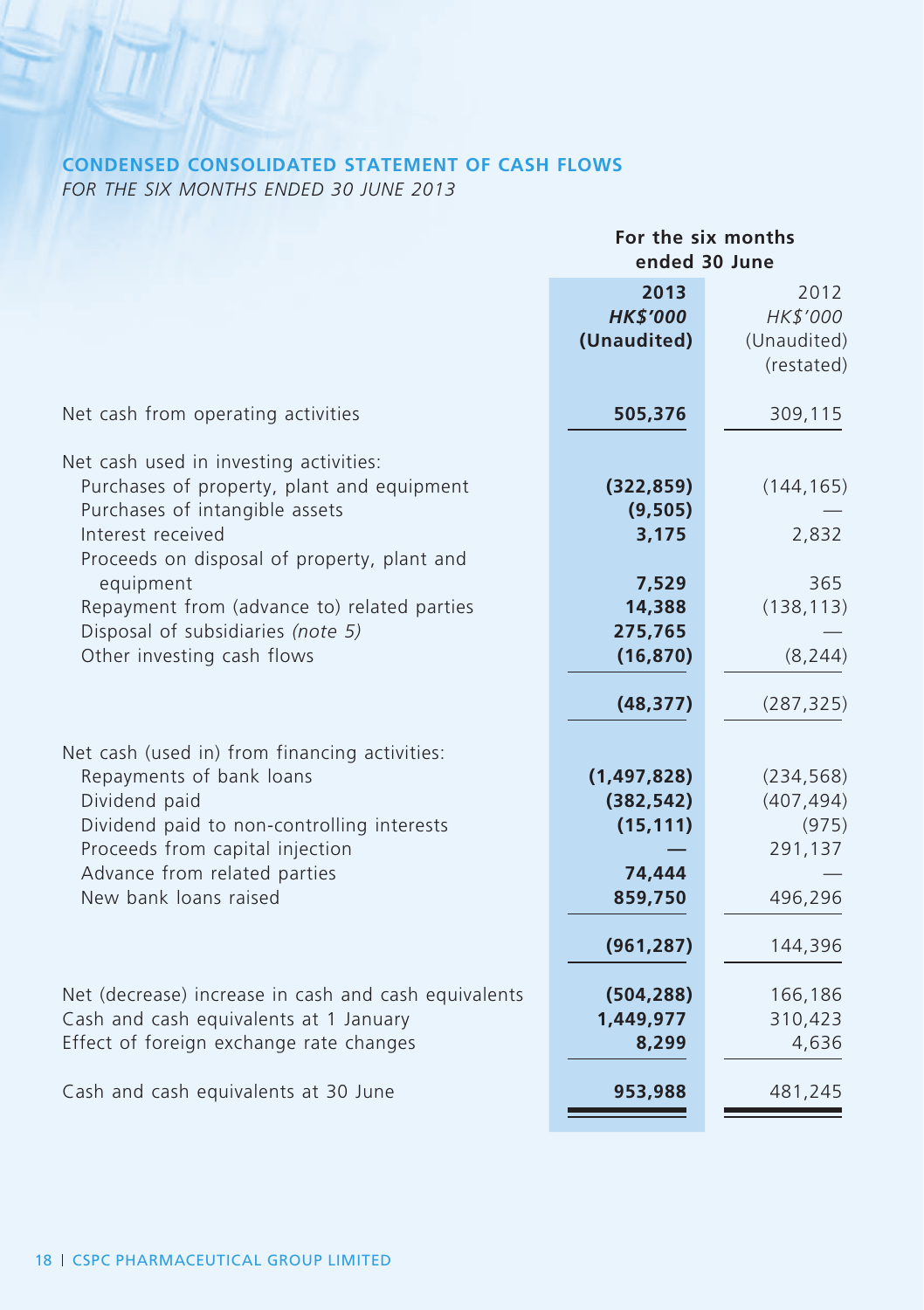## CONDENSED CONSOLIDATED STATEMENT OF CASH FLOWS

*FOR THE SIX MONTHS ENDED 30 JUNE 2013*

| | For the six months ended 30 June | |
|---|---|---|
| | **2013** | 2012 |
| | ***HK$'000*** | *HK$'000* |
| | **(Unaudited)** | (Unaudited) (restated) |
| Net cash from operating activities | **505,376** | 309,115 |
| Net cash used in investing activities: | | |
| Purchases of property, plant and equipment | **(322,859)** | (144,165) |
| Purchases of intangible assets | **(9,505)** | — |
| Interest received | **3,175** | 2,832 |
| Proceeds on disposal of property, plant and equipment | **7,529** | 365 |
| Repayment from (advance to) related parties | **14,388** | (138,113) |
| Disposal of subsidiaries *(note 5)* | **275,765** | — |
| Other investing cash flows | **(16,870)** | (8,244) |
| | **(48,377)** | (287,325) |
| Net cash (used in) from financing activities: | | |
| Repayments of bank loans | **(1,497,828)** | (234,568) |
| Dividend paid | **(382,542)** | (407,494) |
| Dividend paid to non-controlling interests | **(15,111)** | (975) |
| Proceeds from capital injection | **—** | 291,137 |
| Advance from related parties | **74,444** | — |
| New bank loans raised | **859,750** | 496,296 |
| | **(961,287)** | 144,396 |
| Net (decrease) increase in cash and cash equivalents | **(504,288)** | 166,186 |
| Cash and cash equivalents at 1 January | **1,449,977** | 310,423 |
| Effect of foreign exchange rate changes | **8,299** | 4,636 |
| Cash and cash equivalents at 30 June | **953,988** | 481,245 |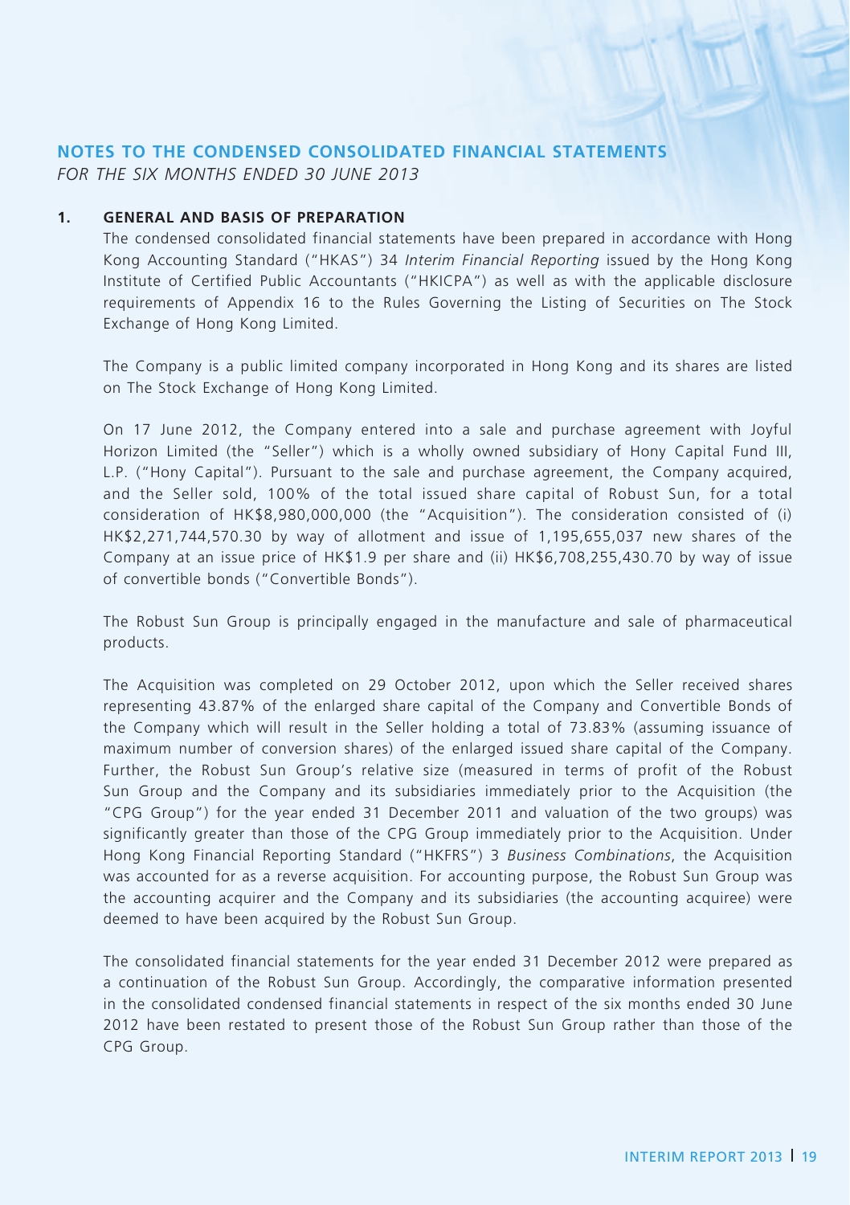## NOTES TO THE CONDENSED CONSOLIDATED FINANCIAL STATEMENTS

*FOR THE SIX MONTHS ENDED 30 JUNE 2013*

### 1. GENERAL AND BASIS OF PREPARATION

The condensed consolidated financial statements have been prepared in accordance with Hong Kong Accounting Standard ("HKAS") 34 *Interim Financial Reporting* issued by the Hong Kong Institute of Certified Public Accountants ("HKICPA") as well as with the applicable disclosure requirements of Appendix 16 to the Rules Governing the Listing of Securities on The Stock Exchange of Hong Kong Limited.

The Company is a public limited company incorporated in Hong Kong and its shares are listed on The Stock Exchange of Hong Kong Limited.

On 17 June 2012, the Company entered into a sale and purchase agreement with Joyful Horizon Limited (the "Seller") which is a wholly owned subsidiary of Hony Capital Fund III, L.P. ("Hony Capital"). Pursuant to the sale and purchase agreement, the Company acquired, and the Seller sold, 100% of the total issued share capital of Robust Sun, for a total consideration of HK$8,980,000,000 (the "Acquisition"). The consideration consisted of (i) HK$2,271,744,570.30 by way of allotment and issue of 1,195,655,037 new shares of the Company at an issue price of HK$1.9 per share and (ii) HK$6,708,255,430.70 by way of issue of convertible bonds ("Convertible Bonds").

The Robust Sun Group is principally engaged in the manufacture and sale of pharmaceutical products.

The Acquisition was completed on 29 October 2012, upon which the Seller received shares representing 43.87% of the enlarged share capital of the Company and Convertible Bonds of the Company which will result in the Seller holding a total of 73.83% (assuming issuance of maximum number of conversion shares) of the enlarged issued share capital of the Company. Further, the Robust Sun Group's relative size (measured in terms of profit of the Robust Sun Group and the Company and its subsidiaries immediately prior to the Acquisition (the "CPG Group") for the year ended 31 December 2011 and valuation of the two groups) was significantly greater than those of the CPG Group immediately prior to the Acquisition. Under Hong Kong Financial Reporting Standard ("HKFRS") 3 *Business Combinations*, the Acquisition was accounted for as a reverse acquisition. For accounting purpose, the Robust Sun Group was the accounting acquirer and the Company and its subsidiaries (the accounting acquiree) were deemed to have been acquired by the Robust Sun Group.

The consolidated financial statements for the year ended 31 December 2012 were prepared as a continuation of the Robust Sun Group. Accordingly, the comparative information presented in the consolidated condensed financial statements in respect of the six months ended 30 June 2012 have been restated to present those of the Robust Sun Group rather than those of the CPG Group.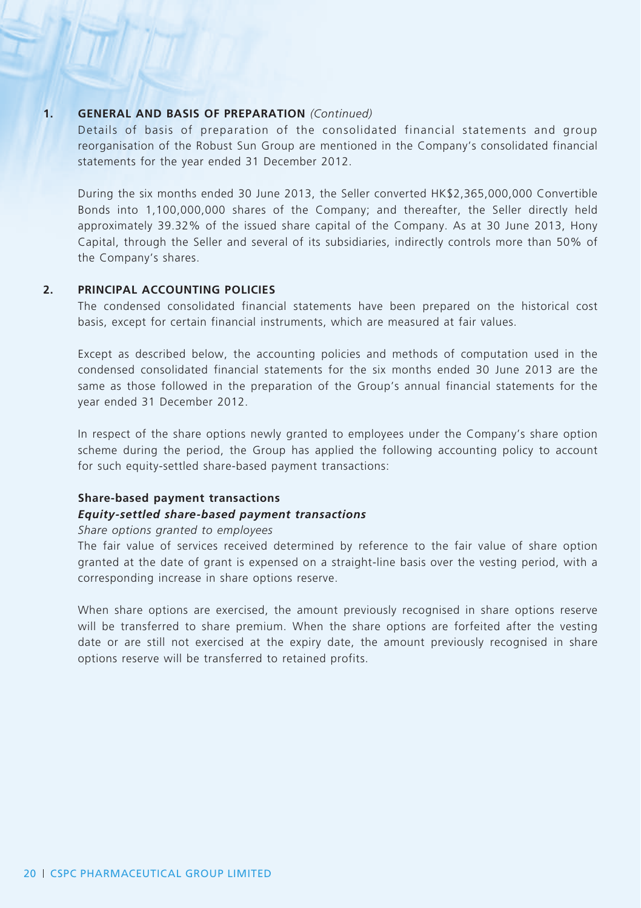## 1. GENERAL AND BASIS OF PREPARATION *(Continued)*

Details of basis of preparation of the consolidated financial statements and group reorganisation of the Robust Sun Group are mentioned in the Company's consolidated financial statements for the year ended 31 December 2012.

During the six months ended 30 June 2013, the Seller converted HK$2,365,000,000 Convertible Bonds into 1,100,000,000 shares of the Company; and thereafter, the Seller directly held approximately 39.32% of the issued share capital of the Company. As at 30 June 2013, Hony Capital, through the Seller and several of its subsidiaries, indirectly controls more than 50% of the Company's shares.

## 2. PRINCIPAL ACCOUNTING POLICIES

The condensed consolidated financial statements have been prepared on the historical cost basis, except for certain financial instruments, which are measured at fair values.

Except as described below, the accounting policies and methods of computation used in the condensed consolidated financial statements for the six months ended 30 June 2013 are the same as those followed in the preparation of the Group's annual financial statements for the year ended 31 December 2012.

In respect of the share options newly granted to employees under the Company's share option scheme during the period, the Group has applied the following accounting policy to account for such equity-settled share-based payment transactions:

**Share-based payment transactions**

***Equity-settled share-based payment transactions***

*Share options granted to employees*

The fair value of services received determined by reference to the fair value of share option granted at the date of grant is expensed on a straight-line basis over the vesting period, with a corresponding increase in share options reserve.

When share options are exercised, the amount previously recognised in share options reserve will be transferred to share premium. When the share options are forfeited after the vesting date or are still not exercised at the expiry date, the amount previously recognised in share options reserve will be transferred to retained profits.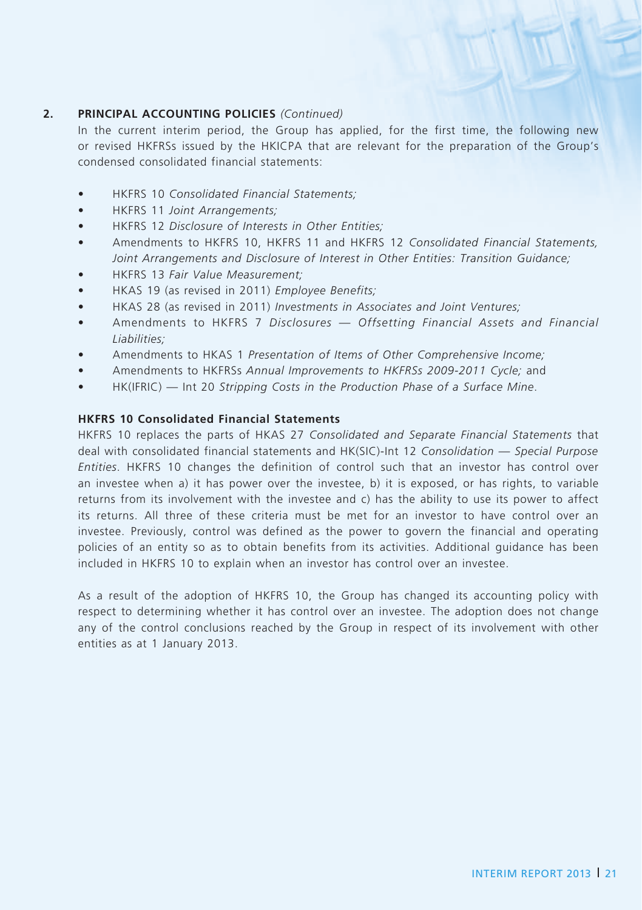## 2. PRINCIPAL ACCOUNTING POLICIES *(Continued)*

In the current interim period, the Group has applied, for the first time, the following new or revised HKFRSs issued by the HKICPA that are relevant for the preparation of the Group's condensed consolidated financial statements:

- HKFRS 10 *Consolidated Financial Statements;*
- HKFRS 11 *Joint Arrangements;*
- HKFRS 12 *Disclosure of Interests in Other Entities;*
- Amendments to HKFRS 10, HKFRS 11 and HKFRS 12 *Consolidated Financial Statements, Joint Arrangements and Disclosure of Interest in Other Entities: Transition Guidance;*
- HKFRS 13 *Fair Value Measurement;*
- HKAS 19 (as revised in 2011) *Employee Benefits;*
- HKAS 28 (as revised in 2011) *Investments in Associates and Joint Ventures;*
- Amendments to HKFRS 7 *Disclosures — Offsetting Financial Assets and Financial Liabilities;*
- Amendments to HKAS 1 *Presentation of Items of Other Comprehensive Income;*
- Amendments to HKFRSs *Annual Improvements to HKFRSs 2009-2011 Cycle;* and
- HK(IFRIC) — Int 20 *Stripping Costs in the Production Phase of a Surface Mine*.

### HKFRS 10 Consolidated Financial Statements

HKFRS 10 replaces the parts of HKAS 27 *Consolidated and Separate Financial Statements* that deal with consolidated financial statements and HK(SIC)-Int 12 *Consolidation — Special Purpose Entities*. HKFRS 10 changes the definition of control such that an investor has control over an investee when a) it has power over the investee, b) it is exposed, or has rights, to variable returns from its involvement with the investee and c) has the ability to use its power to affect its returns. All three of these criteria must be met for an investor to have control over an investee. Previously, control was defined as the power to govern the financial and operating policies of an entity so as to obtain benefits from its activities. Additional guidance has been included in HKFRS 10 to explain when an investor has control over an investee.

As a result of the adoption of HKFRS 10, the Group has changed its accounting policy with respect to determining whether it has control over an investee. The adoption does not change any of the control conclusions reached by the Group in respect of its involvement with other entities as at 1 January 2013.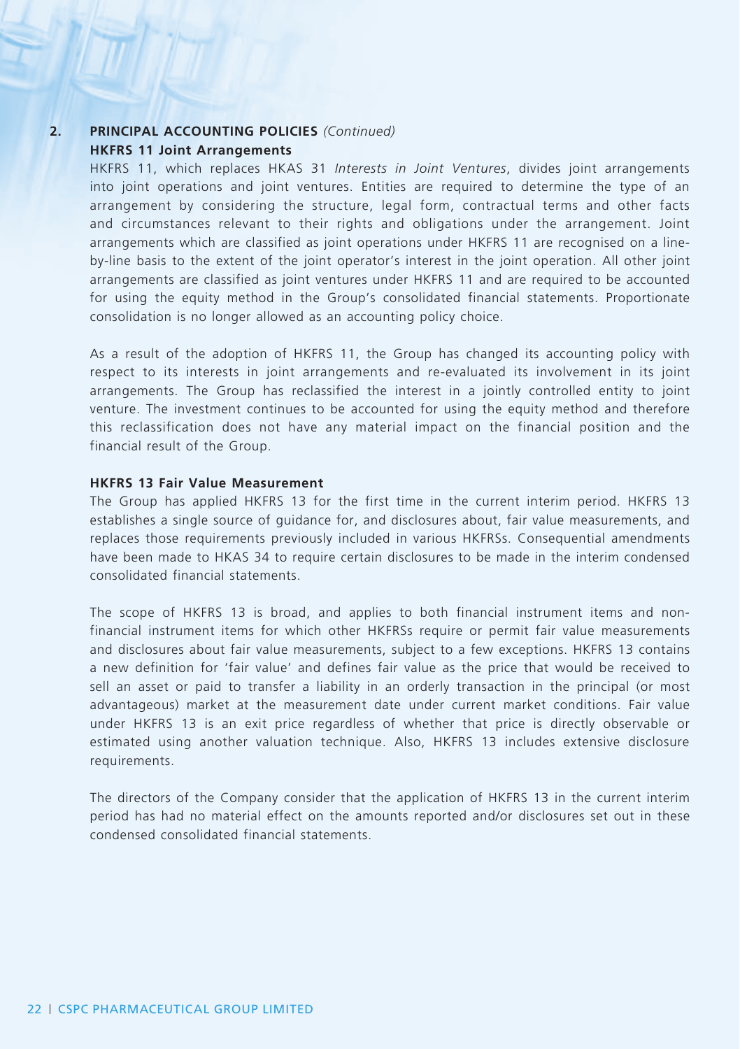## 2. PRINCIPAL ACCOUNTING POLICIES *(Continued)*

### HKFRS 11 Joint Arrangements

HKFRS 11, which replaces HKAS 31 *Interests in Joint Ventures*, divides joint arrangements into joint operations and joint ventures. Entities are required to determine the type of an arrangement by considering the structure, legal form, contractual terms and other facts and circumstances relevant to their rights and obligations under the arrangement. Joint arrangements which are classified as joint operations under HKFRS 11 are recognised on a line-by-line basis to the extent of the joint operator's interest in the joint operation. All other joint arrangements are classified as joint ventures under HKFRS 11 and are required to be accounted for using the equity method in the Group's consolidated financial statements. Proportionate consolidation is no longer allowed as an accounting policy choice.

As a result of the adoption of HKFRS 11, the Group has changed its accounting policy with respect to its interests in joint arrangements and re-evaluated its involvement in its joint arrangements. The Group has reclassified the interest in a jointly controlled entity to joint venture. The investment continues to be accounted for using the equity method and therefore this reclassification does not have any material impact on the financial position and the financial result of the Group.

### HKFRS 13 Fair Value Measurement

The Group has applied HKFRS 13 for the first time in the current interim period. HKFRS 13 establishes a single source of guidance for, and disclosures about, fair value measurements, and replaces those requirements previously included in various HKFRSs. Consequential amendments have been made to HKAS 34 to require certain disclosures to be made in the interim condensed consolidated financial statements.

The scope of HKFRS 13 is broad, and applies to both financial instrument items and non-financial instrument items for which other HKFRSs require or permit fair value measurements and disclosures about fair value measurements, subject to a few exceptions. HKFRS 13 contains a new definition for 'fair value' and defines fair value as the price that would be received to sell an asset or paid to transfer a liability in an orderly transaction in the principal (or most advantageous) market at the measurement date under current market conditions. Fair value under HKFRS 13 is an exit price regardless of whether that price is directly observable or estimated using another valuation technique. Also, HKFRS 13 includes extensive disclosure requirements.

The directors of the Company consider that the application of HKFRS 13 in the current interim period has had no material effect on the amounts reported and/or disclosures set out in these condensed consolidated financial statements.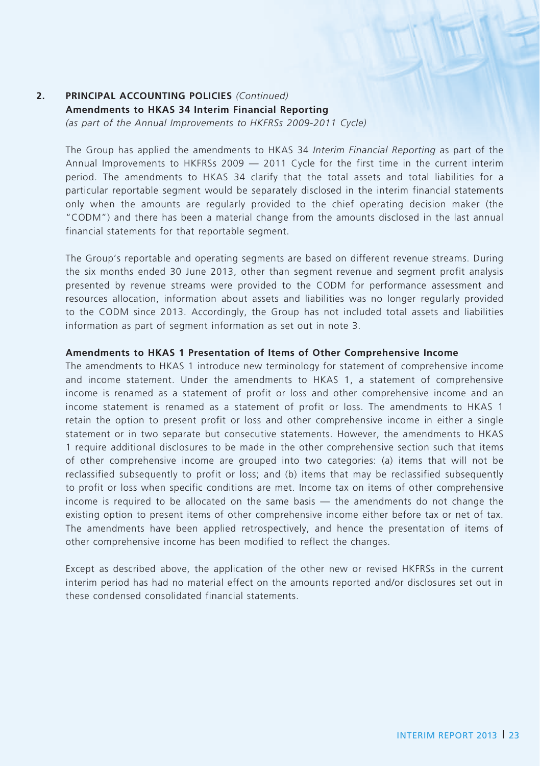## 2. PRINCIPAL ACCOUNTING POLICIES *(Continued)*

### Amendments to HKAS 34 Interim Financial Reporting

*(as part of the Annual Improvements to HKFRSs 2009-2011 Cycle)*

The Group has applied the amendments to HKAS 34 *Interim Financial Reporting* as part of the Annual Improvements to HKFRSs 2009 — 2011 Cycle for the first time in the current interim period. The amendments to HKAS 34 clarify that the total assets and total liabilities for a particular reportable segment would be separately disclosed in the interim financial statements only when the amounts are regularly provided to the chief operating decision maker (the "CODM") and there has been a material change from the amounts disclosed in the last annual financial statements for that reportable segment.

The Group's reportable and operating segments are based on different revenue streams. During the six months ended 30 June 2013, other than segment revenue and segment profit analysis presented by revenue streams were provided to the CODM for performance assessment and resources allocation, information about assets and liabilities was no longer regularly provided to the CODM since 2013. Accordingly, the Group has not included total assets and liabilities information as part of segment information as set out in note 3.

### Amendments to HKAS 1 Presentation of Items of Other Comprehensive Income

The amendments to HKAS 1 introduce new terminology for statement of comprehensive income and income statement. Under the amendments to HKAS 1, a statement of comprehensive income is renamed as a statement of profit or loss and other comprehensive income and an income statement is renamed as a statement of profit or loss. The amendments to HKAS 1 retain the option to present profit or loss and other comprehensive income in either a single statement or in two separate but consecutive statements. However, the amendments to HKAS 1 require additional disclosures to be made in the other comprehensive section such that items of other comprehensive income are grouped into two categories: (a) items that will not be reclassified subsequently to profit or loss; and (b) items that may be reclassified subsequently to profit or loss when specific conditions are met. Income tax on items of other comprehensive income is required to be allocated on the same basis — the amendments do not change the existing option to present items of other comprehensive income either before tax or net of tax. The amendments have been applied retrospectively, and hence the presentation of items of other comprehensive income has been modified to reflect the changes.

Except as described above, the application of the other new or revised HKFRSs in the current interim period has had no material effect on the amounts reported and/or disclosures set out in these condensed consolidated financial statements.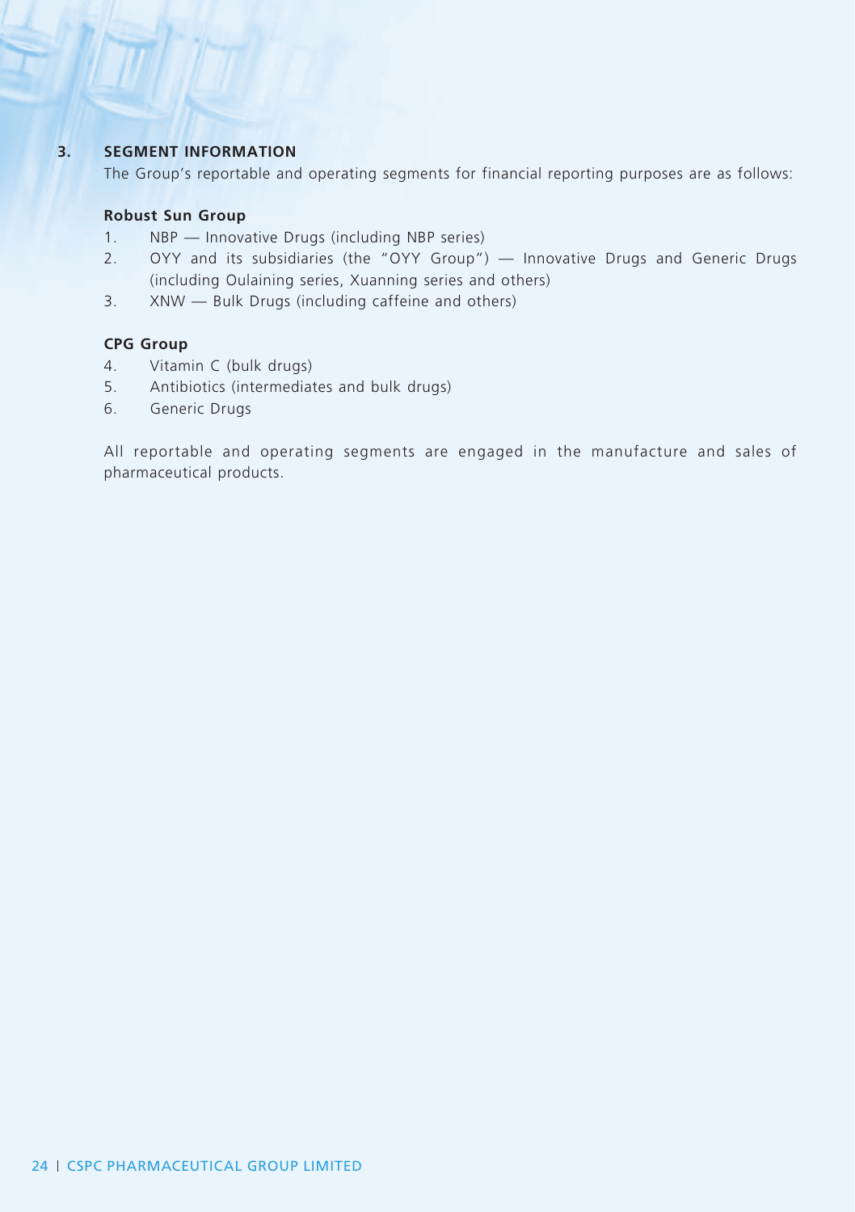## 3. SEGMENT INFORMATION

The Group's reportable and operating segments for financial reporting purposes are as follows:

**Robust Sun Group**

1. NBP — Innovative Drugs (including NBP series)
2. OYY and its subsidiaries (the "OYY Group") — Innovative Drugs and Generic Drugs (including Oulaining series, Xuanning series and others)
3. XNW — Bulk Drugs (including caffeine and others)

**CPG Group**

4. Vitamin C (bulk drugs)
5. Antibiotics (intermediates and bulk drugs)
6. Generic Drugs

All reportable and operating segments are engaged in the manufacture and sales of pharmaceutical products.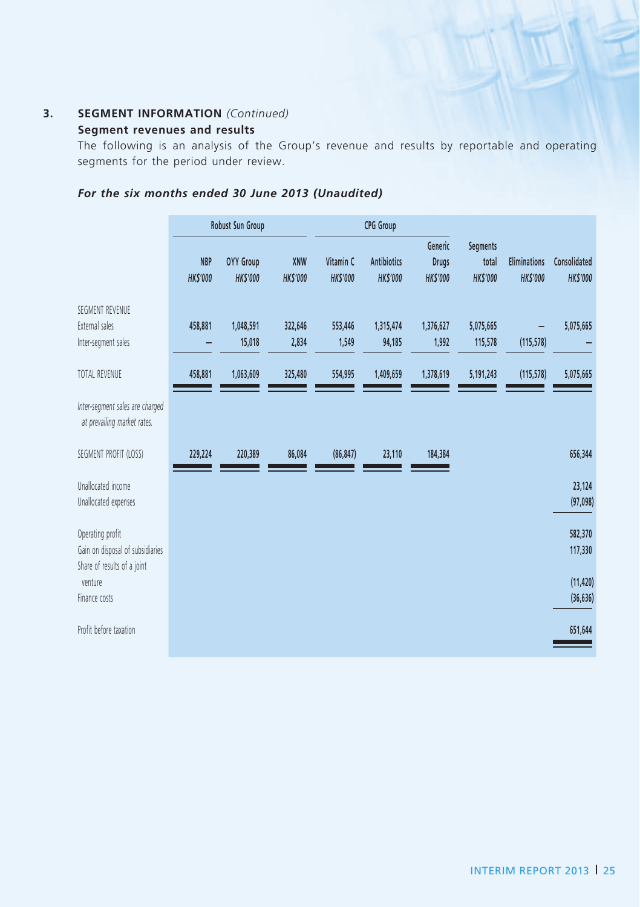## 3. SEGMENT INFORMATION *(Continued)*

### Segment revenues and results

The following is an analysis of the Group's revenue and results by reportable and operating segments for the period under review.

### *For the six months ended 30 June 2013 (Unaudited)*

| | Robust Sun Group | | | CPG Group | | | | | |
|---|---|---|---|---|---|---|---|---|---|
| | NBP | OYY Group | XNW | Vitamin C | Antibiotics | Generic Drugs | Segments total | Eliminations | Consolidated |
| | *HK$'000* | *HK$'000* | *HK$'000* | *HK$'000* | *HK$'000* | *HK$'000* | *HK$'000* | *HK$'000* | *HK$'000* |
| SEGMENT REVENUE | | | | | | | | | |
| External sales | 458,881 | 1,048,591 | 322,646 | 553,446 | 1,315,474 | 1,376,627 | 5,075,665 | – | 5,075,665 |
| Inter-segment sales | – | 15,018 | 2,834 | 1,549 | 94,185 | 1,992 | 115,578 | (115,578) | – |
| TOTAL REVENUE | 458,881 | 1,063,609 | 325,480 | 554,995 | 1,409,659 | 1,378,619 | 5,191,243 | (115,578) | 5,075,665 |
| *Inter-segment sales are charged at prevailing market rates.* | | | | | | | | | |
| SEGMENT PROFIT (LOSS) | 229,224 | 220,389 | 86,084 | (86,847) | 23,110 | 184,384 | | | 656,344 |
| Unallocated income | | | | | | | | | 23,124 |
| Unallocated expenses | | | | | | | | | (97,098) |
| Operating profit | | | | | | | | | 582,370 |
| Gain on disposal of subsidiaries | | | | | | | | | 117,330 |
| Share of results of a joint venture | | | | | | | | | (11,420) |
| Finance costs | | | | | | | | | (36,636) |
| Profit before taxation | | | | | | | | | 651,644 |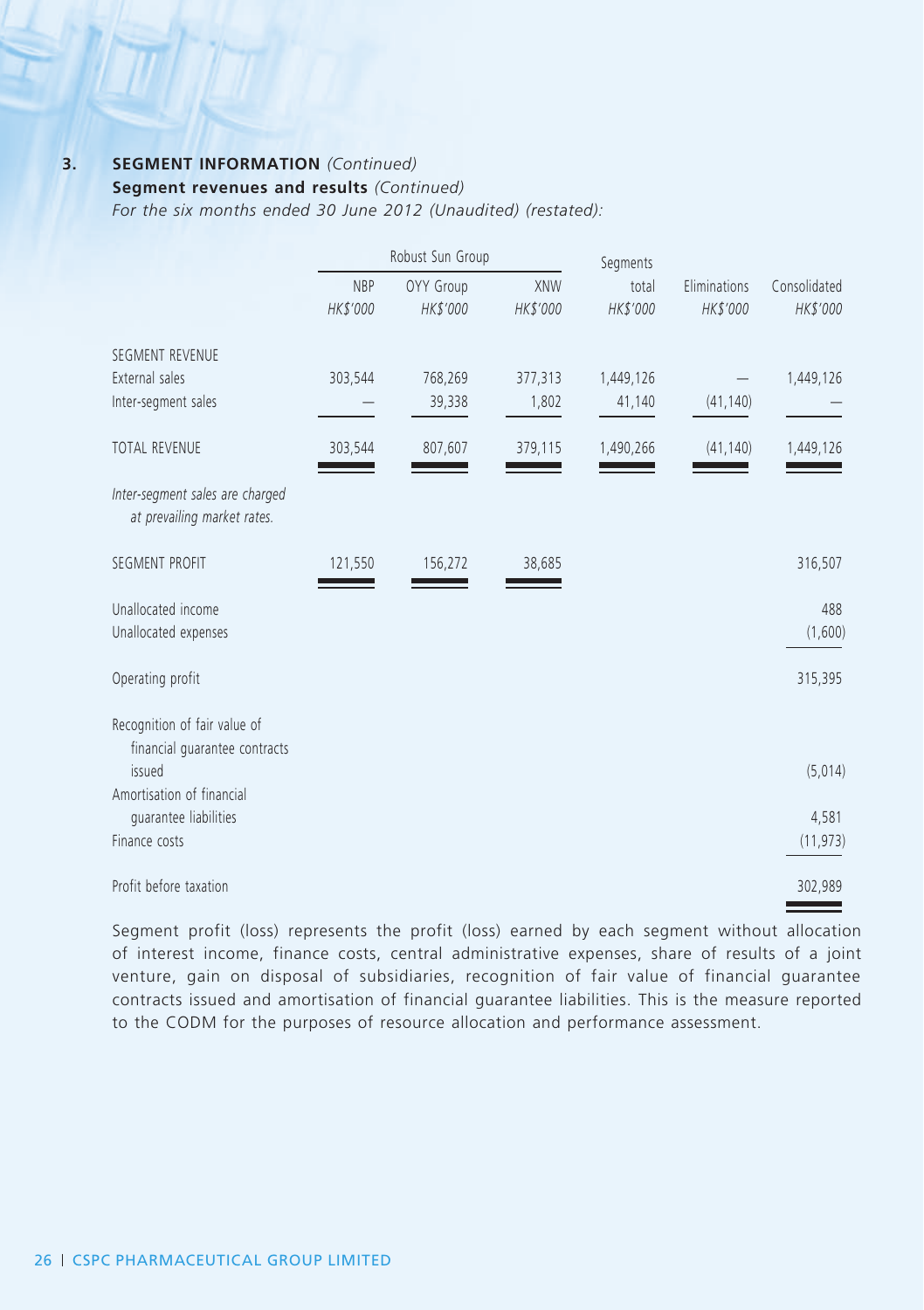## 3. SEGMENT INFORMATION *(Continued)*

### Segment revenues and results *(Continued)*

*For the six months ended 30 June 2012 (Unaudited) (restated):*

| | Robust Sun Group | | | Segments | | |
|---|---|---|---|---|---|---|
| | NBP | OYY Group | XNW | total | Eliminations | Consolidated |
| | *HK$'000* | *HK$'000* | *HK$'000* | *HK$'000* | *HK$'000* | *HK$'000* |
| SEGMENT REVENUE | | | | | | |
| External sales | 303,544 | 768,269 | 377,313 | 1,449,126 | — | 1,449,126 |
| Inter-segment sales | — | 39,338 | 1,802 | 41,140 | (41,140) | — |
| TOTAL REVENUE | 303,544 | 807,607 | 379,115 | 1,490,266 | (41,140) | 1,449,126 |
| *Inter-segment sales are charged at prevailing market rates.* | | | | | | |
| SEGMENT PROFIT | 121,550 | 156,272 | 38,685 | | | 316,507 |
| Unallocated income | | | | | | 488 |
| Unallocated expenses | | | | | | (1,600) |
| Operating profit | | | | | | 315,395 |
| Recognition of fair value of financial guarantee contracts issued | | | | | | (5,014) |
| Amortisation of financial guarantee liabilities | | | | | | 4,581 |
| Finance costs | | | | | | (11,973) |
| Profit before taxation | | | | | | 302,989 |

Segment profit (loss) represents the profit (loss) earned by each segment without allocation of interest income, finance costs, central administrative expenses, share of results of a joint venture, gain on disposal of subsidiaries, recognition of fair value of financial guarantee contracts issued and amortisation of financial guarantee liabilities. This is the measure reported to the CODM for the purposes of resource allocation and performance assessment.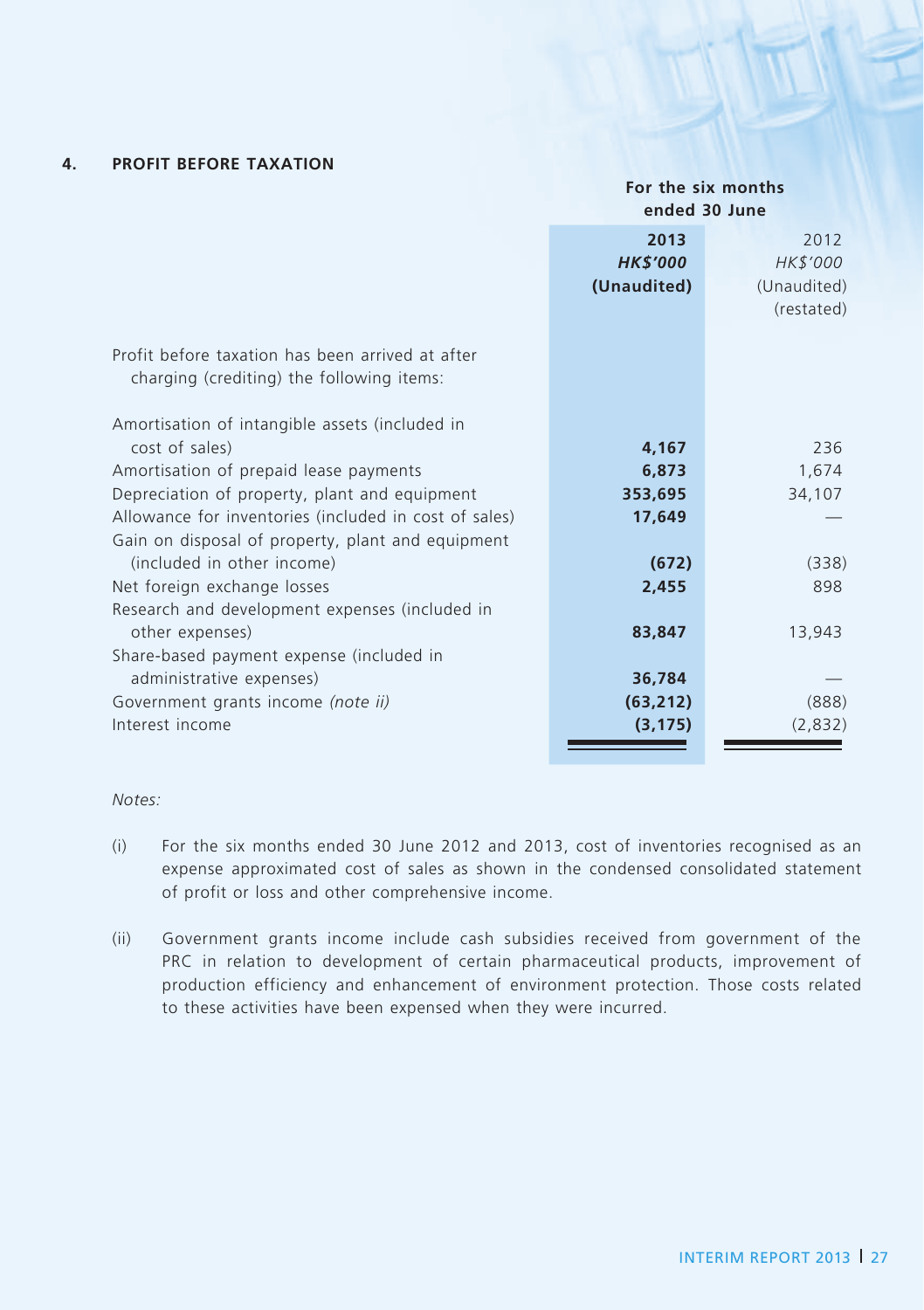## 4. PROFIT BEFORE TAXATION

| | For the six months ended 30 June | |
|---|---|---|
| | **2013** | 2012 |
| | ***HK$'000*** | *HK$'000* |
| | **(Unaudited)** | (Unaudited) |
| | | (restated) |
| Profit before taxation has been arrived at after charging (crediting) the following items: | | |
| Amortisation of intangible assets (included in cost of sales) | **4,167** | 236 |
| Amortisation of prepaid lease payments | **6,873** | 1,674 |
| Depreciation of property, plant and equipment | **353,695** | 34,107 |
| Allowance for inventories (included in cost of sales) | **17,649** | — |
| Gain on disposal of property, plant and equipment (included in other income) | **(672)** | (338) |
| Net foreign exchange losses | **2,455** | 898 |
| Research and development expenses (included in other expenses) | **83,847** | 13,943 |
| Share-based payment expense (included in administrative expenses) | **36,784** | — |
| Government grants income *(note ii)* | **(63,212)** | (888) |
| Interest income | **(3,175)** | (2,832) |

*Notes:*

(i) For the six months ended 30 June 2012 and 2013, cost of inventories recognised as an expense approximated cost of sales as shown in the condensed consolidated statement of profit or loss and other comprehensive income.

(ii) Government grants income include cash subsidies received from government of the PRC in relation to development of certain pharmaceutical products, improvement of production efficiency and enhancement of environment protection. Those costs related to these activities have been expensed when they were incurred.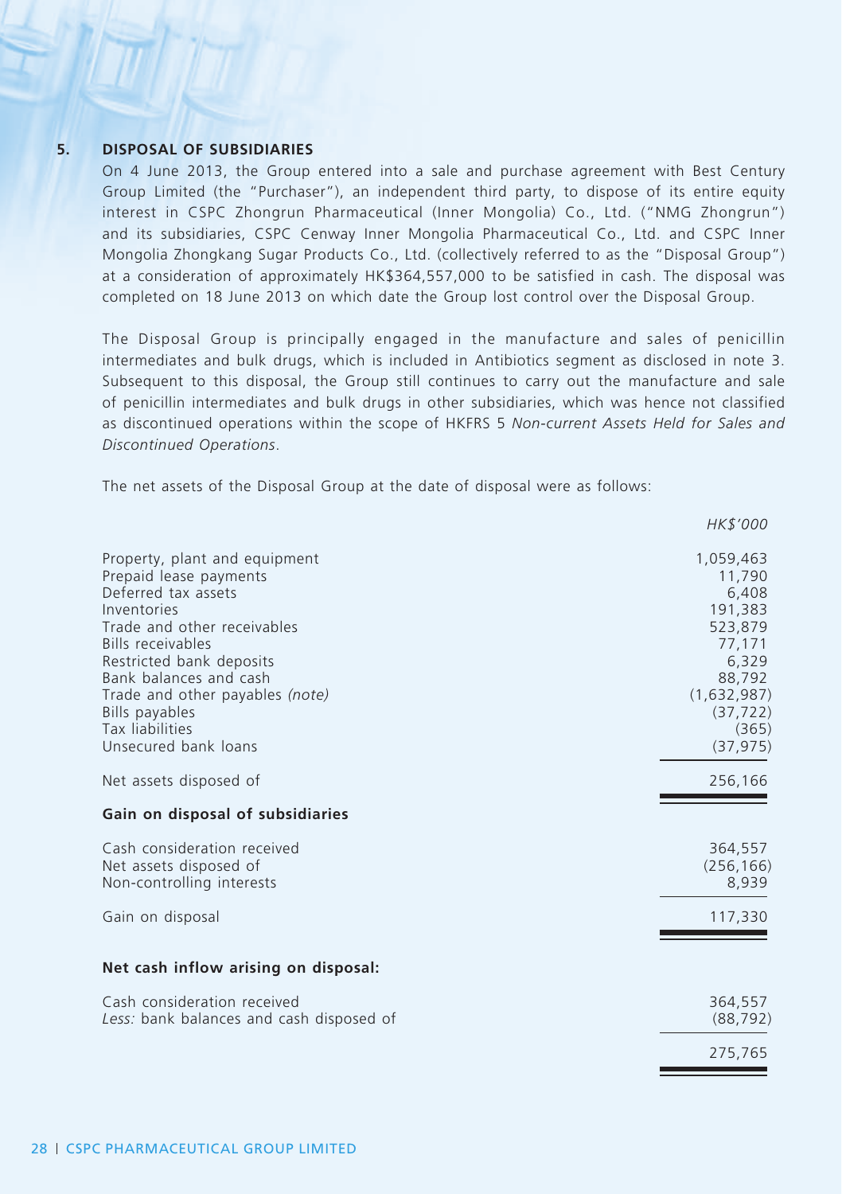## 5. DISPOSAL OF SUBSIDIARIES

On 4 June 2013, the Group entered into a sale and purchase agreement with Best Century Group Limited (the "Purchaser"), an independent third party, to dispose of its entire equity interest in CSPC Zhongrun Pharmaceutical (Inner Mongolia) Co., Ltd. ("NMG Zhongrun") and its subsidiaries, CSPC Cenway Inner Mongolia Pharmaceutical Co., Ltd. and CSPC Inner Mongolia Zhongkang Sugar Products Co., Ltd. (collectively referred to as the "Disposal Group") at a consideration of approximately HK$364,557,000 to be satisfied in cash. The disposal was completed on 18 June 2013 on which date the Group lost control over the Disposal Group.

The Disposal Group is principally engaged in the manufacture and sales of penicillin intermediates and bulk drugs, which is included in Antibiotics segment as disclosed in note 3. Subsequent to this disposal, the Group still continues to carry out the manufacture and sale of penicillin intermediates and bulk drugs in other subsidiaries, which was hence not classified as discontinued operations within the scope of HKFRS 5 *Non-current Assets Held for Sales and Discontinued Operations*.

The net assets of the Disposal Group at the date of disposal were as follows:

| | *HK$'000* |
|---|---|
| Property, plant and equipment | 1,059,463 |
| Prepaid lease payments | 11,790 |
| Deferred tax assets | 6,408 |
| Inventories | 191,383 |
| Trade and other receivables | 523,879 |
| Bills receivables | 77,171 |
| Restricted bank deposits | 6,329 |
| Bank balances and cash | 88,792 |
| Trade and other payables *(note)* | (1,632,987) |
| Bills payables | (37,722) |
| Tax liabilities | (365) |
| Unsecured bank loans | (37,975) |
| Net assets disposed of | 256,166 |
| **Gain on disposal of subsidiaries** | |
| Cash consideration received | 364,557 |
| Net assets disposed of | (256,166) |
| Non-controlling interests | 8,939 |
| Gain on disposal | 117,330 |
| **Net cash inflow arising on disposal:** | |
| Cash consideration received | 364,557 |
| *Less:* bank balances and cash disposed of | (88,792) |
| | 275,765 |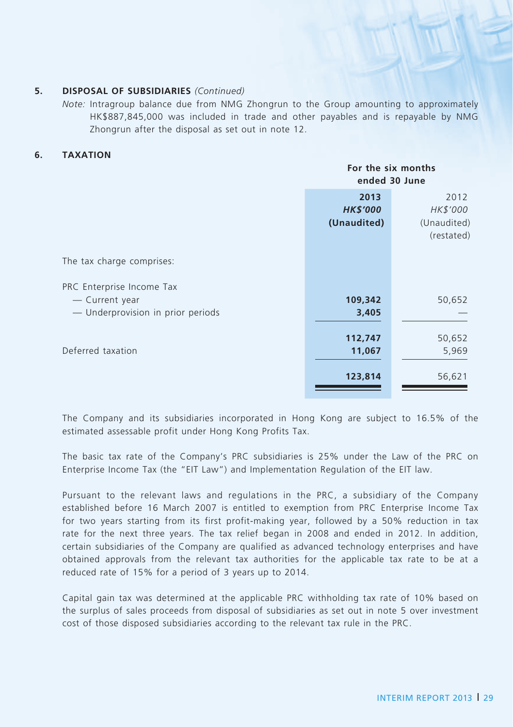## 5. DISPOSAL OF SUBSIDIARIES *(Continued)*

*Note:* Intragroup balance due from NMG Zhongrun to the Group amounting to approximately HK$887,845,000 was included in trade and other payables and is repayable by NMG Zhongrun after the disposal as set out in note 12.

## 6. TAXATION

| | For the six months ended 30 June | |
|---|---|---|
| | **2013** | 2012 |
| | ***HK$'000*** | *HK$'000* |
| | **(Unaudited)** | (Unaudited) (restated) |
| The tax charge comprises: | | |
| PRC Enterprise Income Tax | | |
| — Current year | **109,342** | 50,652 |
| — Underprovision in prior periods | **3,405** | — |
| | **112,747** | 50,652 |
| Deferred taxation | **11,067** | 5,969 |
| | **123,814** | 56,621 |

The Company and its subsidiaries incorporated in Hong Kong are subject to 16.5% of the estimated assessable profit under Hong Kong Profits Tax.

The basic tax rate of the Company's PRC subsidiaries is 25% under the Law of the PRC on Enterprise Income Tax (the "EIT Law") and Implementation Regulation of the EIT law.

Pursuant to the relevant laws and regulations in the PRC, a subsidiary of the Company established before 16 March 2007 is entitled to exemption from PRC Enterprise Income Tax for two years starting from its first profit-making year, followed by a 50% reduction in tax rate for the next three years. The tax relief began in 2008 and ended in 2012. In addition, certain subsidiaries of the Company are qualified as advanced technology enterprises and have obtained approvals from the relevant tax authorities for the applicable tax rate to be at a reduced rate of 15% for a period of 3 years up to 2014.

Capital gain tax was determined at the applicable PRC withholding tax rate of 10% based on the surplus of sales proceeds from disposal of subsidiaries as set out in note 5 over investment cost of those disposed subsidiaries according to the relevant tax rule in the PRC.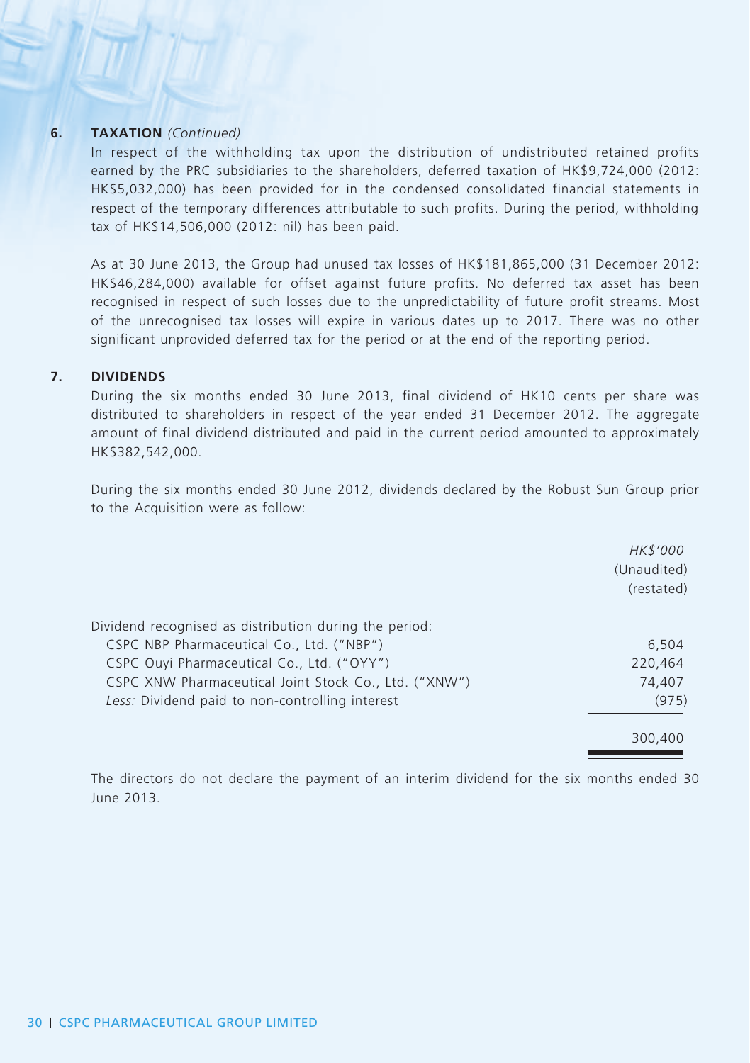## 6. TAXATION *(Continued)*

In respect of the withholding tax upon the distribution of undistributed retained profits earned by the PRC subsidiaries to the shareholders, deferred taxation of HK$9,724,000 (2012: HK$5,032,000) has been provided for in the condensed consolidated financial statements in respect of the temporary differences attributable to such profits. During the period, withholding tax of HK$14,506,000 (2012: nil) has been paid.

As at 30 June 2013, the Group had unused tax losses of HK$181,865,000 (31 December 2012: HK$46,284,000) available for offset against future profits. No deferred tax asset has been recognised in respect of such losses due to the unpredictability of future profit streams. Most of the unrecognised tax losses will expire in various dates up to 2017. There was no other significant unprovided deferred tax for the period or at the end of the reporting period.

## 7. DIVIDENDS

During the six months ended 30 June 2013, final dividend of HK10 cents per share was distributed to shareholders in respect of the year ended 31 December 2012. The aggregate amount of final dividend distributed and paid in the current period amounted to approximately HK$382,542,000.

During the six months ended 30 June 2012, dividends declared by the Robust Sun Group prior to the Acquisition were as follow:

| | *HK$'000* (Unaudited) (restated) |
|---|---|
| Dividend recognised as distribution during the period: | |
| CSPC NBP Pharmaceutical Co., Ltd. ("NBP") | 6,504 |
| CSPC Ouyi Pharmaceutical Co., Ltd. ("OYY") | 220,464 |
| CSPC XNW Pharmaceutical Joint Stock Co., Ltd. ("XNW") | 74,407 |
| *Less:* Dividend paid to non-controlling interest | (975) |
| | 300,400 |

The directors do not declare the payment of an interim dividend for the six months ended 30 June 2013.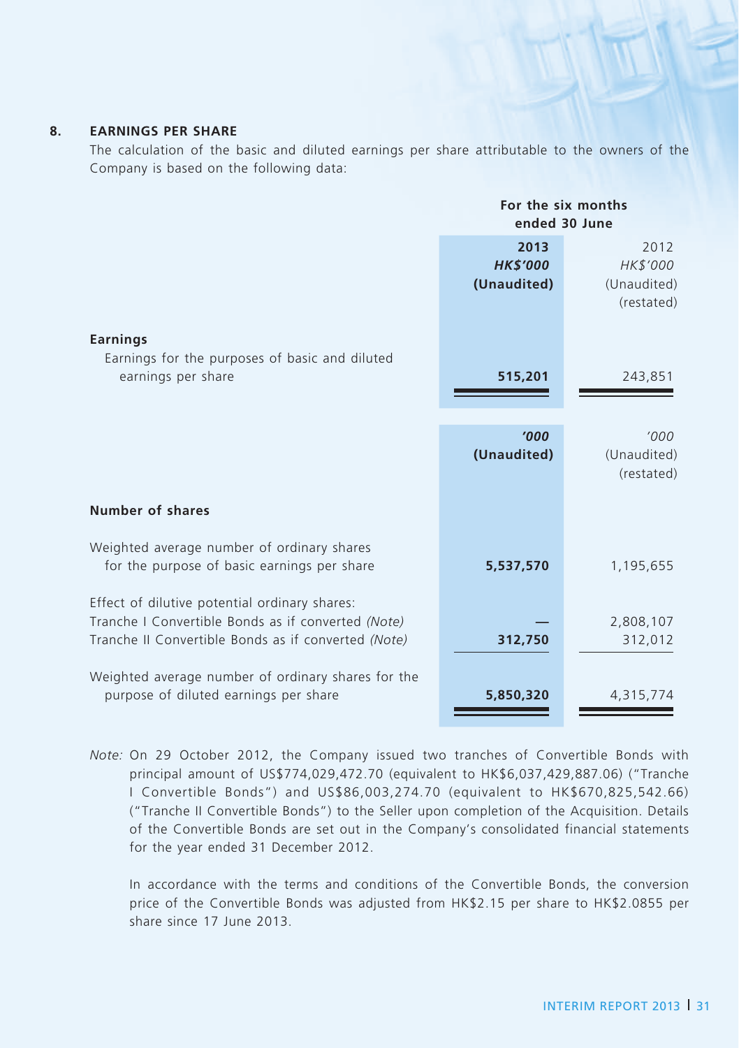## 8. EARNINGS PER SHARE

The calculation of the basic and diluted earnings per share attributable to the owners of the Company is based on the following data:

| | For the six months ended 30 June | |
|---|---|---|
| | **2013** | 2012 |
| | ***HK$'000*** | *HK$'000* |
| | **(Unaudited)** | (Unaudited) |
| | | (restated) |
| **Earnings** | | |
| Earnings for the purposes of basic and diluted earnings per share | **515,201** | 243,851 |
| | ***'000*** | *'000* |
| | **(Unaudited)** | (Unaudited) |
| | | (restated) |
| **Number of shares** | | |
| Weighted average number of ordinary shares for the purpose of basic earnings per share | **5,537,570** | 1,195,655 |
| Effect of dilutive potential ordinary shares: | | |
| Tranche I Convertible Bonds as if converted *(Note)* | **—** | 2,808,107 |
| Tranche II Convertible Bonds as if converted *(Note)* | **312,750** | 312,012 |
| Weighted average number of ordinary shares for the purpose of diluted earnings per share | **5,850,320** | 4,315,774 |

*Note:* On 29 October 2012, the Company issued two tranches of Convertible Bonds with principal amount of US$774,029,472.70 (equivalent to HK$6,037,429,887.06) ("Tranche I Convertible Bonds") and US$86,003,274.70 (equivalent to HK$670,825,542.66) ("Tranche II Convertible Bonds") to the Seller upon completion of the Acquisition. Details of the Convertible Bonds are set out in the Company's consolidated financial statements for the year ended 31 December 2012.

In accordance with the terms and conditions of the Convertible Bonds, the conversion price of the Convertible Bonds was adjusted from HK$2.15 per share to HK$2.0855 per share since 17 June 2013.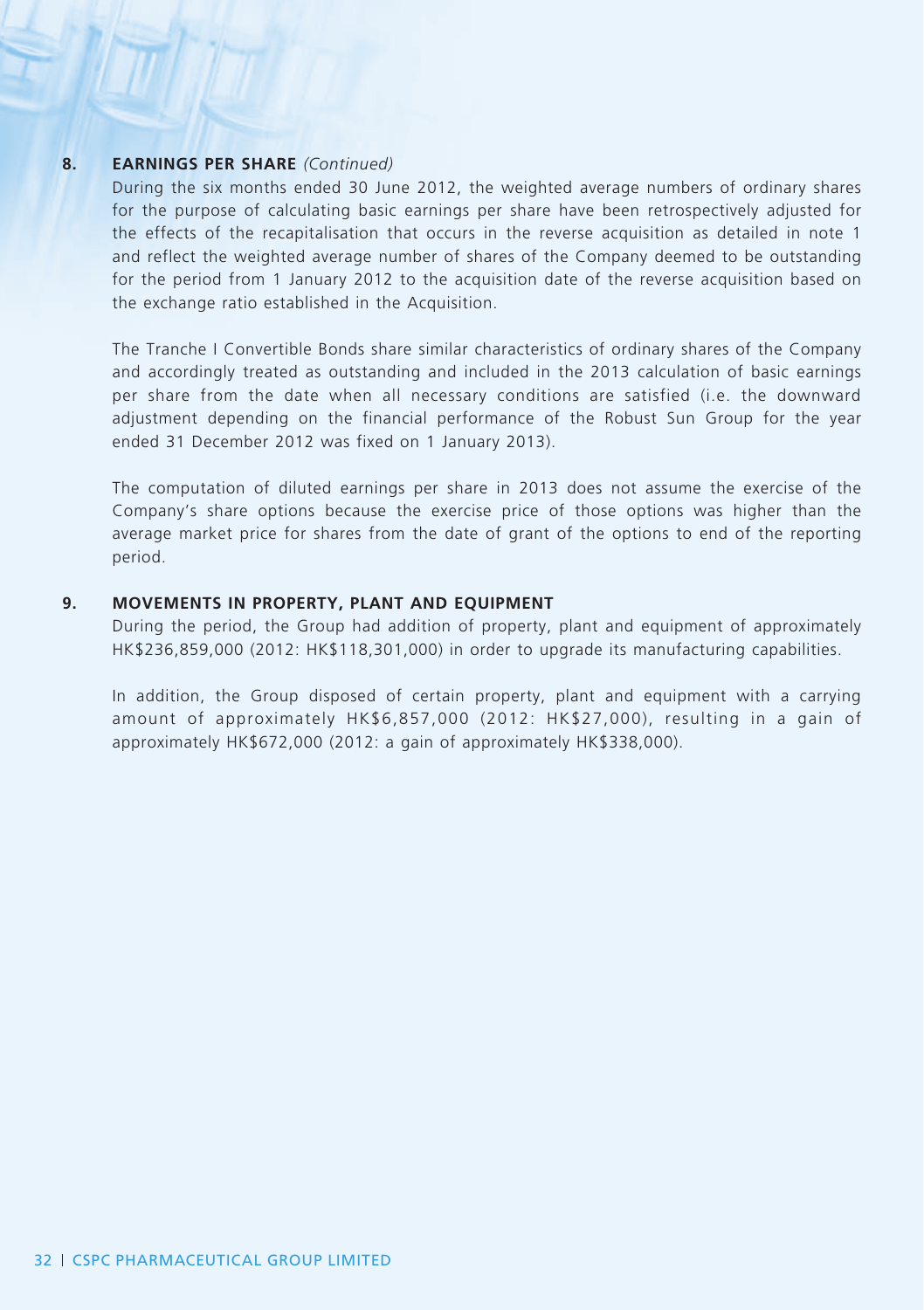## 8. EARNINGS PER SHARE *(Continued)*

During the six months ended 30 June 2012, the weighted average numbers of ordinary shares for the purpose of calculating basic earnings per share have been retrospectively adjusted for the effects of the recapitalisation that occurs in the reverse acquisition as detailed in note 1 and reflect the weighted average number of shares of the Company deemed to be outstanding for the period from 1 January 2012 to the acquisition date of the reverse acquisition based on the exchange ratio established in the Acquisition.

The Tranche I Convertible Bonds share similar characteristics of ordinary shares of the Company and accordingly treated as outstanding and included in the 2013 calculation of basic earnings per share from the date when all necessary conditions are satisfied (i.e. the downward adjustment depending on the financial performance of the Robust Sun Group for the year ended 31 December 2012 was fixed on 1 January 2013).

The computation of diluted earnings per share in 2013 does not assume the exercise of the Company's share options because the exercise price of those options was higher than the average market price for shares from the date of grant of the options to end of the reporting period.

## 9. MOVEMENTS IN PROPERTY, PLANT AND EQUIPMENT

During the period, the Group had addition of property, plant and equipment of approximately HK$236,859,000 (2012: HK$118,301,000) in order to upgrade its manufacturing capabilities.

In addition, the Group disposed of certain property, plant and equipment with a carrying amount of approximately HK$6,857,000 (2012: HK$27,000), resulting in a gain of approximately HK$672,000 (2012: a gain of approximately HK$338,000).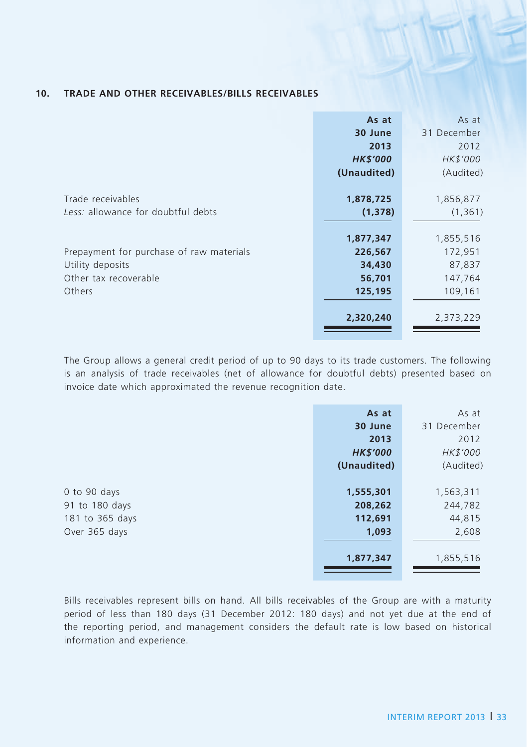## 10. TRADE AND OTHER RECEIVABLES/BILLS RECEIVABLES

| | **As at 30 June 2013** *HK$'000* **(Unaudited)** | As at 31 December 2012 *HK$'000* (Audited) |
|---|---|---|
| Trade receivables | **1,878,725** | 1,856,877 |
| *Less:* allowance for doubtful debts | **(1,378)** | (1,361) |
| | **1,877,347** | 1,855,516 |
| Prepayment for purchase of raw materials | **226,567** | 172,951 |
| Utility deposits | **34,430** | 87,837 |
| Other tax recoverable | **56,701** | 147,764 |
| Others | **125,195** | 109,161 |
| | **2,320,240** | 2,373,229 |

The Group allows a general credit period of up to 90 days to its trade customers. The following is an analysis of trade receivables (net of allowance for doubtful debts) presented based on invoice date which approximated the revenue recognition date.

| | **As at 30 June 2013** *HK$'000* **(Unaudited)** | As at 31 December 2012 *HK$'000* (Audited) |
|---|---|---|
| 0 to 90 days | **1,555,301** | 1,563,311 |
| 91 to 180 days | **208,262** | 244,782 |
| 181 to 365 days | **112,691** | 44,815 |
| Over 365 days | **1,093** | 2,608 |
| | **1,877,347** | 1,855,516 |

Bills receivables represent bills on hand. All bills receivables of the Group are with a maturity period of less than 180 days (31 December 2012: 180 days) and not yet due at the end of the reporting period, and management considers the default rate is low based on historical information and experience.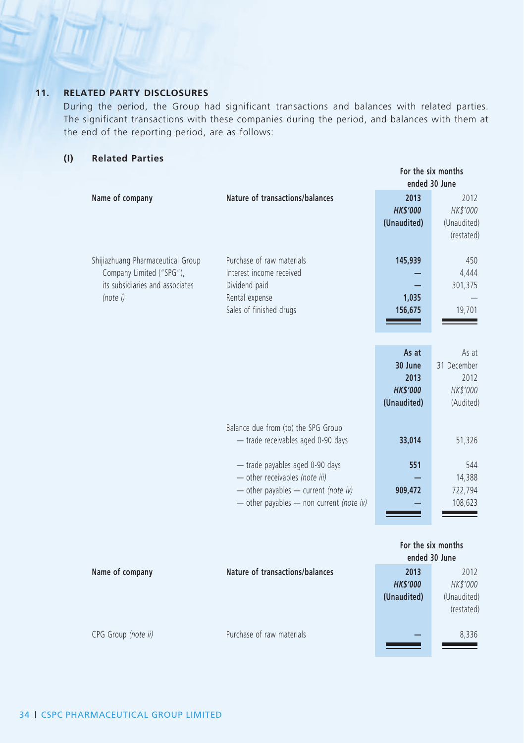## 11. RELATED PARTY DISCLOSURES

During the period, the Group had significant transactions and balances with related parties. The significant transactions with these companies during the period, and balances with them at the end of the reporting period, are as follows:

### (I) Related Parties

| Name of company | Nature of transactions/balances | For the six months ended 30 June | |
|---|---|---|---|
| | | **2013** | 2012 |
| | | ***HK$'000*** | *HK$'000* |
| | | **(Unaudited)** | (Unaudited) (restated) |
| Shijiazhuang Pharmaceutical Group Company Limited ("SPG"), its subsidiaries and associates *(note i)* | Purchase of raw materials | **145,939** | 450 |
| | Interest income received | **—** | 4,444 |
| | Dividend paid | **—** | 301,375 |
| | Rental expense | **1,035** | — |
| | Sales of finished drugs | **156,675** | 19,701 |

| | | **As at 30 June 2013** | As at 31 December 2012 |
|---|---|---|---|
| | | ***HK$'000*** | *HK$'000* |
| | | **(Unaudited)** | (Audited) |
| | Balance due from (to) the SPG Group | | |
| | — trade receivables aged 0-90 days | **33,014** | 51,326 |
| | — trade payables aged 0-90 days | **551** | 544 |
| | — other receivables *(note iii)* | **—** | 14,388 |
| | — other payables — current *(note iv)* | **909,472** | 722,794 |
| | — other payables — non current *(note iv)* | **—** | 108,623 |

| Name of company | Nature of transactions/balances | For the six months ended 30 June | |
|---|---|---|---|
| | | **2013** | 2012 |
| | | ***HK$'000*** | *HK$'000* |
| | | **(Unaudited)** | (Unaudited) (restated) |
| CPG Group *(note ii)* | Purchase of raw materials | **—** | 8,336 |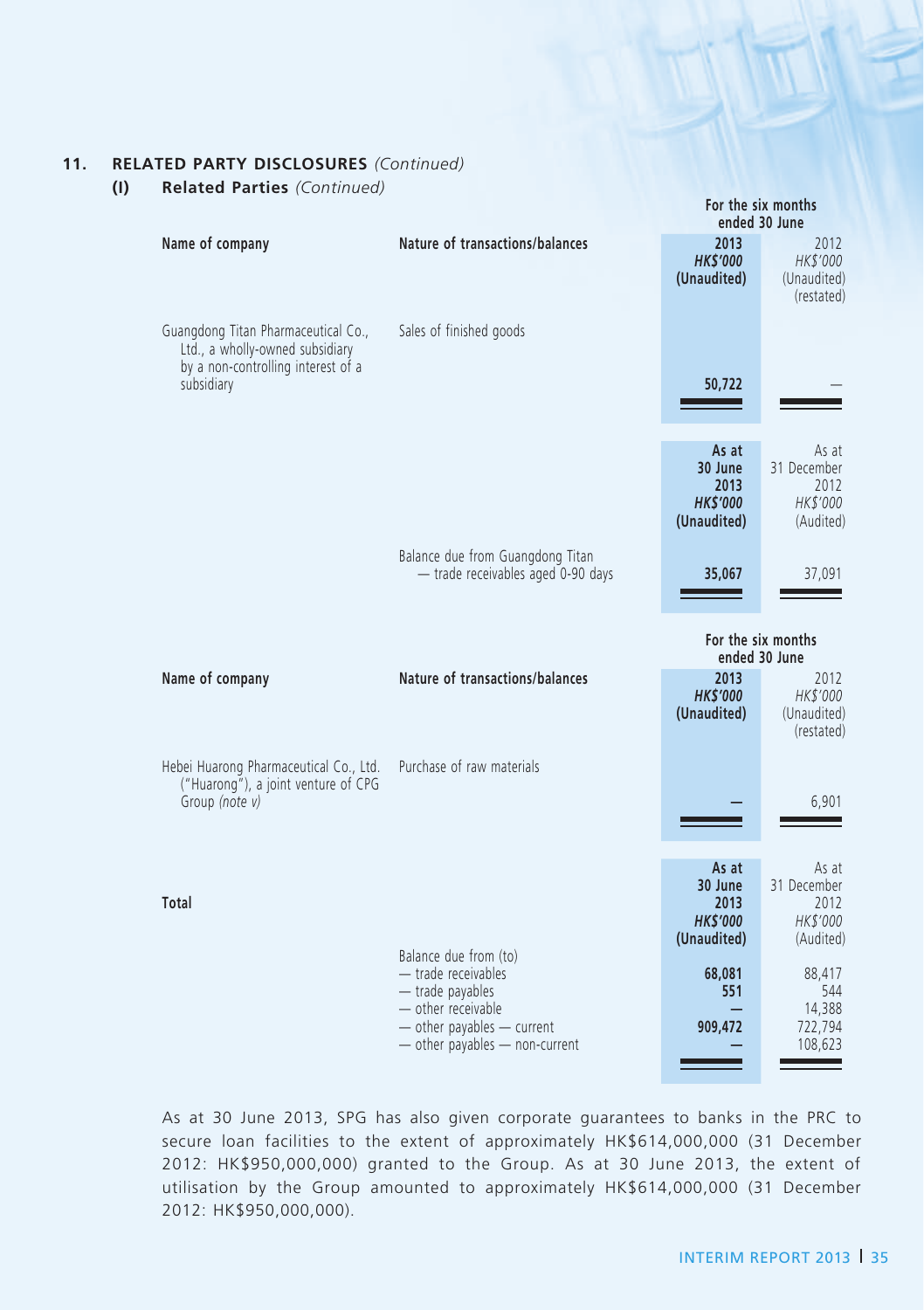## 11. RELATED PARTY DISCLOSURES *(Continued)*

### (I) Related Parties *(Continued)*

| Name of company | Nature of transactions/balances | For the six months ended 30 June 2013 HK$'000 (Unaudited) | For the six months ended 30 June 2012 HK$'000 (Unaudited) (restated) |
|---|---|---|---|
| Guangdong Titan Pharmaceutical Co., Ltd., a wholly-owned subsidiary by a non-controlling interest of a subsidiary | Sales of finished goods | 50,722 | — |

| | | As at 30 June 2013 HK$'000 (Unaudited) | As at 31 December 2012 HK$'000 (Audited) |
|---|---|---|---|
| | Balance due from Guangdong Titan — trade receivables aged 0-90 days | 35,067 | 37,091 |

| Name of company | Nature of transactions/balances | For the six months ended 30 June 2013 HK$'000 (Unaudited) | For the six months ended 30 June 2012 HK$'000 (Unaudited) (restated) |
|---|---|---|---|
| Hebei Huarong Pharmaceutical Co., Ltd. ("Huarong"), a joint venture of CPG Group *(note v)* | Purchase of raw materials | — | 6,901 |

| | | As at 30 June 2013 HK$'000 (Unaudited) | As at 31 December 2012 HK$'000 (Audited) |
|---|---|---|---|
| **Total** | Balance due from (to) | | |
| | — trade receivables | 68,081 | 88,417 |
| | — trade payables | 551 | 544 |
| | — other receivable | — | 14,388 |
| | — other payables — current | 909,472 | 722,794 |
| | — other payables — non-current | — | 108,623 |

As at 30 June 2013, SPG has also given corporate guarantees to banks in the PRC to secure loan facilities to the extent of approximately HK$614,000,000 (31 December 2012: HK$950,000,000) granted to the Group. As at 30 June 2013, the extent of utilisation by the Group amounted to approximately HK$614,000,000 (31 December 2012: HK$950,000,000).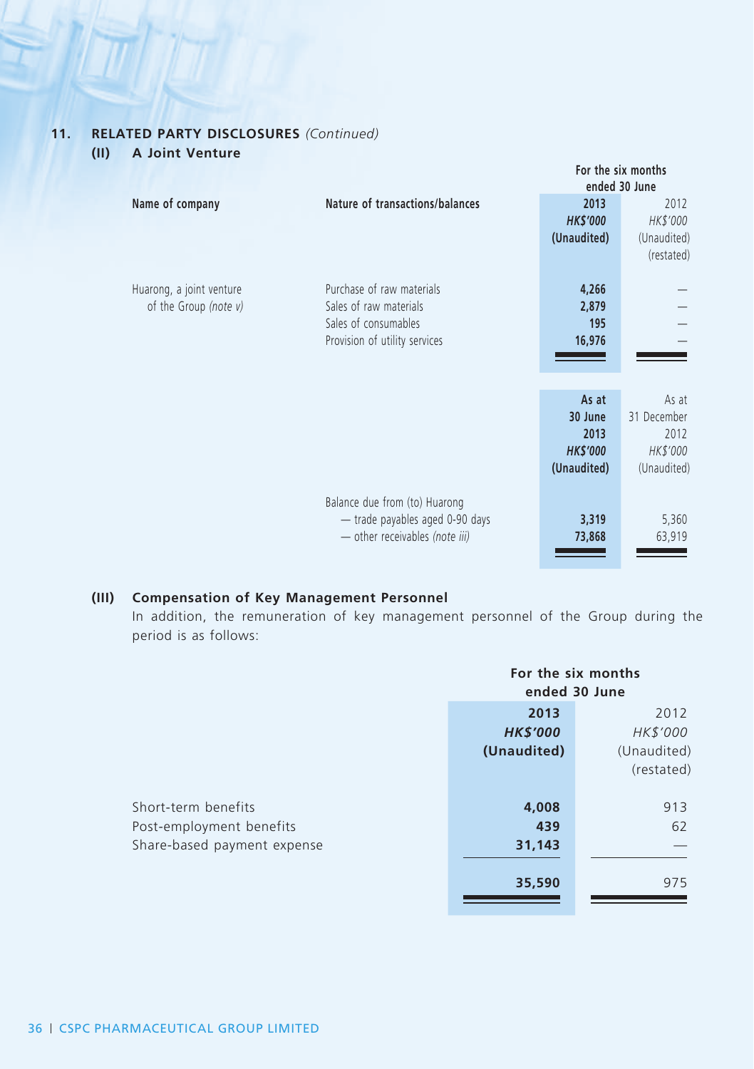## 11. RELATED PARTY DISCLOSURES *(Continued)*

### (II) A Joint Venture

| Name of company | Nature of transactions/balances | For the six months ended 30 June 2013 HK$'000 (Unaudited) | For the six months ended 30 June 2012 HK$'000 (Unaudited) (restated) |
|---|---|---|---|
| Huarong, a joint venture of the Group *(note v)* | Purchase of raw materials | **4,266** | — |
| | Sales of raw materials | **2,879** | — |
| | Sales of consumables | **195** | — |
| | Provision of utility services | **16,976** | — |

| | | As at 30 June 2013 HK$'000 (Unaudited) | As at 31 December 2012 HK$'000 (Unaudited) |
|---|---|---|---|
| | Balance due from (to) Huarong | | |
| | — trade payables aged 0-90 days | **3,319** | 5,360 |
| | — other receivables *(note iii)* | **73,868** | 63,919 |

### (III) Compensation of Key Management Personnel

In addition, the remuneration of key management personnel of the Group during the period is as follows:

| | For the six months ended 30 June 2013 HK$'000 (Unaudited) | For the six months ended 30 June 2012 HK$'000 (Unaudited) (restated) |
|---|---|---|
| Short-term benefits | **4,008** | 913 |
| Post-employment benefits | **439** | 62 |
| Share-based payment expense | **31,143** | — |
| | **35,590** | 975 |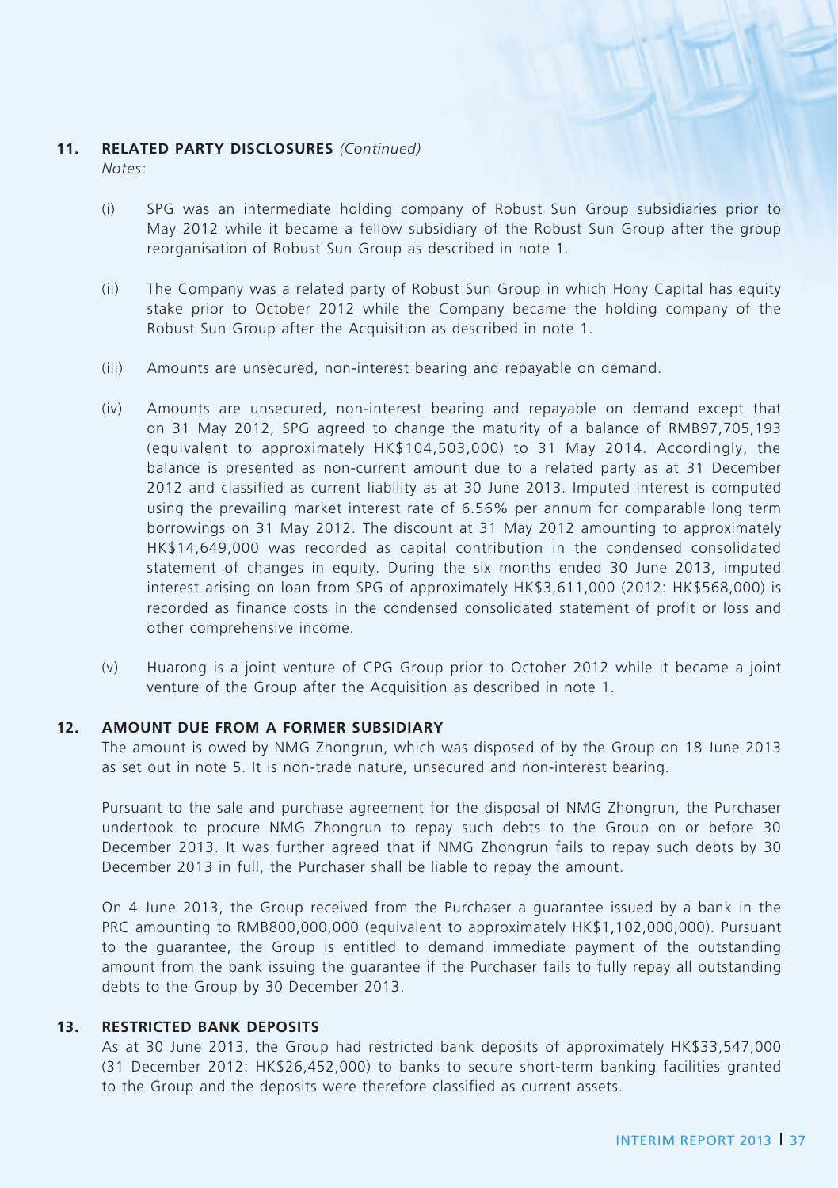## 11. RELATED PARTY DISCLOSURES *(Continued)*

*Notes:*

(i) SPG was an intermediate holding company of Robust Sun Group subsidiaries prior to May 2012 while it became a fellow subsidiary of the Robust Sun Group after the group reorganisation of Robust Sun Group as described in note 1.

(ii) The Company was a related party of Robust Sun Group in which Hony Capital has equity stake prior to October 2012 while the Company became the holding company of the Robust Sun Group after the Acquisition as described in note 1.

(iii) Amounts are unsecured, non-interest bearing and repayable on demand.

(iv) Amounts are unsecured, non-interest bearing and repayable on demand except that on 31 May 2012, SPG agreed to change the maturity of a balance of RMB97,705,193 (equivalent to approximately HK$104,503,000) to 31 May 2014. Accordingly, the balance is presented as non-current amount due to a related party as at 31 December 2012 and classified as current liability as at 30 June 2013. Imputed interest is computed using the prevailing market interest rate of 6.56% per annum for comparable long term borrowings on 31 May 2012. The discount at 31 May 2012 amounting to approximately HK$14,649,000 was recorded as capital contribution in the condensed consolidated statement of changes in equity. During the six months ended 30 June 2013, imputed interest arising on loan from SPG of approximately HK$3,611,000 (2012: HK$568,000) is recorded as finance costs in the condensed consolidated statement of profit or loss and other comprehensive income.

(v) Huarong is a joint venture of CPG Group prior to October 2012 while it became a joint venture of the Group after the Acquisition as described in note 1.

## 12. AMOUNT DUE FROM A FORMER SUBSIDIARY

The amount is owed by NMG Zhongrun, which was disposed of by the Group on 18 June 2013 as set out in note 5. It is non-trade nature, unsecured and non-interest bearing.

Pursuant to the sale and purchase agreement for the disposal of NMG Zhongrun, the Purchaser undertook to procure NMG Zhongrun to repay such debts to the Group on or before 30 December 2013. It was further agreed that if NMG Zhongrun fails to repay such debts by 30 December 2013 in full, the Purchaser shall be liable to repay the amount.

On 4 June 2013, the Group received from the Purchaser a guarantee issued by a bank in the PRC amounting to RMB800,000,000 (equivalent to approximately HK$1,102,000,000). Pursuant to the guarantee, the Group is entitled to demand immediate payment of the outstanding amount from the bank issuing the guarantee if the Purchaser fails to fully repay all outstanding debts to the Group by 30 December 2013.

## 13. RESTRICTED BANK DEPOSITS

As at 30 June 2013, the Group had restricted bank deposits of approximately HK$33,547,000 (31 December 2012: HK$26,452,000) to banks to secure short-term banking facilities granted to the Group and the deposits were therefore classified as current assets.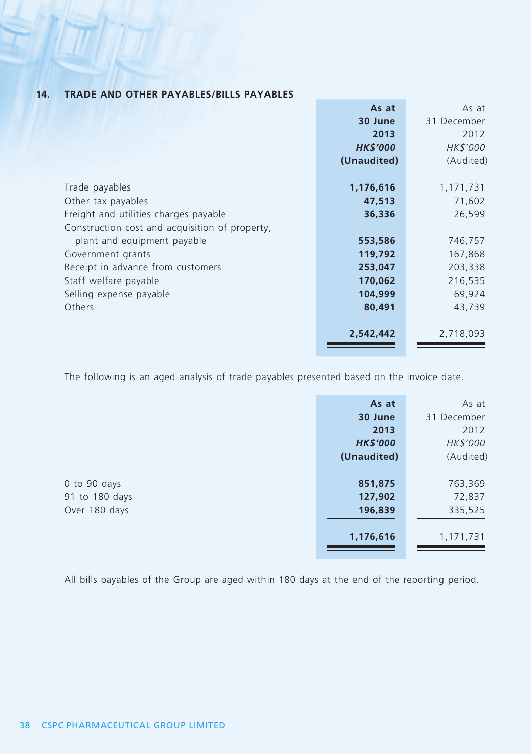## 14. TRADE AND OTHER PAYABLES/BILLS PAYABLES

| | **As at 30 June 2013** | As at 31 December 2012 |
|---|---|---|
| | ***HK$'000*** | *HK$'000* |
| | **(Unaudited)** | (Audited) |
| Trade payables | **1,176,616** | 1,171,731 |
| Other tax payables | **47,513** | 71,602 |
| Freight and utilities charges payable | **36,336** | 26,599 |
| Construction cost and acquisition of property, plant and equipment payable | **553,586** | 746,757 |
| Government grants | **119,792** | 167,868 |
| Receipt in advance from customers | **253,047** | 203,338 |
| Staff welfare payable | **170,062** | 216,535 |
| Selling expense payable | **104,999** | 69,924 |
| Others | **80,491** | 43,739 |
| | **2,542,442** | 2,718,093 |

The following is an aged analysis of trade payables presented based on the invoice date.

| | **As at 30 June 2013** | As at 31 December 2012 |
|---|---|---|
| | ***HK$'000*** | *HK$'000* |
| | **(Unaudited)** | (Audited) |
| 0 to 90 days | **851,875** | 763,369 |
| 91 to 180 days | **127,902** | 72,837 |
| Over 180 days | **196,839** | 335,525 |
| | **1,176,616** | 1,171,731 |

All bills payables of the Group are aged within 180 days at the end of the reporting period.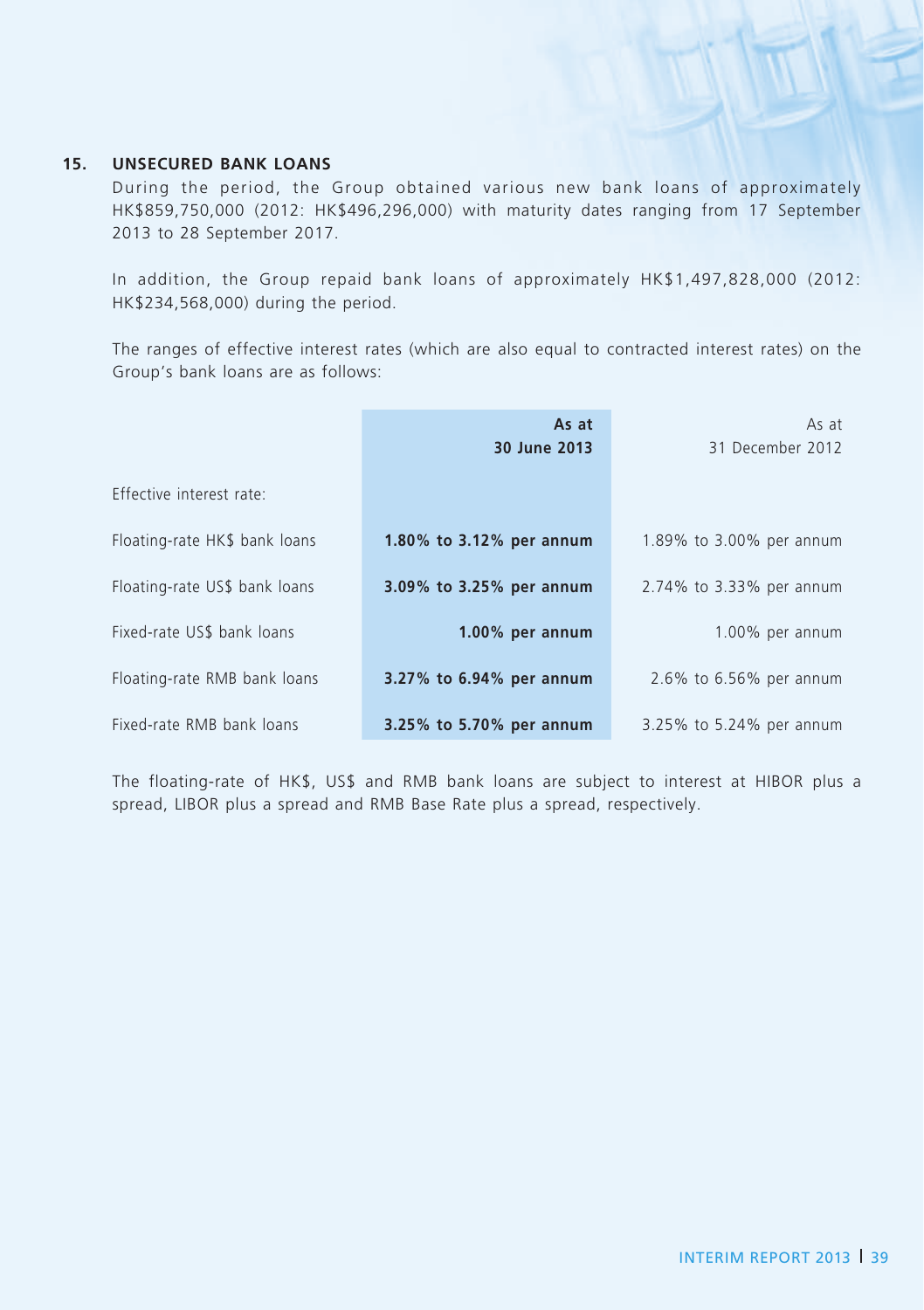## 15. UNSECURED BANK LOANS

During the period, the Group obtained various new bank loans of approximately HK$859,750,000 (2012: HK$496,296,000) with maturity dates ranging from 17 September 2013 to 28 September 2017.

In addition, the Group repaid bank loans of approximately HK$1,497,828,000 (2012: HK$234,568,000) during the period.

The ranges of effective interest rates (which are also equal to contracted interest rates) on the Group's bank loans are as follows:

| | **As at 30 June 2013** | As at 31 December 2012 |
|---|---|---|
| Effective interest rate: | | |
| Floating-rate HK$ bank loans | **1.80% to 3.12% per annum** | 1.89% to 3.00% per annum |
| Floating-rate US$ bank loans | **3.09% to 3.25% per annum** | 2.74% to 3.33% per annum |
| Fixed-rate US$ bank loans | **1.00% per annum** | 1.00% per annum |
| Floating-rate RMB bank loans | **3.27% to 6.94% per annum** | 2.6% to 6.56% per annum |
| Fixed-rate RMB bank loans | **3.25% to 5.70% per annum** | 3.25% to 5.24% per annum |

The floating-rate of HK$, US$ and RMB bank loans are subject to interest at HIBOR plus a spread, LIBOR plus a spread and RMB Base Rate plus a spread, respectively.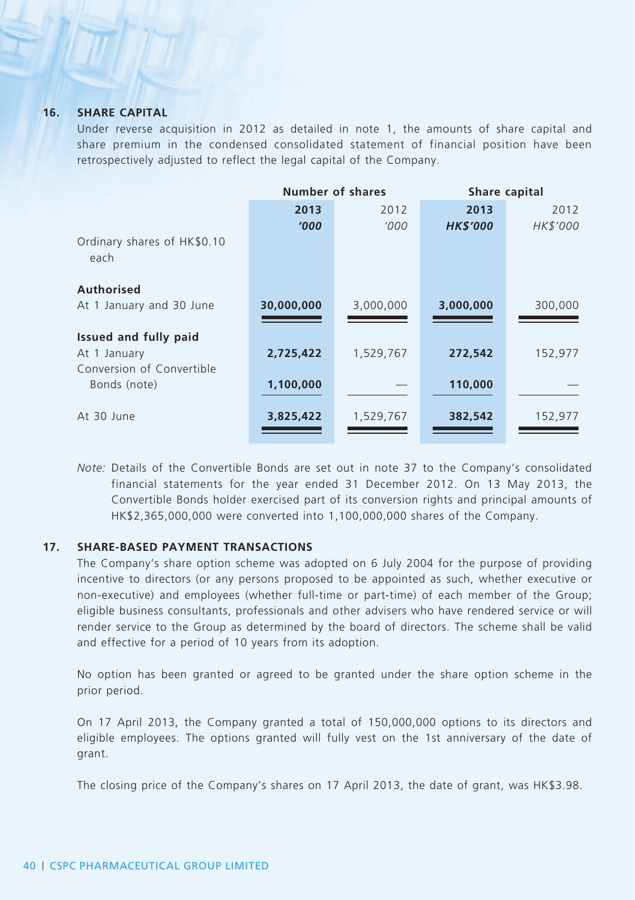## 16. SHARE CAPITAL

Under reverse acquisition in 2012 as detailed in note 1, the amounts of share capital and share premium in the condensed consolidated statement of financial position have been retrospectively adjusted to reflect the legal capital of the Company.

| | Number of shares | | Share capital | |
|---|---|---|---|---|
| | **2013** | 2012 | **2013** | 2012 |
| | ***'000*** | *'000* | ***HK$'000*** | *HK$'000* |
| Ordinary shares of HK$0.10 each | | | | |
| **Authorised** | | | | |
| At 1 January and 30 June | **30,000,000** | 3,000,000 | **3,000,000** | 300,000 |
| **Issued and fully paid** | | | | |
| At 1 January | **2,725,422** | 1,529,767 | **272,542** | 152,977 |
| Conversion of Convertible Bonds (note) | **1,100,000** | — | **110,000** | — |
| At 30 June | **3,825,422** | 1,529,767 | **382,542** | 152,977 |

*Note:* Details of the Convertible Bonds are set out in note 37 to the Company's consolidated financial statements for the year ended 31 December 2012. On 13 May 2013, the Convertible Bonds holder exercised part of its conversion rights and principal amounts of HK$2,365,000,000 were converted into 1,100,000,000 shares of the Company.

## 17. SHARE-BASED PAYMENT TRANSACTIONS

The Company's share option scheme was adopted on 6 July 2004 for the purpose of providing incentive to directors (or any persons proposed to be appointed as such, whether executive or non-executive) and employees (whether full-time or part-time) of each member of the Group; eligible business consultants, professionals and other advisers who have rendered service or will render service to the Group as determined by the board of directors. The scheme shall be valid and effective for a period of 10 years from its adoption.

No option has been granted or agreed to be granted under the share option scheme in the prior period.

On 17 April 2013, the Company granted a total of 150,000,000 options to its directors and eligible employees. The options granted will fully vest on the 1st anniversary of the date of grant.

The closing price of the Company's shares on 17 April 2013, the date of grant, was HK$3.98.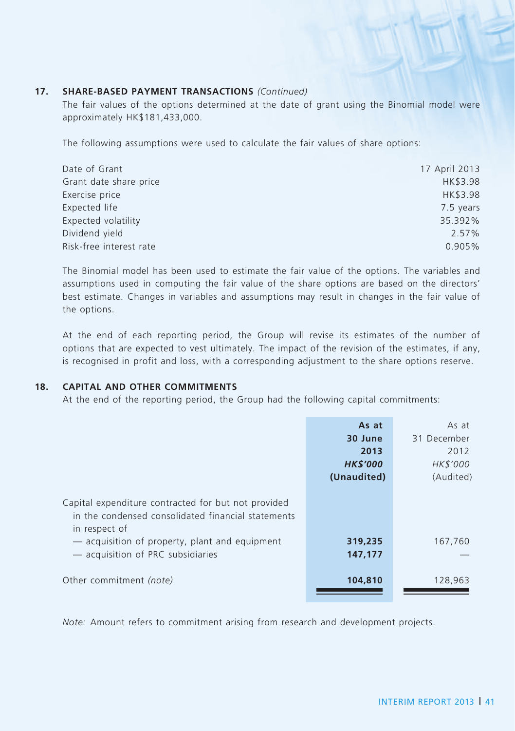## 17. SHARE-BASED PAYMENT TRANSACTIONS *(Continued)*

The fair values of the options determined at the date of grant using the Binomial model were approximately HK$181,433,000.

The following assumptions were used to calculate the fair values of share options:

| | |
|---|---|
| Date of Grant | 17 April 2013 |
| Grant date share price | HK$3.98 |
| Exercise price | HK$3.98 |
| Expected life | 7.5 years |
| Expected volatility | 35.392% |
| Dividend yield | 2.57% |
| Risk-free interest rate | 0.905% |

The Binomial model has been used to estimate the fair value of the options. The variables and assumptions used in computing the fair value of the share options are based on the directors' best estimate. Changes in variables and assumptions may result in changes in the fair value of the options.

At the end of each reporting period, the Group will revise its estimates of the number of options that are expected to vest ultimately. The impact of the revision of the estimates, if any, is recognised in profit and loss, with a corresponding adjustment to the share options reserve.

## 18. CAPITAL AND OTHER COMMITMENTS

At the end of the reporting period, the Group had the following capital commitments:

| | **As at 30 June 2013** *HK$'000* **(Unaudited)** | As at 31 December 2012 *HK$'000* (Audited) |
|---|---|---|
| Capital expenditure contracted for but not provided in the condensed consolidated financial statements in respect of | | |
| — acquisition of property, plant and equipment | **319,235** | 167,760 |
| — acquisition of PRC subsidiaries | **147,177** | — |
| Other commitment *(note)* | **104,810** | 128,963 |

*Note:* Amount refers to commitment arising from research and development projects.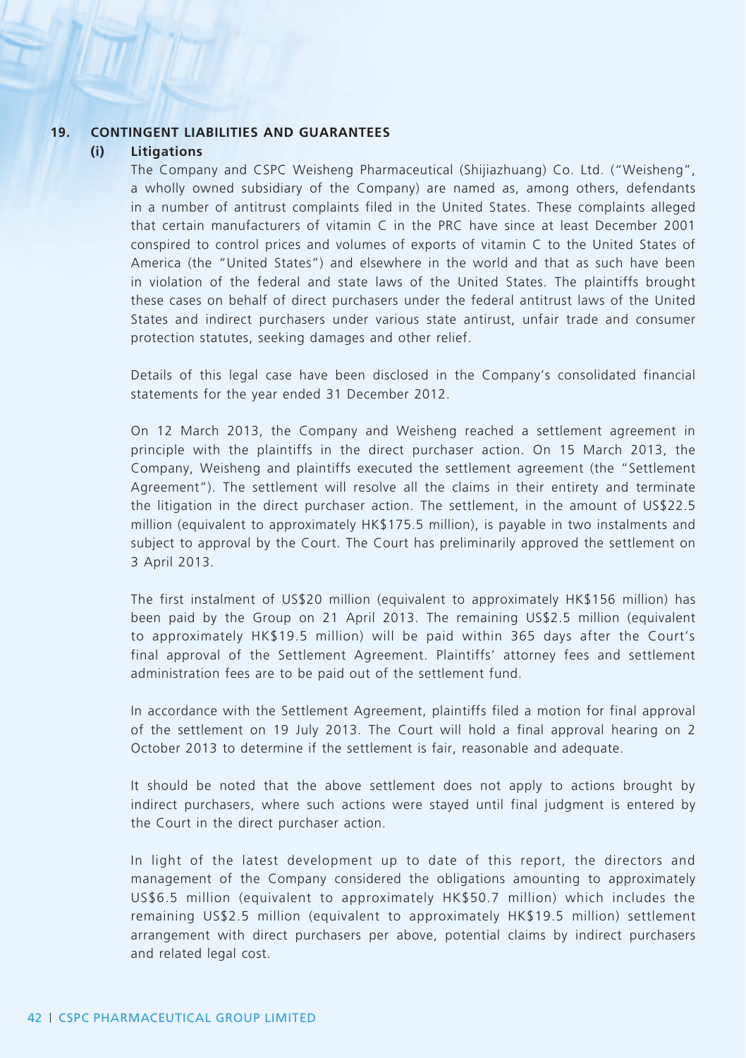## 19. CONTINGENT LIABILITIES AND GUARANTEES

### (i) Litigations

The Company and CSPC Weisheng Pharmaceutical (Shijiazhuang) Co. Ltd. ("Weisheng", a wholly owned subsidiary of the Company) are named as, among others, defendants in a number of antitrust complaints filed in the United States. These complaints alleged that certain manufacturers of vitamin C in the PRC have since at least December 2001 conspired to control prices and volumes of exports of vitamin C to the United States of America (the "United States") and elsewhere in the world and that as such have been in violation of the federal and state laws of the United States. The plaintiffs brought these cases on behalf of direct purchasers under the federal antitrust laws of the United States and indirect purchasers under various state antitrust, unfair trade and consumer protection statutes, seeking damages and other relief.

Details of this legal case have been disclosed in the Company's consolidated financial statements for the year ended 31 December 2012.

On 12 March 2013, the Company and Weisheng reached a settlement agreement in principle with the plaintiffs in the direct purchaser action. On 15 March 2013, the Company, Weisheng and plaintiffs executed the settlement agreement (the "Settlement Agreement"). The settlement will resolve all the claims in their entirety and terminate the litigation in the direct purchaser action. The settlement, in the amount of US$22.5 million (equivalent to approximately HK$175.5 million), is payable in two instalments and subject to approval by the Court. The Court has preliminarily approved the settlement on 3 April 2013.

The first instalment of US$20 million (equivalent to approximately HK$156 million) has been paid by the Group on 21 April 2013. The remaining US$2.5 million (equivalent to approximately HK$19.5 million) will be paid within 365 days after the Court's final approval of the Settlement Agreement. Plaintiffs' attorney fees and settlement administration fees are to be paid out of the settlement fund.

In accordance with the Settlement Agreement, plaintiffs filed a motion for final approval of the settlement on 19 July 2013. The Court will hold a final approval hearing on 2 October 2013 to determine if the settlement is fair, reasonable and adequate.

It should be noted that the above settlement does not apply to actions brought by indirect purchasers, where such actions were stayed until final judgment is entered by the Court in the direct purchaser action.

In light of the latest development up to date of this report, the directors and management of the Company considered the obligations amounting to approximately US$6.5 million (equivalent to approximately HK$50.7 million) which includes the remaining US$2.5 million (equivalent to approximately HK$19.5 million) settlement arrangement with direct purchasers per above, potential claims by indirect purchasers and related legal cost.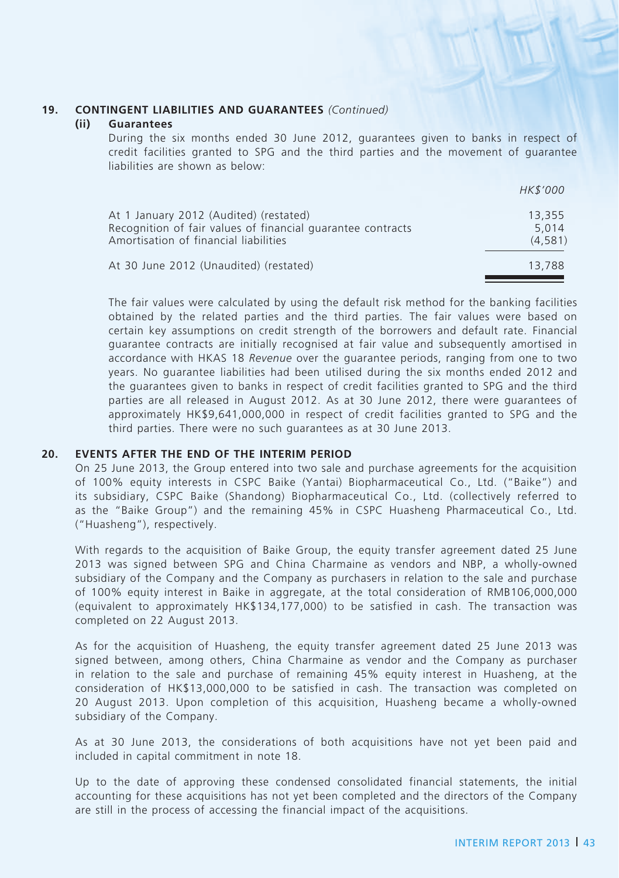## 19. CONTINGENT LIABILITIES AND GUARANTEES *(Continued)*

### (ii) Guarantees

During the six months ended 30 June 2012, guarantees given to banks in respect of credit facilities granted to SPG and the third parties and the movement of guarantee liabilities are shown as below:

| | *HK$'000* |
|---|---|
| At 1 January 2012 (Audited) (restated) | 13,355 |
| Recognition of fair values of financial guarantee contracts | 5,014 |
| Amortisation of financial liabilities | (4,581) |
| At 30 June 2012 (Unaudited) (restated) | 13,788 |

The fair values were calculated by using the default risk method for the banking facilities obtained by the related parties and the third parties. The fair values were based on certain key assumptions on credit strength of the borrowers and default rate. Financial guarantee contracts are initially recognised at fair value and subsequently amortised in accordance with HKAS 18 *Revenue* over the guarantee periods, ranging from one to two years. No guarantee liabilities had been utilised during the six months ended 2012 and the guarantees given to banks in respect of credit facilities granted to SPG and the third parties are all released in August 2012. As at 30 June 2012, there were guarantees of approximately HK$9,641,000,000 in respect of credit facilities granted to SPG and the third parties. There were no such guarantees as at 30 June 2013.

## 20. EVENTS AFTER THE END OF THE INTERIM PERIOD

On 25 June 2013, the Group entered into two sale and purchase agreements for the acquisition of 100% equity interests in CSPC Baike (Yantai) Biopharmaceutical Co., Ltd. ("Baike") and its subsidiary, CSPC Baike (Shandong) Biopharmaceutical Co., Ltd. (collectively referred to as the "Baike Group") and the remaining 45% in CSPC Huasheng Pharmaceutical Co., Ltd. ("Huasheng"), respectively.

With regards to the acquisition of Baike Group, the equity transfer agreement dated 25 June 2013 was signed between SPG and China Charmaine as vendors and NBP, a wholly-owned subsidiary of the Company and the Company as purchasers in relation to the sale and purchase of 100% equity interest in Baike in aggregate, at the total consideration of RMB106,000,000 (equivalent to approximately HK$134,177,000) to be satisfied in cash. The transaction was completed on 22 August 2013.

As for the acquisition of Huasheng, the equity transfer agreement dated 25 June 2013 was signed between, among others, China Charmaine as vendor and the Company as purchaser in relation to the sale and purchase of remaining 45% equity interest in Huasheng, at the consideration of HK$13,000,000 to be satisfied in cash. The transaction was completed on 20 August 2013. Upon completion of this acquisition, Huasheng became a wholly-owned subsidiary of the Company.

As at 30 June 2013, the considerations of both acquisitions have not yet been paid and included in capital commitment in note 18.

Up to the date of approving these condensed consolidated financial statements, the initial accounting for these acquisitions has not yet been completed and the directors of the Company are still in the process of accessing the financial impact of the acquisitions.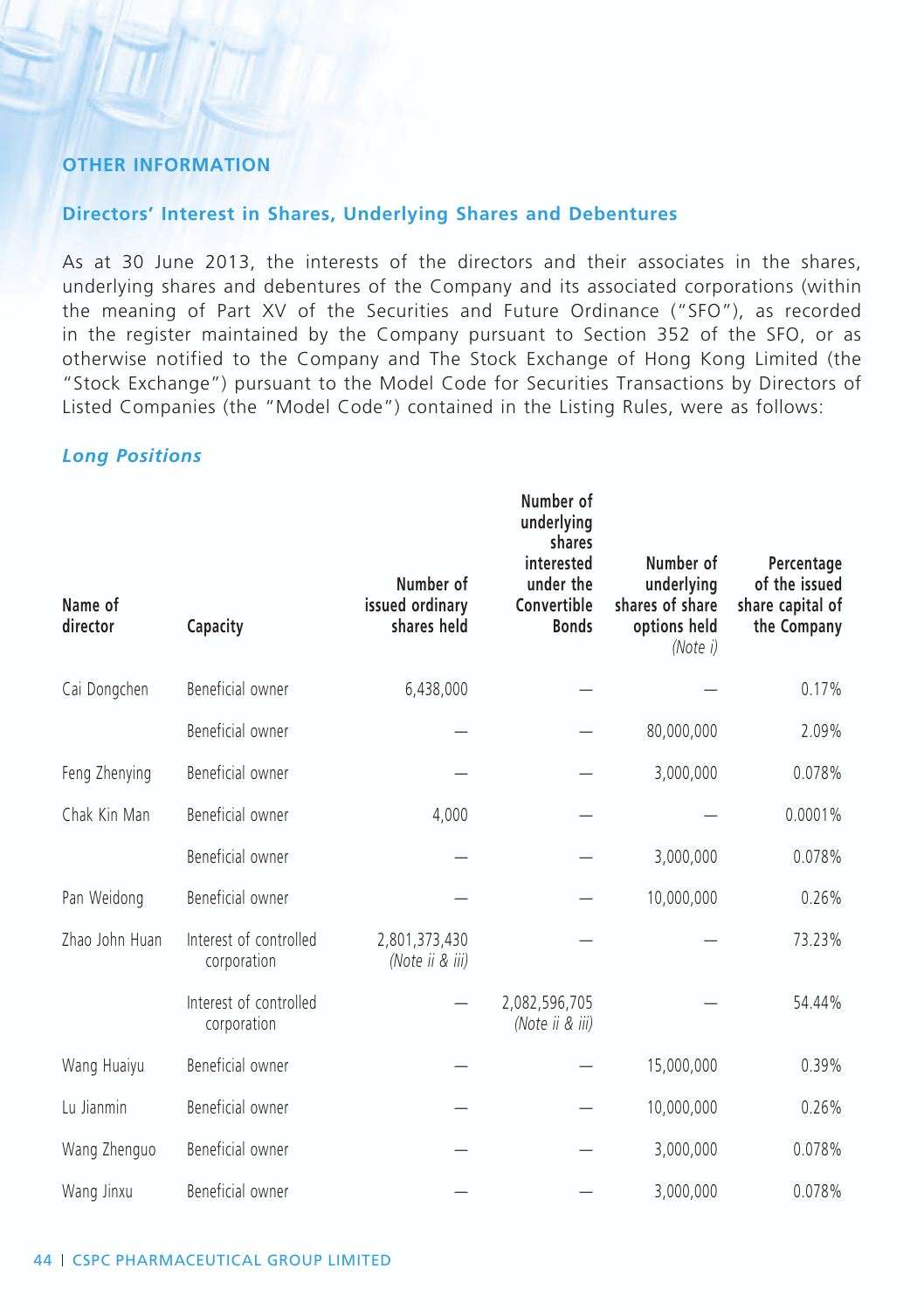## OTHER INFORMATION

### Directors' Interest in Shares, Underlying Shares and Debentures

As at 30 June 2013, the interests of the directors and their associates in the shares, underlying shares and debentures of the Company and its associated corporations (within the meaning of Part XV of the Securities and Future Ordinance ("SFO"), as recorded in the register maintained by the Company pursuant to Section 352 of the SFO, or as otherwise notified to the Company and The Stock Exchange of Hong Kong Limited (the "Stock Exchange") pursuant to the Model Code for Securities Transactions by Directors of Listed Companies (the "Model Code") contained in the Listing Rules, were as follows:

***Long Positions***

| Name of director | Capacity | Number of issued ordinary shares held | Number of underlying shares interested under the Convertible Bonds | Number of underlying shares of share options held *(Note i)* | Percentage of the issued share capital of the Company |
|---|---|---|---|---|---|
| Cai Dongchen | Beneficial owner | 6,438,000 | — | — | 0.17% |
| | Beneficial owner | — | — | 80,000,000 | 2.09% |
| Feng Zhenying | Beneficial owner | — | — | 3,000,000 | 0.078% |
| Chak Kin Man | Beneficial owner | 4,000 | — | — | 0.0001% |
| | Beneficial owner | — | — | 3,000,000 | 0.078% |
| Pan Weidong | Beneficial owner | — | — | 10,000,000 | 0.26% |
| Zhao John Huan | Interest of controlled corporation | 2,801,373,430 *(Note ii & iii)* | — | — | 73.23% |
| | Interest of controlled corporation | — | 2,082,596,705 *(Note ii & iii)* | — | 54.44% |
| Wang Huaiyu | Beneficial owner | — | — | 15,000,000 | 0.39% |
| Lu Jianmin | Beneficial owner | — | — | 10,000,000 | 0.26% |
| Wang Zhenguo | Beneficial owner | — | — | 3,000,000 | 0.078% |
| Wang Jinxu | Beneficial owner | — | — | 3,000,000 | 0.078% |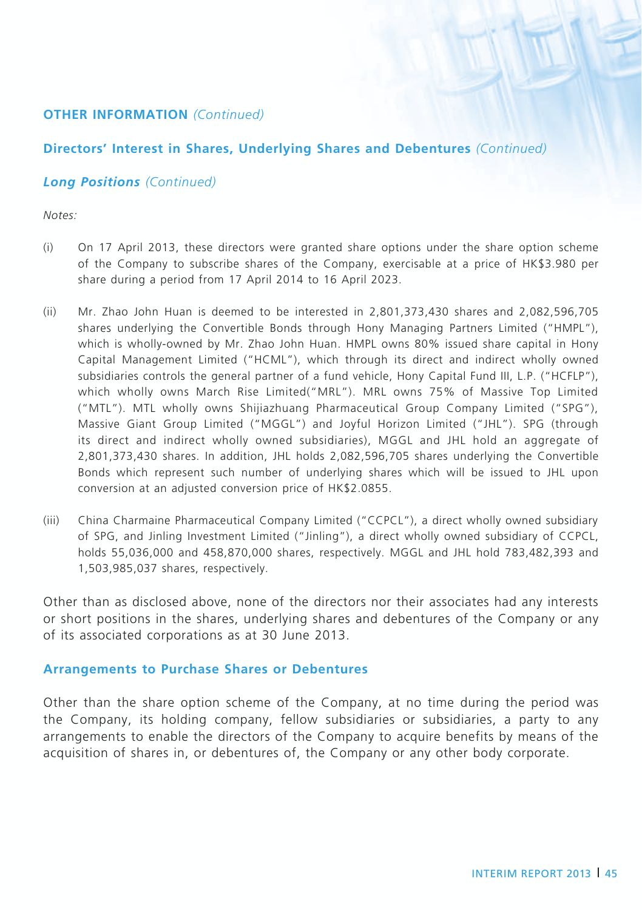## OTHER INFORMATION *(Continued)*

### Directors' Interest in Shares, Underlying Shares and Debentures *(Continued)*

#### *Long Positions (Continued)*

*Notes:*

(i) On 17 April 2013, these directors were granted share options under the share option scheme of the Company to subscribe shares of the Company, exercisable at a price of HK$3.980 per share during a period from 17 April 2014 to 16 April 2023.

(ii) Mr. Zhao John Huan is deemed to be interested in 2,801,373,430 shares and 2,082,596,705 shares underlying the Convertible Bonds through Hony Managing Partners Limited ("HMPL"), which is wholly-owned by Mr. Zhao John Huan. HMPL owns 80% issued share capital in Hony Capital Management Limited ("HCML"), which through its direct and indirect wholly owned subsidiaries controls the general partner of a fund vehicle, Hony Capital Fund III, L.P. ("HCFLP"), which wholly owns March Rise Limited("MRL"). MRL owns 75% of Massive Top Limited ("MTL"). MTL wholly owns Shijiazhuang Pharmaceutical Group Company Limited ("SPG"), Massive Giant Group Limited ("MGGL") and Joyful Horizon Limited ("JHL"). SPG (through its direct and indirect wholly owned subsidiaries), MGGL and JHL hold an aggregate of 2,801,373,430 shares. In addition, JHL holds 2,082,596,705 shares underlying the Convertible Bonds which represent such number of underlying shares which will be issued to JHL upon conversion at an adjusted conversion price of HK$2.0855.

(iii) China Charmaine Pharmaceutical Company Limited ("CCPCL"), a direct wholly owned subsidiary of SPG, and Jinling Investment Limited ("Jinling"), a direct wholly owned subsidiary of CCPCL, holds 55,036,000 and 458,870,000 shares, respectively. MGGL and JHL hold 783,482,393 and 1,503,985,037 shares, respectively.

Other than as disclosed above, none of the directors nor their associates had any interests or short positions in the shares, underlying shares and debentures of the Company or any of its associated corporations as at 30 June 2013.

### Arrangements to Purchase Shares or Debentures

Other than the share option scheme of the Company, at no time during the period was the Company, its holding company, fellow subsidiaries or subsidiaries, a party to any arrangements to enable the directors of the Company to acquire benefits by means of the acquisition of shares in, or debentures of, the Company or any other body corporate.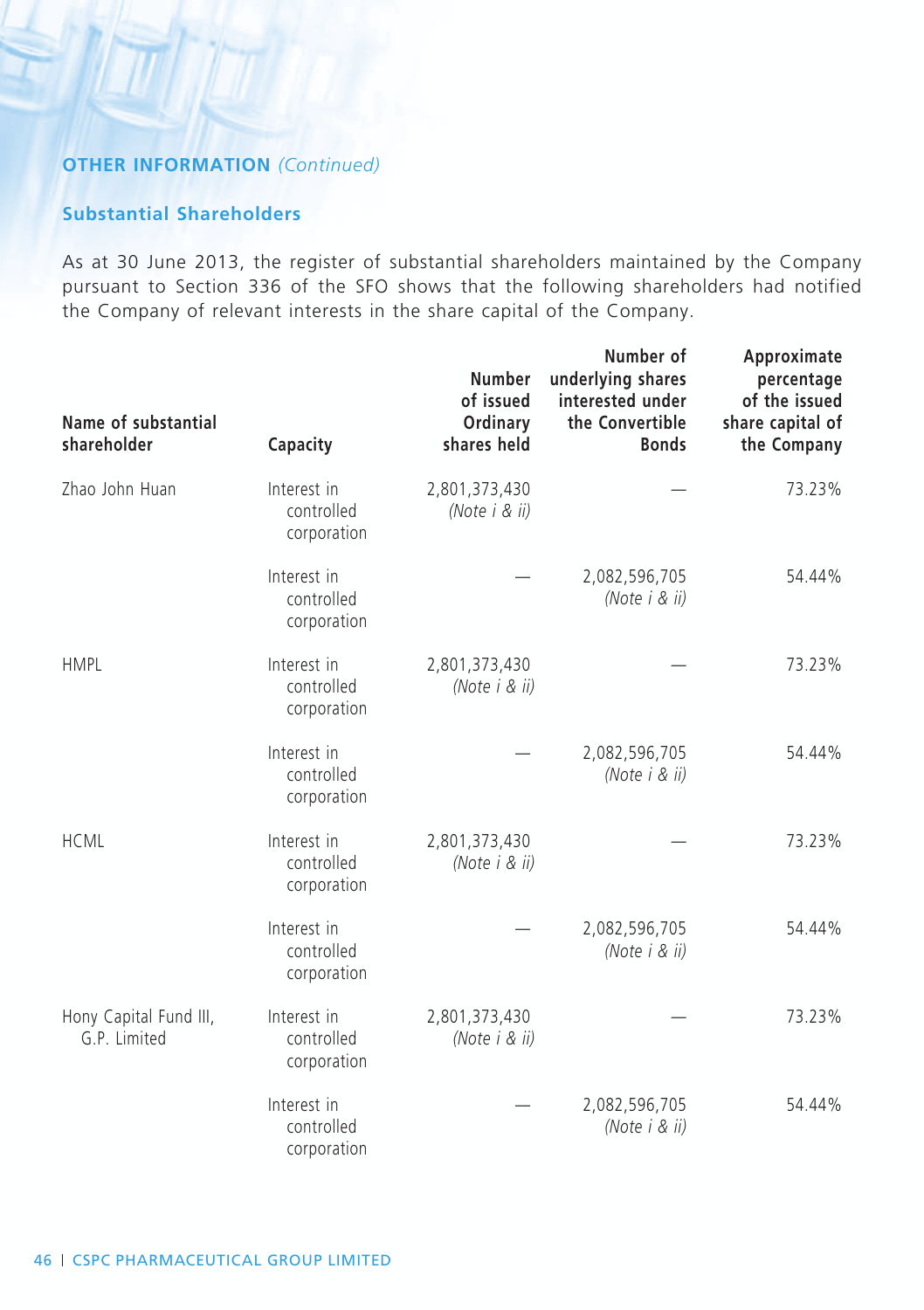## OTHER INFORMATION *(Continued)*

### Substantial Shareholders

As at 30 June 2013, the register of substantial shareholders maintained by the Company pursuant to Section 336 of the SFO shows that the following shareholders had notified the Company of relevant interests in the share capital of the Company.

| Name of substantial shareholder | Capacity | Number of issued Ordinary shares held | Number of underlying shares interested under the Convertible Bonds | Approximate percentage of the issued share capital of the Company |
|---|---|---|---|---|
| Zhao John Huan | Interest in controlled corporation | 2,801,373,430 *(Note i & ii)* | — | 73.23% |
| | Interest in controlled corporation | — | 2,082,596,705 *(Note i & ii)* | 54.44% |
| HMPL | Interest in controlled corporation | 2,801,373,430 *(Note i & ii)* | — | 73.23% |
| | Interest in controlled corporation | — | 2,082,596,705 *(Note i & ii)* | 54.44% |
| HCML | Interest in controlled corporation | 2,801,373,430 *(Note i & ii)* | — | 73.23% |
| | Interest in controlled corporation | — | 2,082,596,705 *(Note i & ii)* | 54.44% |
| Hony Capital Fund III, G.P. Limited | Interest in controlled corporation | 2,801,373,430 *(Note i & ii)* | — | 73.23% |
| | Interest in controlled corporation | — | 2,082,596,705 *(Note i & ii)* | 54.44% |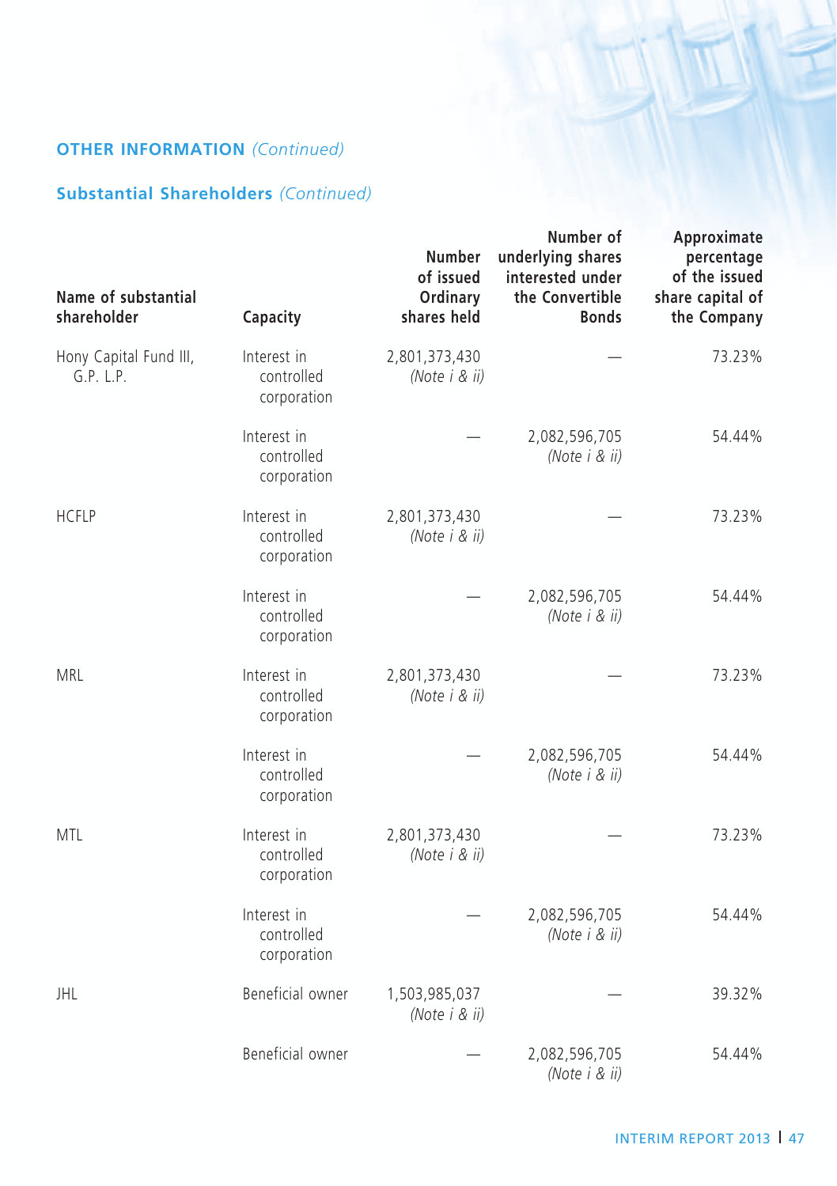## OTHER INFORMATION *(Continued)*

### Substantial Shareholders *(Continued)*

| Name of substantial shareholder | Capacity | Number of issued Ordinary shares held | Number of underlying shares interested under the Convertible Bonds | Approximate percentage of the issued share capital of the Company |
|---|---|---|---|---|
| Hony Capital Fund III, G.P. L.P. | Interest in controlled corporation | 2,801,373,430 *(Note i & ii)* | — | 73.23% |
| | Interest in controlled corporation | — | 2,082,596,705 *(Note i & ii)* | 54.44% |
| HCFLP | Interest in controlled corporation | 2,801,373,430 *(Note i & ii)* | — | 73.23% |
| | Interest in controlled corporation | — | 2,082,596,705 *(Note i & ii)* | 54.44% |
| MRL | Interest in controlled corporation | 2,801,373,430 *(Note i & ii)* | — | 73.23% |
| | Interest in controlled corporation | — | 2,082,596,705 *(Note i & ii)* | 54.44% |
| MTL | Interest in controlled corporation | 2,801,373,430 *(Note i & ii)* | — | 73.23% |
| | Interest in controlled corporation | — | 2,082,596,705 *(Note i & ii)* | 54.44% |
| JHL | Beneficial owner | 1,503,985,037 *(Note i & ii)* | — | 39.32% |
| | Beneficial owner | — | 2,082,596,705 *(Note i & ii)* | 54.44% |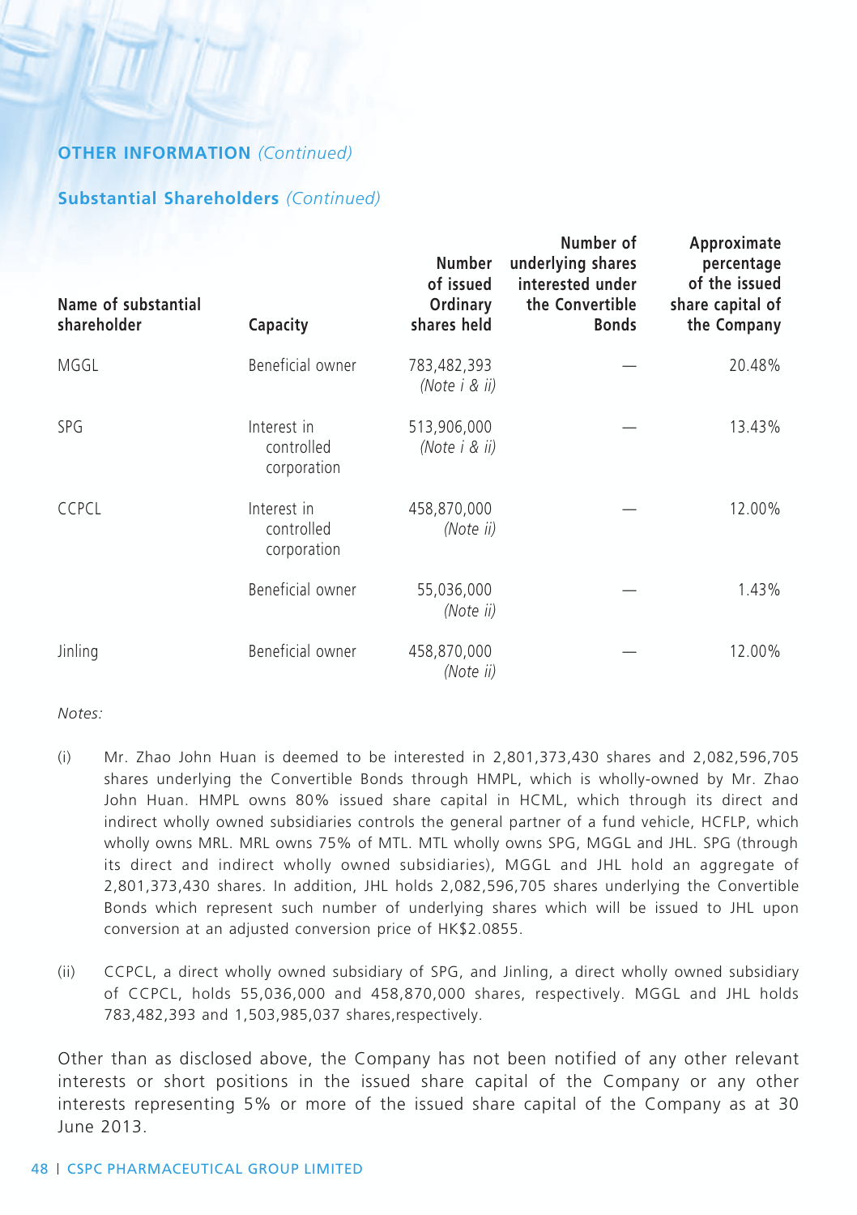## OTHER INFORMATION *(Continued)*

### Substantial Shareholders *(Continued)*

| Name of substantial shareholder | Capacity | Number of issued Ordinary shares held | Number of underlying shares interested under the Convertible Bonds | Approximate percentage of the issued share capital of the Company |
|---|---|---|---|---|
| MGGL | Beneficial owner | 783,482,393 *(Note i & ii)* | — | 20.48% |
| SPG | Interest in controlled corporation | 513,906,000 *(Note i & ii)* | — | 13.43% |
| CCPCL | Interest in controlled corporation | 458,870,000 *(Note ii)* | — | 12.00% |
| | Beneficial owner | 55,036,000 *(Note ii)* | — | 1.43% |
| Jinling | Beneficial owner | 458,870,000 *(Note ii)* | — | 12.00% |

*Notes:*

(i) Mr. Zhao John Huan is deemed to be interested in 2,801,373,430 shares and 2,082,596,705 shares underlying the Convertible Bonds through HMPL, which is wholly-owned by Mr. Zhao John Huan. HMPL owns 80% issued share capital in HCML, which through its direct and indirect wholly owned subsidiaries controls the general partner of a fund vehicle, HCFLP, which wholly owns MRL. MRL owns 75% of MTL. MTL wholly owns SPG, MGGL and JHL. SPG (through its direct and indirect wholly owned subsidiaries), MGGL and JHL hold an aggregate of 2,801,373,430 shares. In addition, JHL holds 2,082,596,705 shares underlying the Convertible Bonds which represent such number of underlying shares which will be issued to JHL upon conversion at an adjusted conversion price of HK$2.0855.

(ii) CCPCL, a direct wholly owned subsidiary of SPG, and Jinling, a direct wholly owned subsidiary of CCPCL, holds 55,036,000 and 458,870,000 shares, respectively. MGGL and JHL holds 783,482,393 and 1,503,985,037 shares,respectively.

Other than as disclosed above, the Company has not been notified of any other relevant interests or short positions in the issued share capital of the Company or any other interests representing 5% or more of the issued share capital of the Company as at 30 June 2013.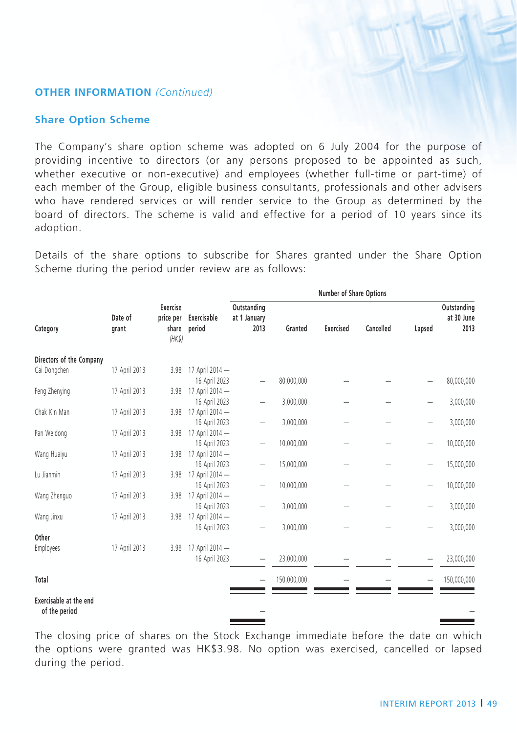## OTHER INFORMATION *(Continued)*

### Share Option Scheme

The Company's share option scheme was adopted on 6 July 2004 for the purpose of providing incentive to directors (or any persons proposed to be appointed as such, whether executive or non-executive) and employees (whether full-time or part-time) of each member of the Group, eligible business consultants, professionals and other advisers who have rendered services or will render service to the Group as determined by the board of directors. The scheme is valid and effective for a period of 10 years since its adoption.

Details of the share options to subscribe for Shares granted under the Share Option Scheme during the period under review are as follows:

| | | | | Number of Share Options | | | | | |
|---|---|---|---|---|---|---|---|---|---|
| Category | Date of grant | Exercise price per share *(HK$)* | Exercisable period | Outstanding at 1 January 2013 | Granted | Exercised | Cancelled | Lapsed | Outstanding at 30 June 2013 |
| **Directors of the Company** | | | | | | | | | |
| Cai Dongchen | 17 April 2013 | 3.98 | 17 April 2014 — 16 April 2023 | — | 80,000,000 | — | — | — | 80,000,000 |
| Feng Zhenying | 17 April 2013 | 3.98 | 17 April 2014 — 16 April 2023 | — | 3,000,000 | — | — | — | 3,000,000 |
| Chak Kin Man | 17 April 2013 | 3.98 | 17 April 2014 — 16 April 2023 | — | 3,000,000 | — | — | — | 3,000,000 |
| Pan Weidong | 17 April 2013 | 3.98 | 17 April 2014 — 16 April 2023 | — | 10,000,000 | — | — | — | 10,000,000 |
| Wang Huaiyu | 17 April 2013 | 3.98 | 17 April 2014 — 16 April 2023 | — | 15,000,000 | — | — | — | 15,000,000 |
| Lu Jianmin | 17 April 2013 | 3.98 | 17 April 2014 — 16 April 2023 | — | 10,000,000 | — | — | — | 10,000,000 |
| Wang Zhenguo | 17 April 2013 | 3.98 | 17 April 2014 — 16 April 2023 | — | 3,000,000 | — | — | — | 3,000,000 |
| Wang Jinxu | 17 April 2013 | 3.98 | 17 April 2014 — 16 April 2023 | — | 3,000,000 | — | — | — | 3,000,000 |
| **Other** | | | | | | | | | |
| Employees | 17 April 2013 | 3.98 | 17 April 2014 — 16 April 2023 | — | 23,000,000 | — | — | — | 23,000,000 |
| **Total** | | | | — | 150,000,000 | — | — | — | 150,000,000 |
| **Exercisable at the end of the period** | | | | — | | | | | — |

The closing price of shares on the Stock Exchange immediate before the date on which the options were granted was HK$3.98. No option was exercised, cancelled or lapsed during the period.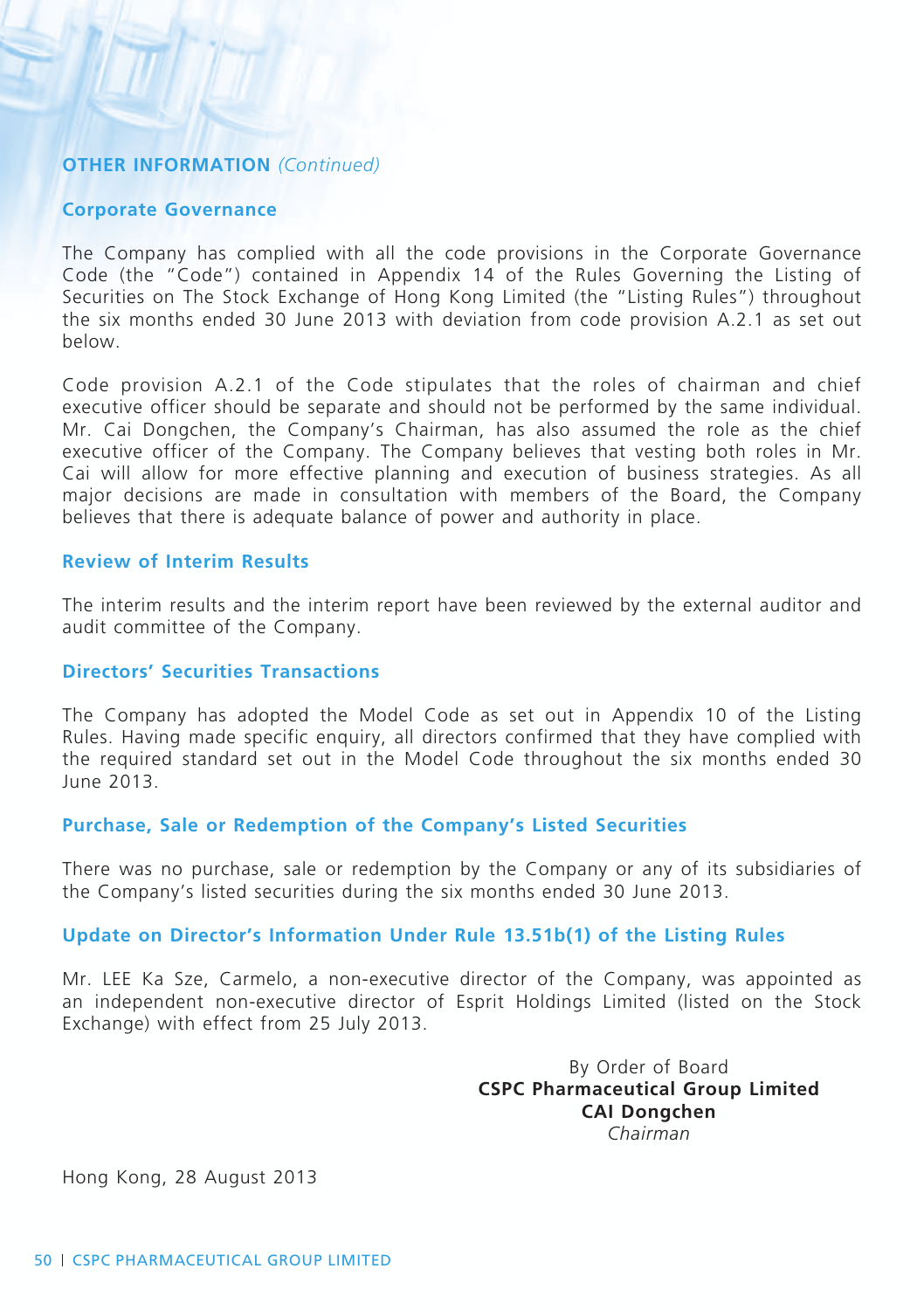## OTHER INFORMATION *(Continued)*

### Corporate Governance

The Company has complied with all the code provisions in the Corporate Governance Code (the "Code") contained in Appendix 14 of the Rules Governing the Listing of Securities on The Stock Exchange of Hong Kong Limited (the "Listing Rules") throughout the six months ended 30 June 2013 with deviation from code provision A.2.1 as set out below.

Code provision A.2.1 of the Code stipulates that the roles of chairman and chief executive officer should be separate and should not be performed by the same individual. Mr. Cai Dongchen, the Company's Chairman, has also assumed the role as the chief executive officer of the Company. The Company believes that vesting both roles in Mr. Cai will allow for more effective planning and execution of business strategies. As all major decisions are made in consultation with members of the Board, the Company believes that there is adequate balance of power and authority in place.

### Review of Interim Results

The interim results and the interim report have been reviewed by the external auditor and audit committee of the Company.

### Directors' Securities Transactions

The Company has adopted the Model Code as set out in Appendix 10 of the Listing Rules. Having made specific enquiry, all directors confirmed that they have complied with the required standard set out in the Model Code throughout the six months ended 30 June 2013.

### Purchase, Sale or Redemption of the Company's Listed Securities

There was no purchase, sale or redemption by the Company or any of its subsidiaries of the Company's listed securities during the six months ended 30 June 2013.

### Update on Director's Information Under Rule 13.51b(1) of the Listing Rules

Mr. LEE Ka Sze, Carmelo, a non-executive director of the Company, was appointed as an independent non-executive director of Esprit Holdings Limited (listed on the Stock Exchange) with effect from 25 July 2013.

By Order of Board
**CSPC Pharmaceutical Group Limited**
**CAI Dongchen**
*Chairman*

Hong Kong, 28 August 2013